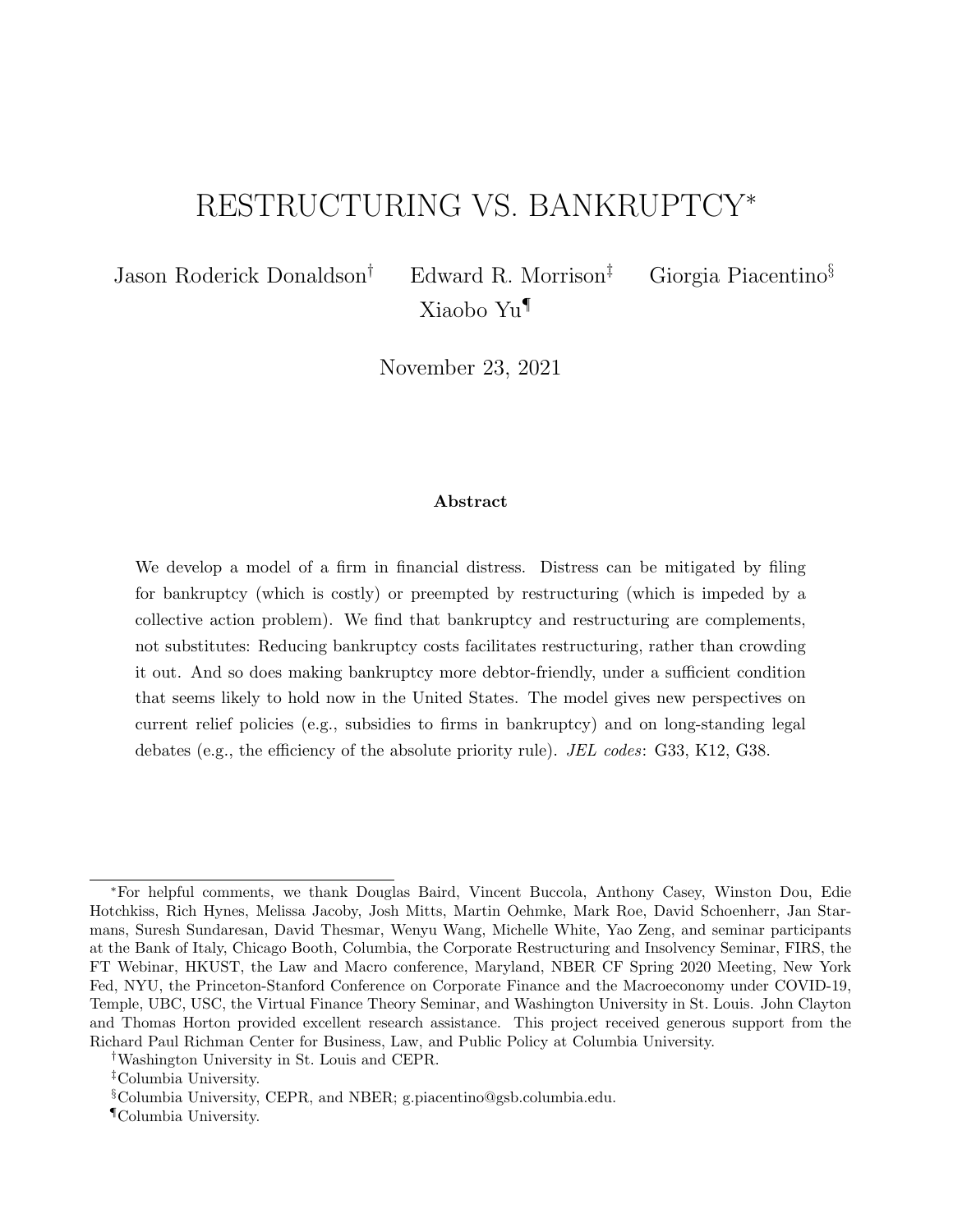# RESTRUCTURING VS. BANKRUPTCY*

Jason Roderick Donaldson[†] Edward R. Morrison[‡] Giorgia Piacentino[§] Xiaobo Yu[¶]

November 23, 2021

### Abstract

We develop a model of a firm in financial distress. Distress can be mitigated by filing for bankruptcy (which is costly) or preempted by restructuring (which is impeded by a collective action problem). We find that bankruptcy and restructuring are complements, not substitutes: Reducing bankruptcy costs facilitates restructuring, rather than crowding it out. And so does making bankruptcy more debtor-friendly, under a sufficient condition that seems likely to hold now in the United States. The model gives new perspectives on current relief policies (e.g., subsidies to firms in bankruptcy) and on long-standing legal debates (e.g., the efficiency of the absolute priority rule). *JEL codes*: G33, K12, G38.

---

*For helpful comments, we thank Douglas Baird, Vincent Buccola, Anthony Casey, Winston Dou, Edie Hotchkiss, Rich Hynes, Melissa Jacoby, Josh Mitts, Martin Oehmke, Mark Roe, David Schoenherr, Jan Starmans, Suresh Sundaresan, David Thesmar, Wenyu Wang, Michelle White, Yao Zeng, and seminar participants at the Bank of Italy, Chicago Booth, Columbia, the Corporate Restructuring and Insolvency Seminar, FIRS, the FT Webinar, HKUST, the Law and Macro conference, Maryland, NBER CF Spring 2020 Meeting, New York Fed, NYU, the Princeton-Stanford Conference on Corporate Finance and the Macroeconomy under COVID-19, Temple, UBC, USC, the Virtual Finance Theory Seminar, and Washington University in St. Louis. John Clayton and Thomas Horton provided excellent research assistance. This project received generous support from the Richard Paul Richman Center for Business, Law, and Public Policy at Columbia University.

[†]Washington University in St. Louis and CEPR.

[‡]Columbia University.

[§]Columbia University, CEPR, and NBER; g.piacentino@gsb.columbia.edu.

[¶]Columbia University.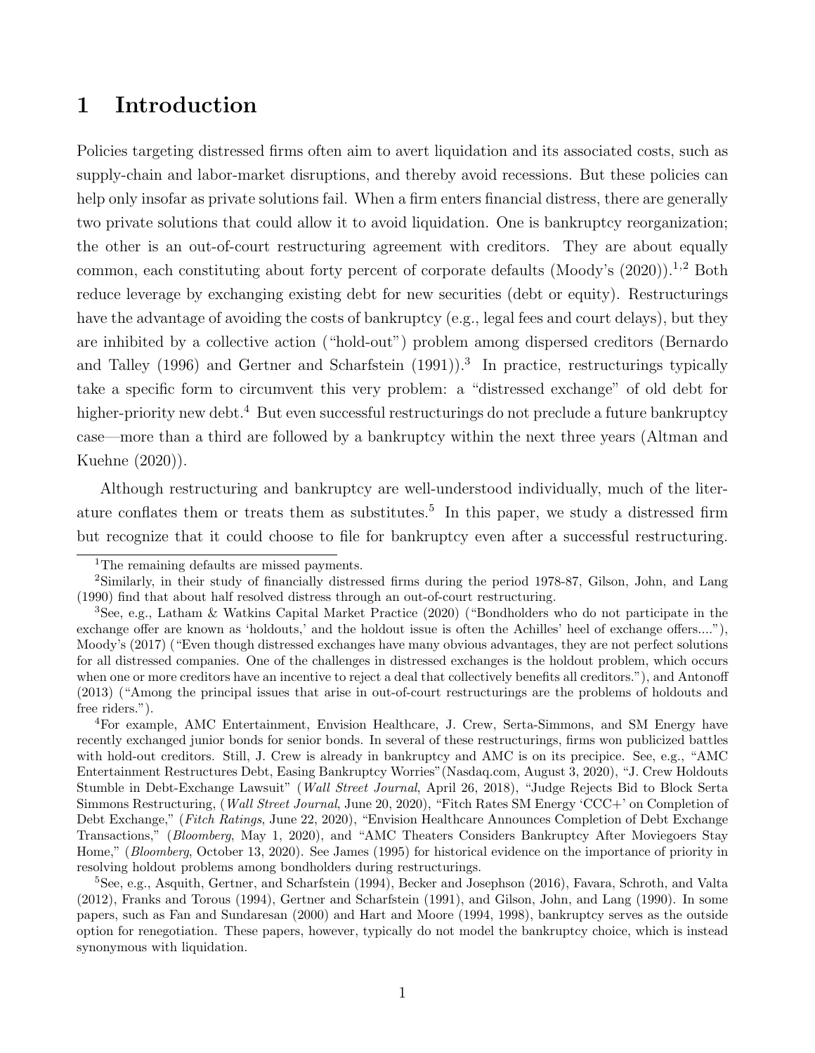# 1 Introduction

Policies targeting distressed firms often aim to avert liquidation and its associated costs, such as supply-chain and labor-market disruptions, and thereby avoid recessions. But these policies can help only insofar as private solutions fail. When a firm enters financial distress, there are generally two private solutions that could allow it to avoid liquidation. One is bankruptcy reorganization; the other is an out-of-court restructuring agreement with creditors. They are about equally common, each constituting about forty percent of corporate defaults (Moody's (2020)).[1,2] Both reduce leverage by exchanging existing debt for new securities (debt or equity). Restructurings have the advantage of avoiding the costs of bankruptcy (e.g., legal fees and court delays), but they are inhibited by a collective action ("hold-out") problem among dispersed creditors (Bernardo and Talley (1996) and Gertner and Scharfstein (1991)).[3] In practice, restructurings typically take a specific form to circumvent this very problem: a "distressed exchange" of old debt for higher-priority new debt.[4] But even successful restructurings do not preclude a future bankruptcy case—more than a third are followed by a bankruptcy within the next three years (Altman and Kuehne (2020)).

Although restructuring and bankruptcy are well-understood individually, much of the literature conflates them or treats them as substitutes.[5] In this paper, we study a distressed firm but recognize that it could choose to file for bankruptcy even after a successful restructuring.

[1] The remaining defaults are missed payments.

[2] Similarly, in their study of financially distressed firms during the period 1978-87, Gilson, John, and Lang (1990) find that about half resolved distress through an out-of-court restructuring.

[3] See, e.g., Latham & Watkins Capital Market Practice (2020) ("Bondholders who do not participate in the exchange offer are known as 'holdouts,' and the holdout issue is often the Achilles' heel of exchange offers...."), Moody's (2017) ("Even though distressed exchanges have many obvious advantages, they are not perfect solutions for all distressed companies. One of the challenges in distressed exchanges is the holdout problem, which occurs when one or more creditors have an incentive to reject a deal that collectively benefits all creditors."), and Antonoff (2013) ("Among the principal issues that arise in out-of-court restructurings are the problems of holdouts and free riders.").

[4] For example, AMC Entertainment, Envision Healthcare, J. Crew, Serta-Simmons, and SM Energy have recently exchanged junior bonds for senior bonds. In several of these restructurings, firms won publicized battles with hold-out creditors. Still, J. Crew is already in bankruptcy and AMC is on its precipice. See, e.g., "AMC Entertainment Restructures Debt, Easing Bankruptcy Worries"(Nasdaq.com, August 3, 2020), "J. Crew Holdouts Stumble in Debt-Exchange Lawsuit" (*Wall Street Journal*, April 26, 2018), "Judge Rejects Bid to Block Serta Simmons Restructuring, (*Wall Street Journal*, June 20, 2020), "Fitch Rates SM Energy 'CCC+' on Completion of Debt Exchange," (*Fitch Ratings*, June 22, 2020), "Envision Healthcare Announces Completion of Debt Exchange Transactions," (*Bloomberg*, May 1, 2020), and "AMC Theaters Considers Bankruptcy After Moviegoers Stay Home," (*Bloomberg*, October 13, 2020). See James (1995) for historical evidence on the importance of priority in resolving holdout problems among bondholders during restructurings.

[5] See, e.g., Asquith, Gertner, and Scharfstein (1994), Becker and Josephson (2016), Favara, Schroth, and Valta (2012), Franks and Torous (1994), Gertner and Scharfstein (1991), and Gilson, John, and Lang (1990). In some papers, such as Fan and Sundaresan (2000) and Hart and Moore (1994, 1998), bankruptcy serves as the outside option for renegotiation. These papers, however, typically do not model the bankruptcy choice, which is instead synonymous with liquidation.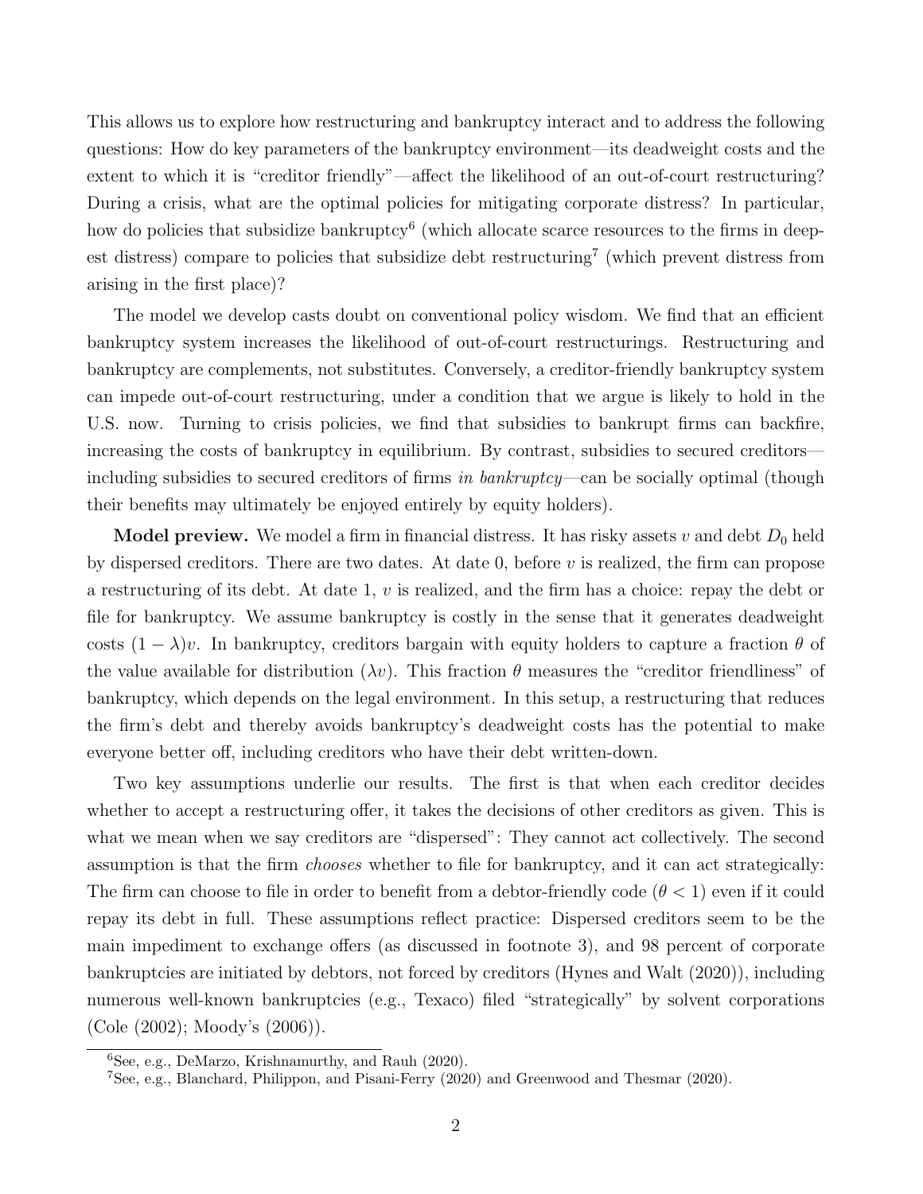This allows us to explore how restructuring and bankruptcy interact and to address the following questions: How do key parameters of the bankruptcy environment—its deadweight costs and the extent to which it is "creditor friendly"—affect the likelihood of an out-of-court restructuring? During a crisis, what are the optimal policies for mitigating corporate distress? In particular, how do policies that subsidize bankruptcy[6] (which allocate scarce resources to the firms in deepest distress) compare to policies that subsidize debt restructuring[7] (which prevent distress from arising in the first place)?

The model we develop casts doubt on conventional policy wisdom. We find that an efficient bankruptcy system increases the likelihood of out-of-court restructurings. Restructuring and bankruptcy are complements, not substitutes. Conversely, a creditor-friendly bankruptcy system can impede out-of-court restructuring, under a condition that we argue is likely to hold in the U.S. now. Turning to crisis policies, we find that subsidies to bankrupt firms can backfire, increasing the costs of bankruptcy in equilibrium. By contrast, subsidies to secured creditors—including subsidies to secured creditors of firms *in bankruptcy*—can be socially optimal (though their benefits may ultimately be enjoyed entirely by equity holders).

**Model preview.** We model a firm in financial distress. It has risky assets $v$ and debt $D_0$ held by dispersed creditors. There are two dates. At date 0, before $v$ is realized, the firm can propose a restructuring of its debt. At date 1, $v$ is realized, and the firm has a choice: repay the debt or file for bankruptcy. We assume bankruptcy is costly in the sense that it generates deadweight costs $(1 - \lambda)v$. In bankruptcy, creditors bargain with equity holders to capture a fraction $\theta$ of the value available for distribution ($\lambda v$). This fraction $\theta$ measures the "creditor friendliness" of bankruptcy, which depends on the legal environment. In this setup, a restructuring that reduces the firm's debt and thereby avoids bankruptcy's deadweight costs has the potential to make everyone better off, including creditors who have their debt written-down.

Two key assumptions underlie our results. The first is that when each creditor decides whether to accept a restructuring offer, it takes the decisions of other creditors as given. This is what we mean when we say creditors are "dispersed": They cannot act collectively. The second assumption is that the firm *chooses* whether to file for bankruptcy, and it can act strategically: The firm can choose to file in order to benefit from a debtor-friendly code ($\theta < 1$) even if it could repay its debt in full. These assumptions reflect practice: Dispersed creditors seem to be the main impediment to exchange offers (as discussed in footnote 3), and 98 percent of corporate bankruptcies are initiated by debtors, not forced by creditors (Hynes and Walt (2020)), including numerous well-known bankruptcies (e.g., Texaco) filed "strategically" by solvent corporations (Cole (2002); Moody's (2006)).

[6] See, e.g., DeMarzo, Krishnamurthy, and Rauh (2020).

[7] See, e.g., Blanchard, Philippon, and Pisani-Ferry (2020) and Greenwood and Thesmar (2020).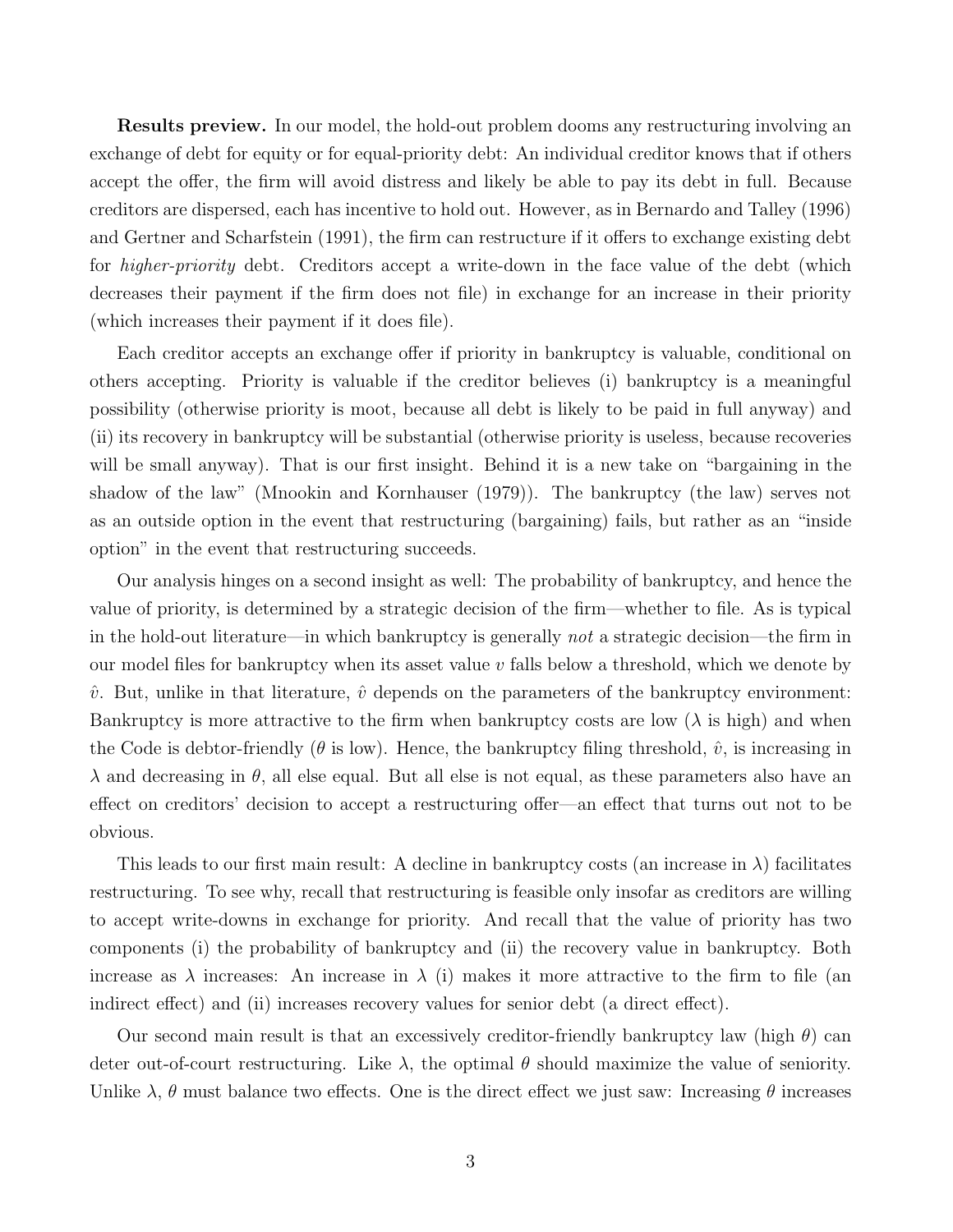**Results preview.** In our model, the hold-out problem dooms any restructuring involving an exchange of debt for equity or for equal-priority debt: An individual creditor knows that if others accept the offer, the firm will avoid distress and likely be able to pay its debt in full. Because creditors are dispersed, each has incentive to hold out. However, as in Bernardo and Talley (1996) and Gertner and Scharfstein (1991), the firm can restructure if it offers to exchange existing debt for *higher-priority* debt. Creditors accept a write-down in the face value of the debt (which decreases their payment if the firm does not file) in exchange for an increase in their priority (which increases their payment if it does file).

Each creditor accepts an exchange offer if priority in bankruptcy is valuable, conditional on others accepting. Priority is valuable if the creditor believes (i) bankruptcy is a meaningful possibility (otherwise priority is moot, because all debt is likely to be paid in full anyway) and (ii) its recovery in bankruptcy will be substantial (otherwise priority is useless, because recoveries will be small anyway). That is our first insight. Behind it is a new take on "bargaining in the shadow of the law" (Mnookin and Kornhauser (1979)). The bankruptcy (the law) serves not as an outside option in the event that restructuring (bargaining) fails, but rather as an "inside option" in the event that restructuring succeeds.

Our analysis hinges on a second insight as well: The probability of bankruptcy, and hence the value of priority, is determined by a strategic decision of the firm—whether to file. As is typical in the hold-out literature—in which bankruptcy is generally *not* a strategic decision—the firm in our model files for bankruptcy when its asset value $v$ falls below a threshold, which we denote by $\hat{v}$. But, unlike in that literature, $\hat{v}$ depends on the parameters of the bankruptcy environment: Bankruptcy is more attractive to the firm when bankruptcy costs are low ($\lambda$ is high) and when the Code is debtor-friendly ($\theta$ is low). Hence, the bankruptcy filing threshold, $\hat{v}$, is increasing in $\lambda$ and decreasing in $\theta$, all else equal. But all else is not equal, as these parameters also have an effect on creditors' decision to accept a restructuring offer—an effect that turns out not to be obvious.

This leads to our first main result: A decline in bankruptcy costs (an increase in $\lambda$) facilitates restructuring. To see why, recall that restructuring is feasible only insofar as creditors are willing to accept write-downs in exchange for priority. And recall that the value of priority has two components (i) the probability of bankruptcy and (ii) the recovery value in bankruptcy. Both increase as $\lambda$ increases: An increase in $\lambda$ (i) makes it more attractive to the firm to file (an indirect effect) and (ii) increases recovery values for senior debt (a direct effect).

Our second main result is that an excessively creditor-friendly bankruptcy law (high $\theta$) can deter out-of-court restructuring. Like $\lambda$, the optimal $\theta$ should maximize the value of seniority. Unlike $\lambda$, $\theta$ must balance two effects. One is the direct effect we just saw: Increasing $\theta$ increases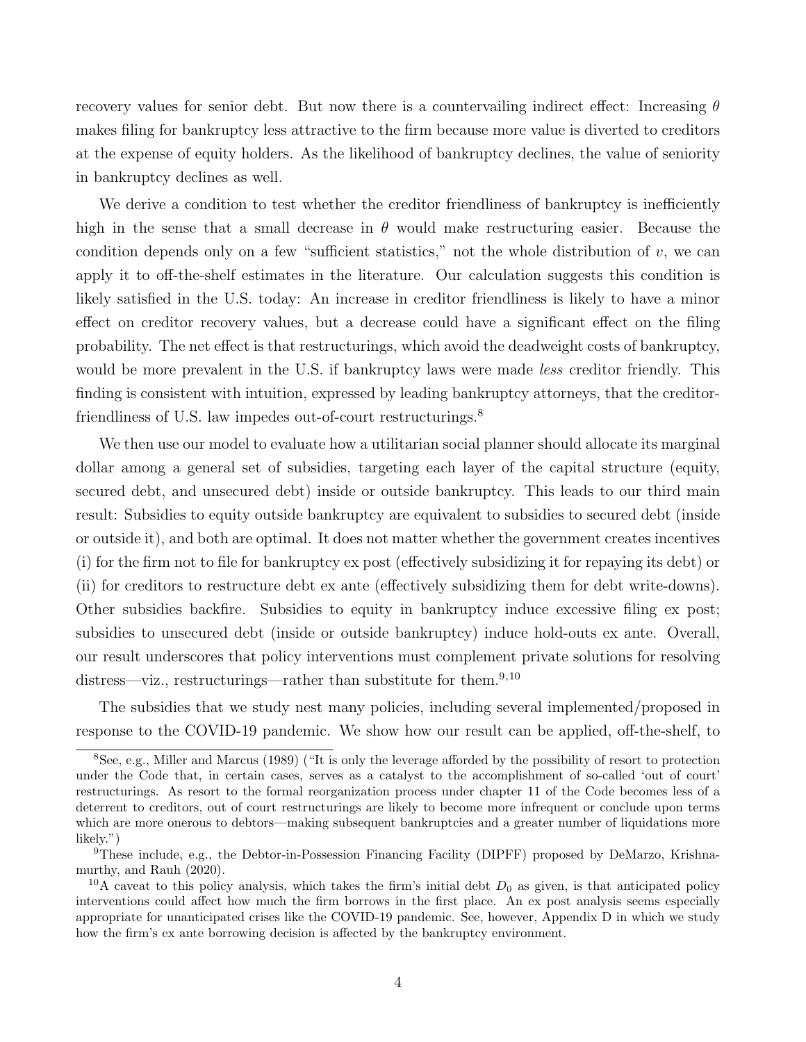recovery values for senior debt. But now there is a countervailing indirect effect: Increasing $\theta$ makes filing for bankruptcy less attractive to the firm because more value is diverted to creditors at the expense of equity holders. As the likelihood of bankruptcy declines, the value of seniority in bankruptcy declines as well.

We derive a condition to test whether the creditor friendliness of bankruptcy is inefficiently high in the sense that a small decrease in $\theta$ would make restructuring easier. Because the condition depends only on a few "sufficient statistics," not the whole distribution of $v$, we can apply it to off-the-shelf estimates in the literature. Our calculation suggests this condition is likely satisfied in the U.S. today: An increase in creditor friendliness is likely to have a minor effect on creditor recovery values, but a decrease could have a significant effect on the filing probability. The net effect is that restructurings, which avoid the deadweight costs of bankruptcy, would be more prevalent in the U.S. if bankruptcy laws were made *less* creditor friendly. This finding is consistent with intuition, expressed by leading bankruptcy attorneys, that the creditor-friendliness of U.S. law impedes out-of-court restructurings.[8]

We then use our model to evaluate how a utilitarian social planner should allocate its marginal dollar among a general set of subsidies, targeting each layer of the capital structure (equity, secured debt, and unsecured debt) inside or outside bankruptcy. This leads to our third main result: Subsidies to equity outside bankruptcy are equivalent to subsidies to secured debt (inside or outside it), and both are optimal. It does not matter whether the government creates incentives (i) for the firm not to file for bankruptcy ex post (effectively subsidizing it for repaying its debt) or (ii) for creditors to restructure debt ex ante (effectively subsidizing them for debt write-downs). Other subsidies backfire. Subsidies to equity in bankruptcy induce excessive filing ex post; subsidies to unsecured debt (inside or outside bankruptcy) induce hold-outs ex ante. Overall, our result underscores that policy interventions must complement private solutions for resolving distress—viz., restructurings—rather than substitute for them.[9,10]

The subsidies that we study nest many policies, including several implemented/proposed in response to the COVID-19 pandemic. We show how our result can be applied, off-the-shelf, to

---

[8]See, e.g., Miller and Marcus (1989) ("It is only the leverage afforded by the possibility of resort to protection under the Code that, in certain cases, serves as a catalyst to the accomplishment of so-called 'out of court' restructurings. As resort to the formal reorganization process under chapter 11 of the Code becomes less of a deterrent to creditors, out of court restructurings are likely to become more infrequent or conclude upon terms which are more onerous to debtors—making subsequent bankruptcies and a greater number of liquidations more likely.")

[9]These include, e.g., the Debtor-in-Possession Financing Facility (DIPFF) proposed by DeMarzo, Krishnamurthy, and Rauh (2020).

[10]A caveat to this policy analysis, which takes the firm's initial debt $D_0$ as given, is that anticipated policy interventions could affect how much the firm borrows in the first place. An ex post analysis seems especially appropriate for unanticipated crises like the COVID-19 pandemic. See, however, Appendix D in which we study how the firm's ex ante borrowing decision is affected by the bankruptcy environment.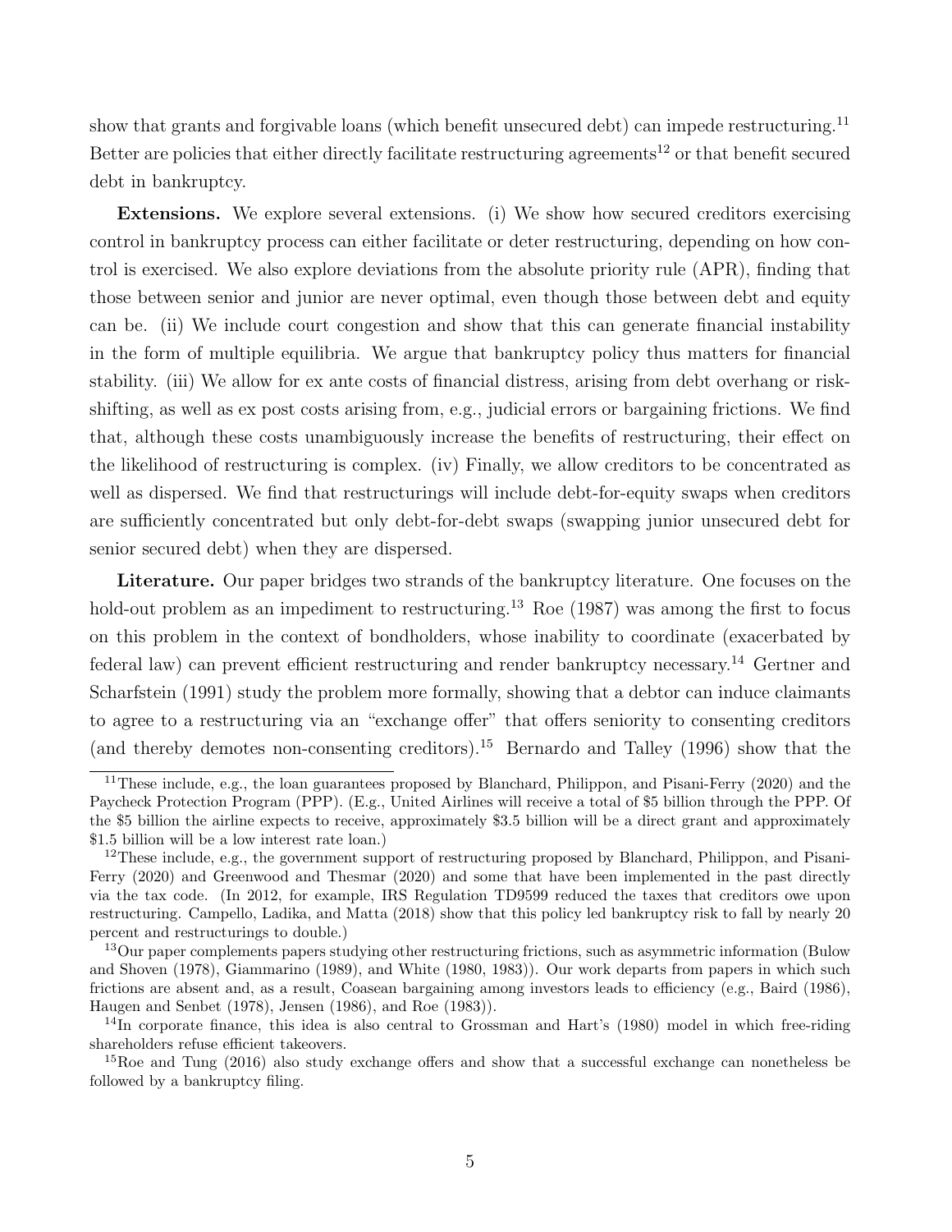show that grants and forgivable loans (which benefit unsecured debt) can impede restructuring.[11] Better are policies that either directly facilitate restructuring agreements[12] or that benefit secured debt in bankruptcy.

**Extensions.** We explore several extensions. (i) We show how secured creditors exercising control in bankruptcy process can either facilitate or deter restructuring, depending on how control is exercised. We also explore deviations from the absolute priority rule (APR), finding that those between senior and junior are never optimal, even though those between debt and equity can be. (ii) We include court congestion and show that this can generate financial instability in the form of multiple equilibria. We argue that bankruptcy policy thus matters for financial stability. (iii) We allow for ex ante costs of financial distress, arising from debt overhang or risk-shifting, as well as ex post costs arising from, e.g., judicial errors or bargaining frictions. We find that, although these costs unambiguously increase the benefits of restructuring, their effect on the likelihood of restructuring is complex. (iv) Finally, we allow creditors to be concentrated as well as dispersed. We find that restructurings will include debt-for-equity swaps when creditors are sufficiently concentrated but only debt-for-debt swaps (swapping junior unsecured debt for senior secured debt) when they are dispersed.

**Literature.** Our paper bridges two strands of the bankruptcy literature. One focuses on the hold-out problem as an impediment to restructuring.[13] Roe (1987) was among the first to focus on this problem in the context of bondholders, whose inability to coordinate (exacerbated by federal law) can prevent efficient restructuring and render bankruptcy necessary.[14] Gertner and Scharfstein (1991) study the problem more formally, showing that a debtor can induce claimants to agree to a restructuring via an "exchange offer" that offers seniority to consenting creditors (and thereby demotes non-consenting creditors).[15] Bernardo and Talley (1996) show that the

[11] These include, e.g., the loan guarantees proposed by Blanchard, Philippon, and Pisani-Ferry (2020) and the Paycheck Protection Program (PPP). (E.g., United Airlines will receive a total of \$5 billion through the PPP. Of the \$5 billion the airline expects to receive, approximately \$3.5 billion will be a direct grant and approximately \$1.5 billion will be a low interest rate loan.)

[12] These include, e.g., the government support of restructuring proposed by Blanchard, Philippon, and Pisani-Ferry (2020) and Greenwood and Thesmar (2020) and some that have been implemented in the past directly via the tax code. (In 2012, for example, IRS Regulation TD9599 reduced the taxes that creditors owe upon restructuring. Campello, Ladika, and Matta (2018) show that this policy led bankruptcy risk to fall by nearly 20 percent and restructurings to double.)

[13] Our paper complements papers studying other restructuring frictions, such as asymmetric information (Bulow and Shoven (1978), Giammarino (1989), and White (1980, 1983)). Our work departs from papers in which such frictions are absent and, as a result, Coasean bargaining among investors leads to efficiency (e.g., Baird (1986), Haugen and Senbet (1978), Jensen (1986), and Roe (1983)).

[14] In corporate finance, this idea is also central to Grossman and Hart's (1980) model in which free-riding shareholders refuse efficient takeovers.

[15] Roe and Tung (2016) also study exchange offers and show that a successful exchange can nonetheless be followed by a bankruptcy filing.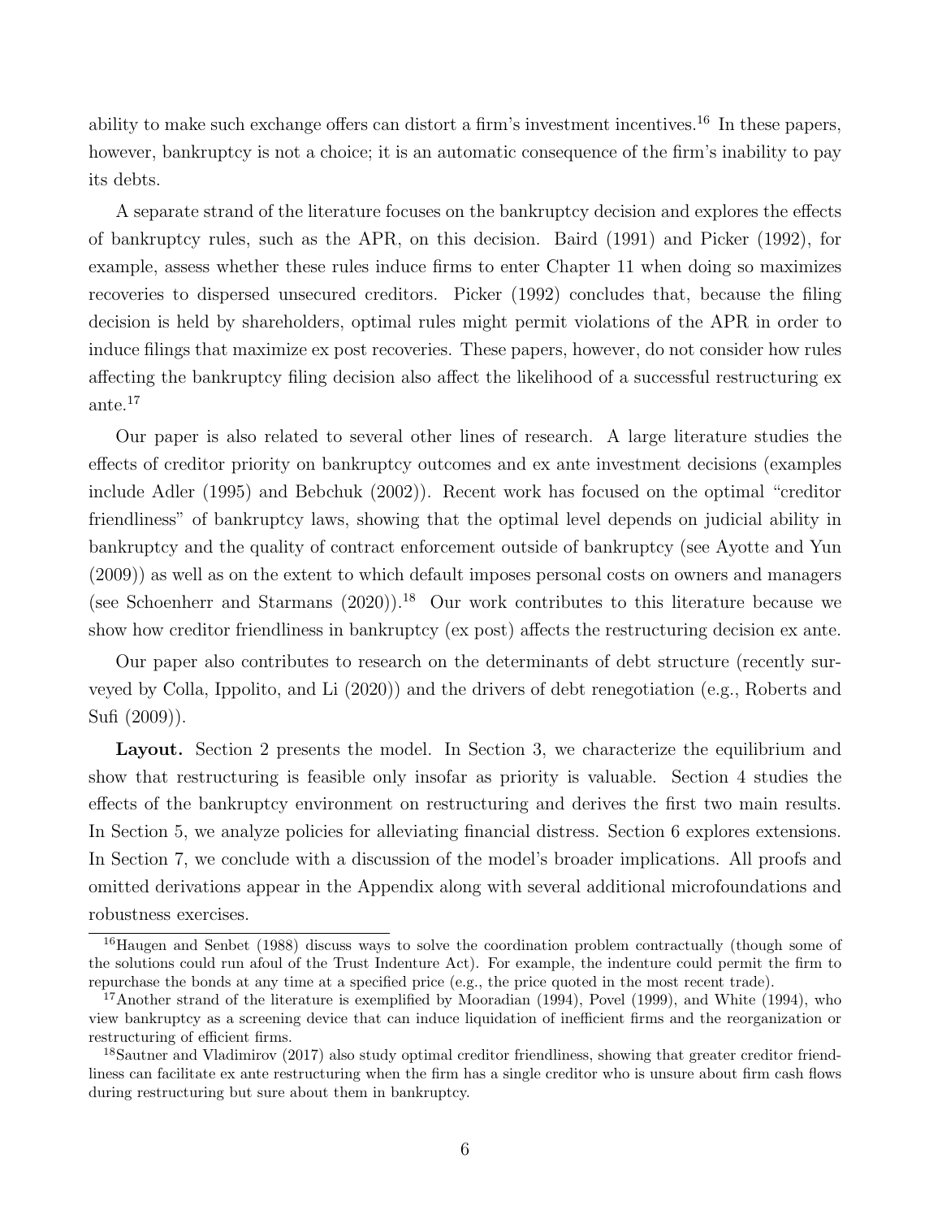ability to make such exchange offers can distort a firm's investment incentives.[16] In these papers, however, bankruptcy is not a choice; it is an automatic consequence of the firm's inability to pay its debts.

A separate strand of the literature focuses on the bankruptcy decision and explores the effects of bankruptcy rules, such as the APR, on this decision. Baird (1991) and Picker (1992), for example, assess whether these rules induce firms to enter Chapter 11 when doing so maximizes recoveries to dispersed unsecured creditors. Picker (1992) concludes that, because the filing decision is held by shareholders, optimal rules might permit violations of the APR in order to induce filings that maximize ex post recoveries. These papers, however, do not consider how rules affecting the bankruptcy filing decision also affect the likelihood of a successful restructuring ex ante.[17]

Our paper is also related to several other lines of research. A large literature studies the effects of creditor priority on bankruptcy outcomes and ex ante investment decisions (examples include Adler (1995) and Bebchuk (2002)). Recent work has focused on the optimal "creditor friendliness" of bankruptcy laws, showing that the optimal level depends on judicial ability in bankruptcy and the quality of contract enforcement outside of bankruptcy (see Ayotte and Yun (2009)) as well as on the extent to which default imposes personal costs on owners and managers (see Schoenherr and Starmans (2020)).[18] Our work contributes to this literature because we show how creditor friendliness in bankruptcy (ex post) affects the restructuring decision ex ante.

Our paper also contributes to research on the determinants of debt structure (recently surveyed by Colla, Ippolito, and Li (2020)) and the drivers of debt renegotiation (e.g., Roberts and Sufi (2009)).

**Layout.** Section 2 presents the model. In Section 3, we characterize the equilibrium and show that restructuring is feasible only insofar as priority is valuable. Section 4 studies the effects of the bankruptcy environment on restructuring and derives the first two main results. In Section 5, we analyze policies for alleviating financial distress. Section 6 explores extensions. In Section 7, we conclude with a discussion of the model's broader implications. All proofs and omitted derivations appear in the Appendix along with several additional microfoundations and robustness exercises.

---

[16] Haugen and Senbet (1988) discuss ways to solve the coordination problem contractually (though some of the solutions could run afoul of the Trust Indenture Act). For example, the indenture could permit the firm to repurchase the bonds at any time at a specified price (e.g., the price quoted in the most recent trade).

[17] Another strand of the literature is exemplified by Mooradian (1994), Povel (1999), and White (1994), who view bankruptcy as a screening device that can induce liquidation of inefficient firms and the reorganization or restructuring of efficient firms.

[18] Sautner and Vladimirov (2017) also study optimal creditor friendliness, showing that greater creditor friendliness can facilitate ex ante restructuring when the firm has a single creditor who is unsure about firm cash flows during restructuring but sure about them in bankruptcy.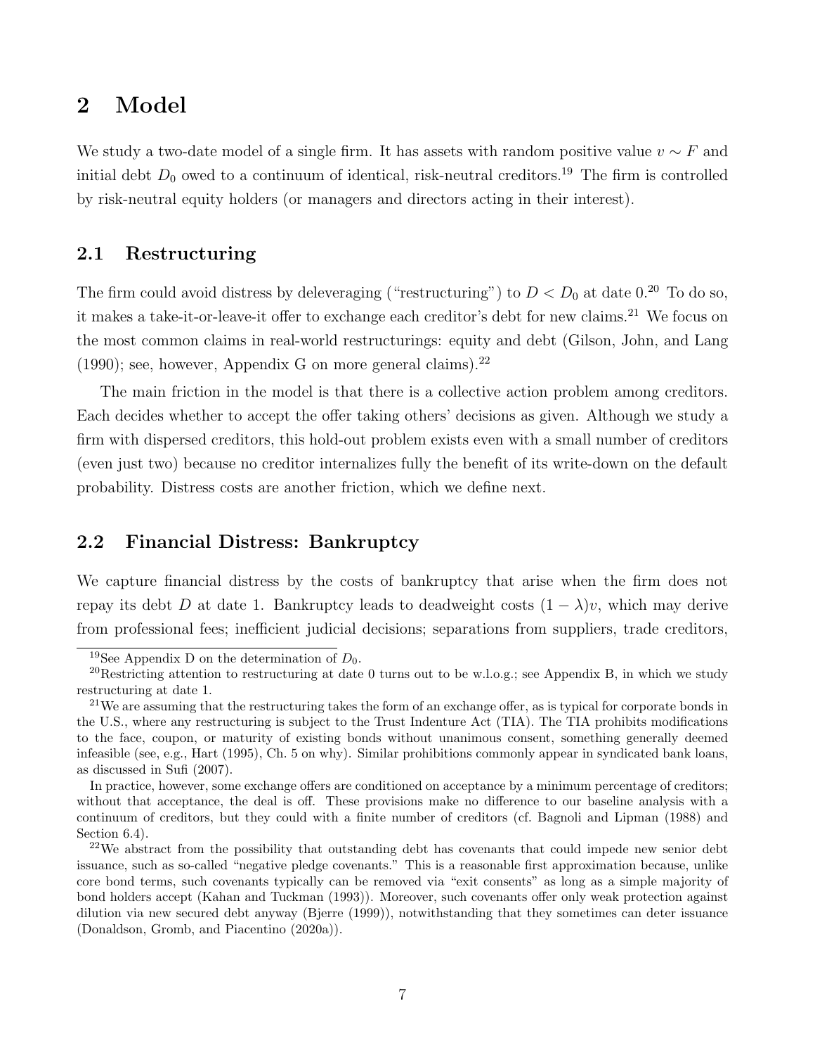# 2 Model

We study a two-date model of a single firm. It has assets with random positive value $v \sim F$ and initial debt $D_0$ owed to a continuum of identical, risk-neutral creditors.[19] The firm is controlled by risk-neutral equity holders (or managers and directors acting in their interest).

## 2.1 Restructuring

The firm could avoid distress by deleveraging ("restructuring") to $D < D_0$ at date 0.[20] To do so, it makes a take-it-or-leave-it offer to exchange each creditor's debt for new claims.[21] We focus on the most common claims in real-world restructurings: equity and debt (Gilson, John, and Lang (1990); see, however, Appendix G on more general claims).[22]

The main friction in the model is that there is a collective action problem among creditors. Each decides whether to accept the offer taking others' decisions as given. Although we study a firm with dispersed creditors, this hold-out problem exists even with a small number of creditors (even just two) because no creditor internalizes fully the benefit of its write-down on the default probability. Distress costs are another friction, which we define next.

## 2.2 Financial Distress: Bankruptcy

We capture financial distress by the costs of bankruptcy that arise when the firm does not repay its debt $D$ at date 1. Bankruptcy leads to deadweight costs $(1 - \lambda)v$, which may derive from professional fees; inefficient judicial decisions; separations from suppliers, trade creditors,

---

[19] See Appendix D on the determination of $D_0$.

[20] Restricting attention to restructuring at date 0 turns out to be w.l.o.g.; see Appendix B, in which we study restructuring at date 1.

[21] We are assuming that the restructuring takes the form of an exchange offer, as is typical for corporate bonds in the U.S., where any restructuring is subject to the Trust Indenture Act (TIA). The TIA prohibits modifications to the face, coupon, or maturity of existing bonds without unanimous consent, something generally deemed infeasible (see, e.g., Hart (1995), Ch. 5 on why). Similar prohibitions commonly appear in syndicated bank loans, as discussed in Sufi (2007).

In practice, however, some exchange offers are conditioned on acceptance by a minimum percentage of creditors; without that acceptance, the deal is off. These provisions make no difference to our baseline analysis with a continuum of creditors, but they could with a finite number of creditors (cf. Bagnoli and Lipman (1988) and Section 6.4).

[22] We abstract from the possibility that outstanding debt has covenants that could impede new senior debt issuance, such as so-called "negative pledge covenants." This is a reasonable first approximation because, unlike core bond terms, such covenants typically can be removed via "exit consents" as long as a simple majority of bond holders accept (Kahan and Tuckman (1993)). Moreover, such covenants offer only weak protection against dilution via new secured debt anyway (Bjerre (1999)), notwithstanding that they sometimes can deter issuance (Donaldson, Gromb, and Piacentino (2020a)).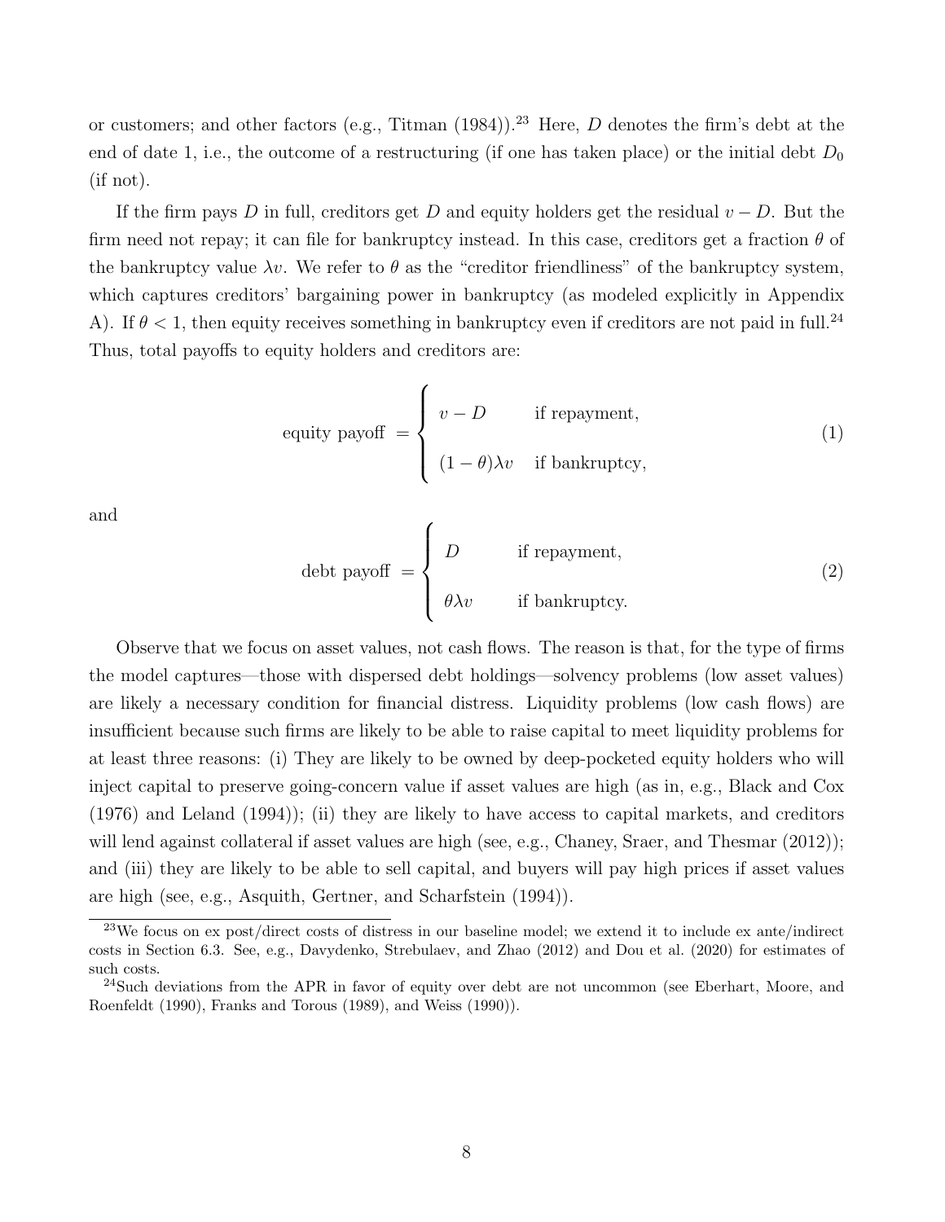or customers; and other factors (e.g., Titman (1984)).[23] Here, $D$ denotes the firm's debt at the end of date 1, i.e., the outcome of a restructuring (if one has taken place) or the initial debt $D_0$ (if not).

If the firm pays $D$ in full, creditors get $D$ and equity holders get the residual $v - D$. But the firm need not repay; it can file for bankruptcy instead. In this case, creditors get a fraction $\theta$ of the bankruptcy value $\lambda v$. We refer to $\theta$ as the "creditor friendliness" of the bankruptcy system, which captures creditors' bargaining power in bankruptcy (as modeled explicitly in Appendix A). If $\theta < 1$, then equity receives something in bankruptcy even if creditors are not paid in full.[24] Thus, total payoffs to equity holders and creditors are:

$$\text{equity payoff } = \begin{cases} v - D & \text{if repayment,} \\ \\ (1-\theta)\lambda v & \text{if bankruptcy,} \end{cases} \tag{1}$$

and

$$\text{debt payoff } = \begin{cases} D & \text{if repayment,} \\ \\ \theta \lambda v & \text{if bankruptcy.} \end{cases} \tag{2}$$

Observe that we focus on asset values, not cash flows. The reason is that, for the type of firms the model captures—those with dispersed debt holdings—solvency problems (low asset values) are likely a necessary condition for financial distress. Liquidity problems (low cash flows) are insufficient because such firms are likely to be able to raise capital to meet liquidity problems for at least three reasons: (i) They are likely to be owned by deep-pocketed equity holders who will inject capital to preserve going-concern value if asset values are high (as in, e.g., Black and Cox (1976) and Leland (1994)); (ii) they are likely to have access to capital markets, and creditors will lend against collateral if asset values are high (see, e.g., Chaney, Sraer, and Thesmar (2012)); and (iii) they are likely to be able to sell capital, and buyers will pay high prices if asset values are high (see, e.g., Asquith, Gertner, and Scharfstein (1994)).

[23] We focus on ex post/direct costs of distress in our baseline model; we extend it to include ex ante/indirect costs in Section 6.3. See, e.g., Davydenko, Strebulaev, and Zhao (2012) and Dou et al. (2020) for estimates of such costs.

[24] Such deviations from the APR in favor of equity over debt are not uncommon (see Eberhart, Moore, and Roenfeldt (1990), Franks and Torous (1989), and Weiss (1990)).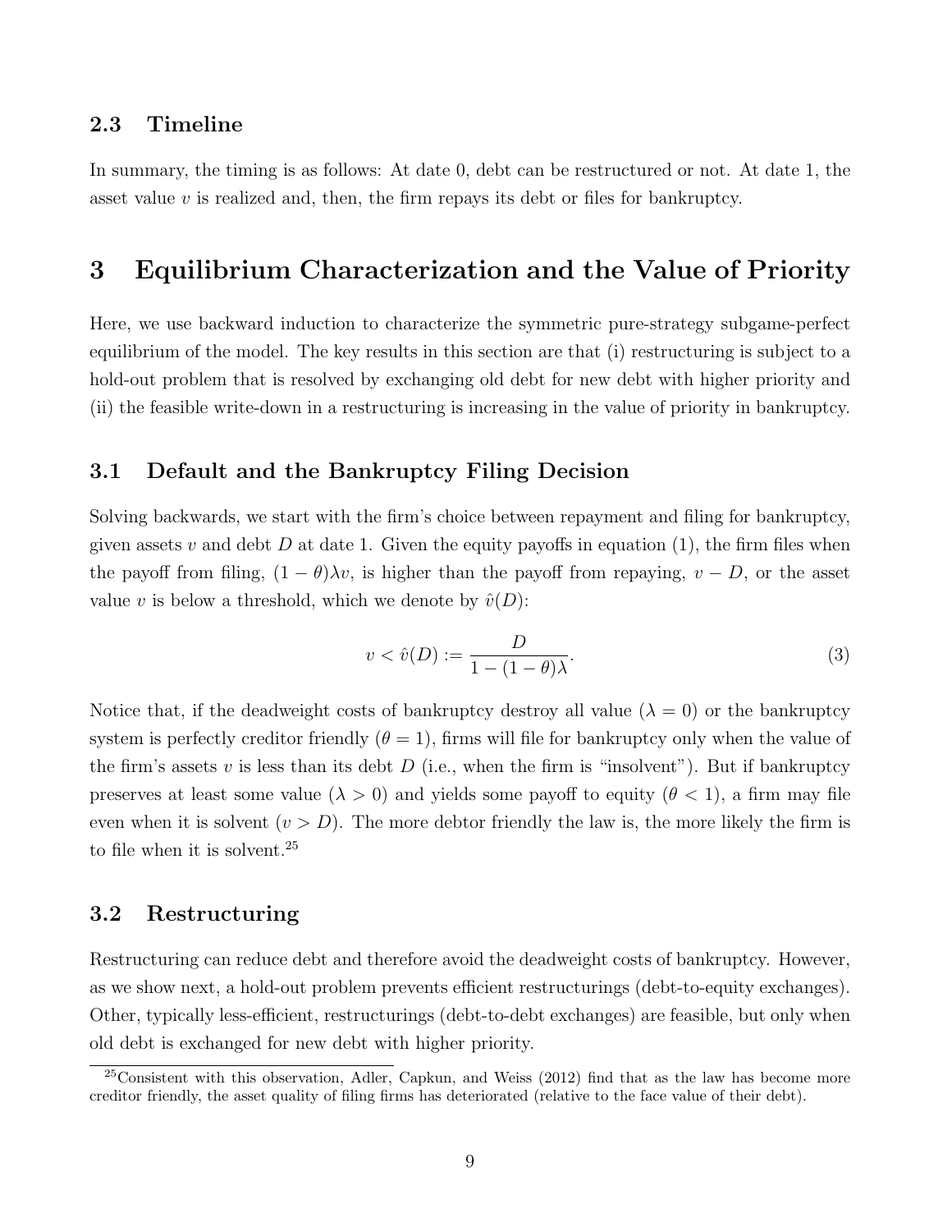### 2.3 Timeline

In summary, the timing is as follows: At date 0, debt can be restructured or not. At date 1, the asset value $v$ is realized and, then, the firm repays its debt or files for bankruptcy.

# 3 Equilibrium Characterization and the Value of Priority

Here, we use backward induction to characterize the symmetric pure-strategy subgame-perfect equilibrium of the model. The key results in this section are that (i) restructuring is subject to a hold-out problem that is resolved by exchanging old debt for new debt with higher priority and (ii) the feasible write-down in a restructuring is increasing in the value of priority in bankruptcy.

## 3.1 Default and the Bankruptcy Filing Decision

Solving backwards, we start with the firm's choice between repayment and filing for bankruptcy, given assets $v$ and debt $D$ at date 1. Given the equity payoffs in equation (1), the firm files when the payoff from filing, $(1-\theta)\lambda v$, is higher than the payoff from repaying, $v - D$, or the asset value $v$ is below a threshold, which we denote by $\hat{v}(D)$:

$$v < \hat{v}(D) := \frac{D}{1-(1-\theta)\lambda}. \tag{3}$$

Notice that, if the deadweight costs of bankruptcy destroy all value ($\lambda = 0$) or the bankruptcy system is perfectly creditor friendly ($\theta = 1$), firms will file for bankruptcy only when the value of the firm's assets $v$ is less than its debt $D$ (i.e., when the firm is "insolvent"). But if bankruptcy preserves at least some value ($\lambda > 0$) and yields some payoff to equity ($\theta < 1$), a firm may file even when it is solvent ($v > D$). The more debtor friendly the law is, the more likely the firm is to file when it is solvent.[25]

## 3.2 Restructuring

Restructuring can reduce debt and therefore avoid the deadweight costs of bankruptcy. However, as we show next, a hold-out problem prevents efficient restructurings (debt-to-equity exchanges). Other, typically less-efficient, restructurings (debt-to-debt exchanges) are feasible, but only when old debt is exchanged for new debt with higher priority.

[25] Consistent with this observation, Adler, Capkun, and Weiss (2012) find that as the law has become more creditor friendly, the asset quality of filing firms has deteriorated (relative to the face value of their debt).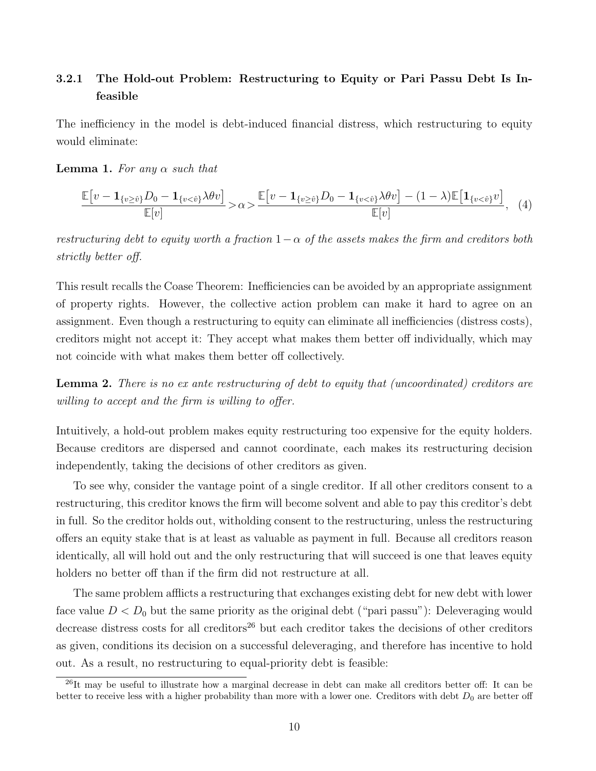### 3.2.1 The Hold-out Problem: Restructuring to Equity or Pari Passu Debt Is Infeasible

The inefficiency in the model is debt-induced financial distress, which restructuring to equity would eliminate:

**Lemma 1.** *For any $\alpha$ such that*

$$\frac{\mathbb{E}\big[v - \mathbf{1}_{\{v\geq\hat{v}\}}D_0 - \mathbf{1}_{\{v<\hat{v}\}}\lambda\theta v\big]}{\mathbb{E}[v]} > \alpha > \frac{\mathbb{E}\big[v - \mathbf{1}_{\{v\geq\hat{v}\}}D_0 - \mathbf{1}_{\{v<\hat{v}\}}\lambda\theta v\big] - (1-\lambda)\mathbb{E}\big[\mathbf{1}_{\{v<\hat{v}\}}v\big]}{\mathbb{E}[v]}, \quad (4)$$

*restructuring debt to equity worth a fraction $1-\alpha$ of the assets makes the firm and creditors both strictly better off.*

This result recalls the Coase Theorem: Inefficiencies can be avoided by an appropriate assignment of property rights. However, the collective action problem can make it hard to agree on an assignment. Even though a restructuring to equity can eliminate all inefficiencies (distress costs), creditors might not accept it: They accept what makes them better off individually, which may not coincide with what makes them better off collectively.

**Lemma 2.** *There is no ex ante restructuring of debt to equity that (uncoordinated) creditors are willing to accept and the firm is willing to offer.*

Intuitively, a hold-out problem makes equity restructuring too expensive for the equity holders. Because creditors are dispersed and cannot coordinate, each makes its restructuring decision independently, taking the decisions of other creditors as given.

To see why, consider the vantage point of a single creditor. If all other creditors consent to a restructuring, this creditor knows the firm will become solvent and able to pay this creditor's debt in full. So the creditor holds out, witholding consent to the restructuring, unless the restructuring offers an equity stake that is at least as valuable as payment in full. Because all creditors reason identically, all will hold out and the only restructuring that will succeed is one that leaves equity holders no better off than if the firm did not restructure at all.

The same problem afflicts a restructuring that exchanges existing debt for new debt with lower face value $D < D_0$ but the same priority as the original debt ("pari passu"): Deleveraging would decrease distress costs for all creditors[26] but each creditor takes the decisions of other creditors as given, conditions its decision on a successful deleveraging, and therefore has incentive to hold out. As a result, no restructuring to equal-priority debt is feasible:

[26] It may be useful to illustrate how a marginal decrease in debt can make all creditors better off: It can be better to receive less with a higher probability than more with a lower one. Creditors with debt $D_0$ are better off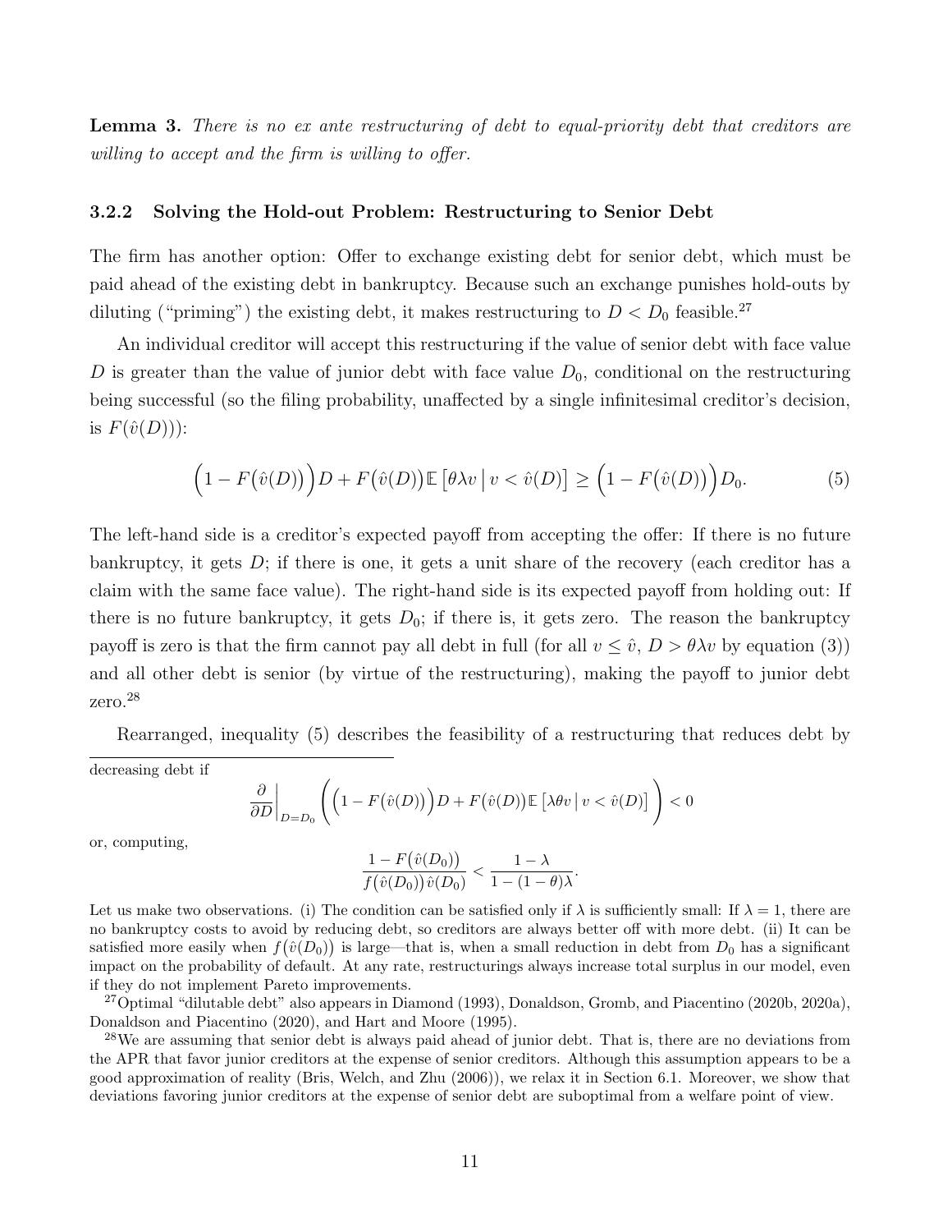**Lemma 3.** *There is no ex ante restructuring of debt to equal-priority debt that creditors are willing to accept and the firm is willing to offer.*

### 3.2.2 Solving the Hold-out Problem: Restructuring to Senior Debt

The firm has another option: Offer to exchange existing debt for senior debt, which must be paid ahead of the existing debt in bankruptcy. Because such an exchange punishes hold-outs by diluting ("priming") the existing debt, it makes restructuring to $D < D_0$ feasible.[27]

An individual creditor will accept this restructuring if the value of senior debt with face value $D$ is greater than the value of junior debt with face value $D_0$, conditional on the restructuring being successful (so the filing probability, unaffected by a single infinitesimal creditor's decision, is $F(\hat{v}(D))$):

$$\Big(1 - F\big(\hat{v}(D)\big)\Big)D + F\big(\hat{v}(D)\big)\mathbb{E}\left[\theta\lambda v \,\middle|\, v < \hat{v}(D)\right] \geq \Big(1 - F\big(\hat{v}(D)\big)\Big)D_0. \tag{5}$$

The left-hand side is a creditor's expected payoff from accepting the offer: If there is no future bankruptcy, it gets $D$; if there is one, it gets a unit share of the recovery (each creditor has a claim with the same face value). The right-hand side is its expected payoff from holding out: If there is no future bankruptcy, it gets $D_0$; if there is, it gets zero. The reason the bankruptcy payoff is zero is that the firm cannot pay all debt in full (for all $v \leq \hat{v}$, $D > \theta\lambda v$ by equation (3)) and all other debt is senior (by virtue of the restructuring), making the payoff to junior debt zero.[28]

Rearranged, inequality (5) describes the feasibility of a restructuring that reduces debt by

---

decreasing debt if

$$\frac{\partial}{\partial D}\bigg|_{D=D_0}\left(\Big(1 - F\big(\hat{v}(D)\big)\Big)D + F\big(\hat{v}(D)\big)\mathbb{E}\left[\lambda\theta v \,\middle|\, v < \hat{v}(D)\right]\right) < 0$$

or, computing,

$$\frac{1 - F\big(\hat{v}(D_0)\big)}{f\big(\hat{v}(D_0)\big)\hat{v}(D_0)} < \frac{1-\lambda}{1-(1-\theta)\lambda}.$$

Let us make two observations. (i) The condition can be satisfied only if $\lambda$ is sufficiently small: If $\lambda = 1$, there are no bankruptcy costs to avoid by reducing debt, so creditors are always better off with more debt. (ii) It can be satisfied more easily when $f\big(\hat{v}(D_0)\big)$ is large—that is, when a small reduction in debt from $D_0$ has a significant impact on the probability of default. At any rate, restructurings always increase total surplus in our model, even if they do not implement Pareto improvements.

[27] Optimal "dilutable debt" also appears in Diamond (1993), Donaldson, Gromb, and Piacentino (2020b, 2020a), Donaldson and Piacentino (2020), and Hart and Moore (1995).

[28] We are assuming that senior debt is always paid ahead of junior debt. That is, there are no deviations from the APR that favor junior creditors at the expense of senior creditors. Although this assumption appears to be a good approximation of reality (Bris, Welch, and Zhu (2006)), we relax it in Section 6.1. Moreover, we show that deviations favoring junior creditors at the expense of senior debt are suboptimal from a welfare point of view.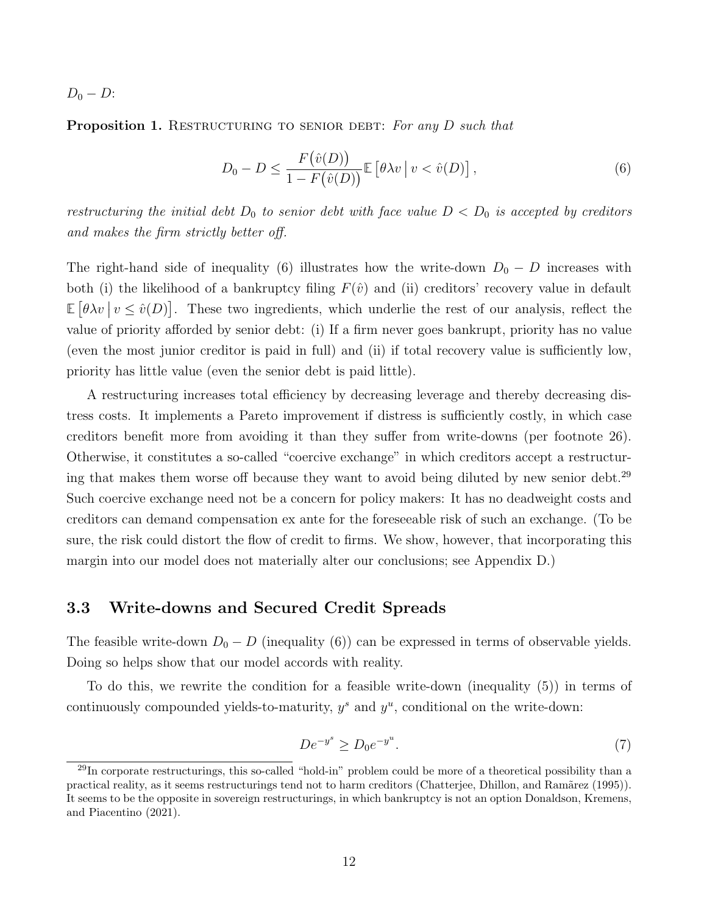$D_0 - D$:

**Proposition 1.** Restructuring to senior debt: *For any $D$ such that*

$$D_0 - D \leq \frac{F\big(\hat{v}(D)\big)}{1 - F\big(\hat{v}(D)\big)} \mathbb{E}\left[\theta \lambda v \,\middle|\, v < \hat{v}(D)\right], \tag{6}$$

*restructuring the initial debt $D_0$ to senior debt with face value $D < D_0$ is accepted by creditors and makes the firm strictly better off.*

The right-hand side of inequality (6) illustrates how the write-down $D_0 - D$ increases with both (i) the likelihood of a bankruptcy filing $F(\hat{v})$ and (ii) creditors' recovery value in default $\mathbb{E}\left[\theta \lambda v \,\middle|\, v \leq \hat{v}(D)\right]$. These two ingredients, which underlie the rest of our analysis, reflect the value of priority afforded by senior debt: (i) If a firm never goes bankrupt, priority has no value (even the most junior creditor is paid in full) and (ii) if total recovery value is sufficiently low, priority has little value (even the senior debt is paid little).

A restructuring increases total efficiency by decreasing leverage and thereby decreasing distress costs. It implements a Pareto improvement if distress is sufficiently costly, in which case creditors benefit more from avoiding it than they suffer from write-downs (per footnote 26). Otherwise, it constitutes a so-called "coercive exchange" in which creditors accept a restructuring that makes them worse off because they want to avoid being diluted by new senior debt.[29] Such coercive exchange need not be a concern for policy makers: It has no deadweight costs and creditors can demand compensation ex ante for the foreseeable risk of such an exchange. (To be sure, the risk could distort the flow of credit to firms. We show, however, that incorporating this margin into our model does not materially alter our conclusions; see Appendix D.)

### 3.3 Write-downs and Secured Credit Spreads

The feasible write-down $D_0 - D$ (inequality (6)) can be expressed in terms of observable yields. Doing so helps show that our model accords with reality.

To do this, we rewrite the condition for a feasible write-down (inequality (5)) in terms of continuously compounded yields-to-maturity, $y^s$ and $y^u$, conditional on the write-down:

$$De^{-y^s} \geq D_0 e^{-y^u}. \tag{7}$$

[29] In corporate restructurings, this so-called "hold-in" problem could be more of a theoretical possibility than a practical reality, as it seems restructurings tend not to harm creditors (Chatterjee, Dhillon, and Ramãrez (1995)). It seems to be the opposite in sovereign restructurings, in which bankruptcy is not an option Donaldson, Kremens, and Piacentino (2021).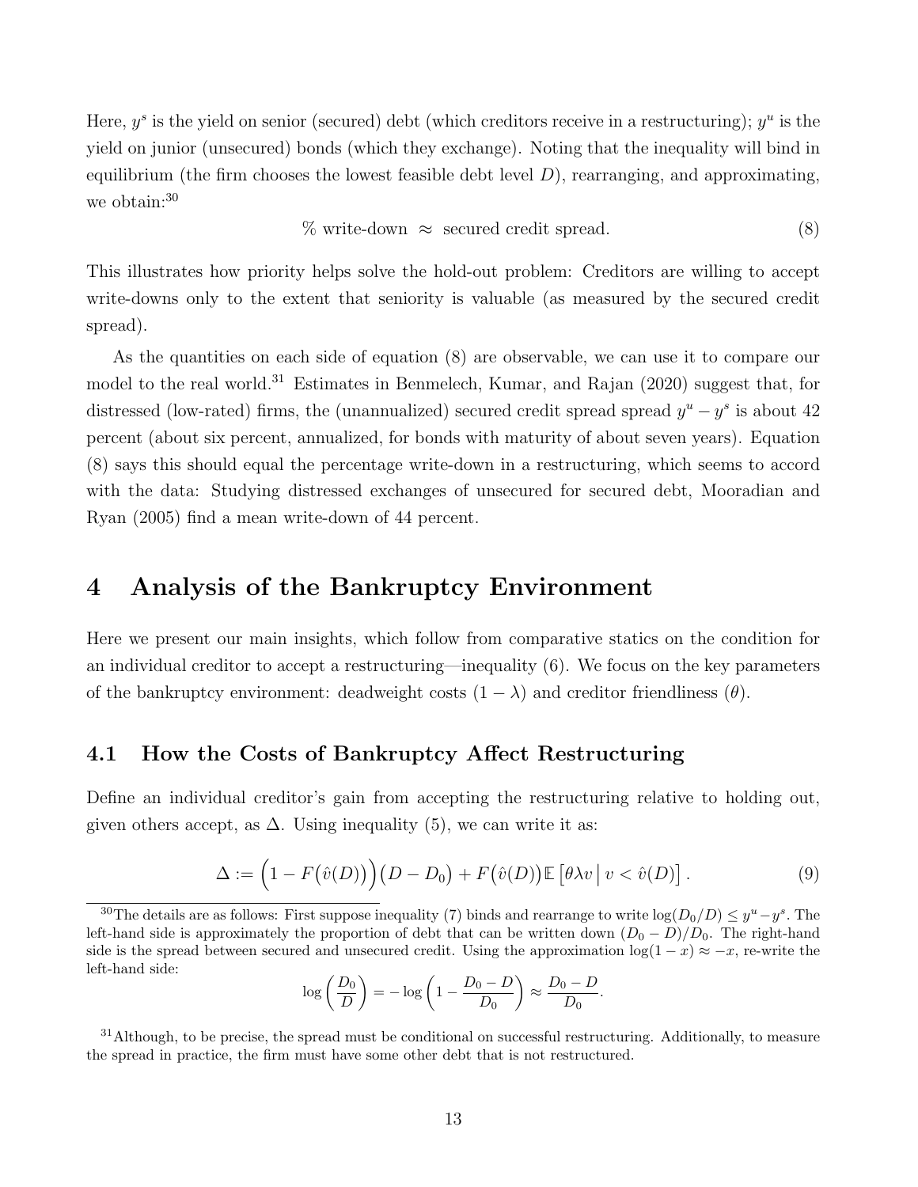Here, $y^s$ is the yield on senior (secured) debt (which creditors receive in a restructuring); $y^u$ is the yield on junior (unsecured) bonds (which they exchange). Noting that the inequality will bind in equilibrium (the firm chooses the lowest feasible debt level $D$), rearranging, and approximating, we obtain:[30]

$$\% \text{ write-down} \;\approx\; \text{secured credit spread.} \tag{8}$$

This illustrates how priority helps solve the hold-out problem: Creditors are willing to accept write-downs only to the extent that seniority is valuable (as measured by the secured credit spread).

As the quantities on each side of equation (8) are observable, we can use it to compare our model to the real world.[31] Estimates in Benmelech, Kumar, and Rajan (2020) suggest that, for distressed (low-rated) firms, the (unannualized) secured credit spread spread $y^u - y^s$ is about 42 percent (about six percent, annualized, for bonds with maturity of about seven years). Equation (8) says this should equal the percentage write-down in a restructuring, which seems to accord with the data: Studying distressed exchanges of unsecured for secured debt, Mooradian and Ryan (2005) find a mean write-down of 44 percent.

# 4 Analysis of the Bankruptcy Environment

Here we present our main insights, which follow from comparative statics on the condition for an individual creditor to accept a restructuring—inequality (6). We focus on the key parameters of the bankruptcy environment: deadweight costs $(1 - \lambda)$ and creditor friendliness $(\theta)$.

## 4.1 How the Costs of Bankruptcy Affect Restructuring

Define an individual creditor's gain from accepting the restructuring relative to holding out, given others accept, as $\Delta$. Using inequality (5), we can write it as:

$$\Delta := \Big(1 - F\big(\hat{v}(D)\big)\Big)\big(D - D_0\big) + F\big(\hat{v}(D)\big)\mathbb{E}\left[\theta\lambda v \,\middle|\, v < \hat{v}(D)\right]. \tag{9}$$

---

[30] The details are as follows: First suppose inequality (7) binds and rearrange to write $\log(D_0/D) \le y^u - y^s$. The left-hand side is approximately the proportion of debt that can be written down $(D_0 - D)/D_0$. The right-hand side is the spread between secured and unsecured credit. Using the approximation $\log(1-x) \approx -x$, re-write the left-hand side:

$$\log\left(\frac{D_0}{D}\right) = -\log\left(1 - \frac{D_0 - D}{D_0}\right) \approx \frac{D_0 - D}{D_0}.$$

[31] Although, to be precise, the spread must be conditional on successful restructuring. Additionally, to measure the spread in practice, the firm must have some other debt that is not restructured.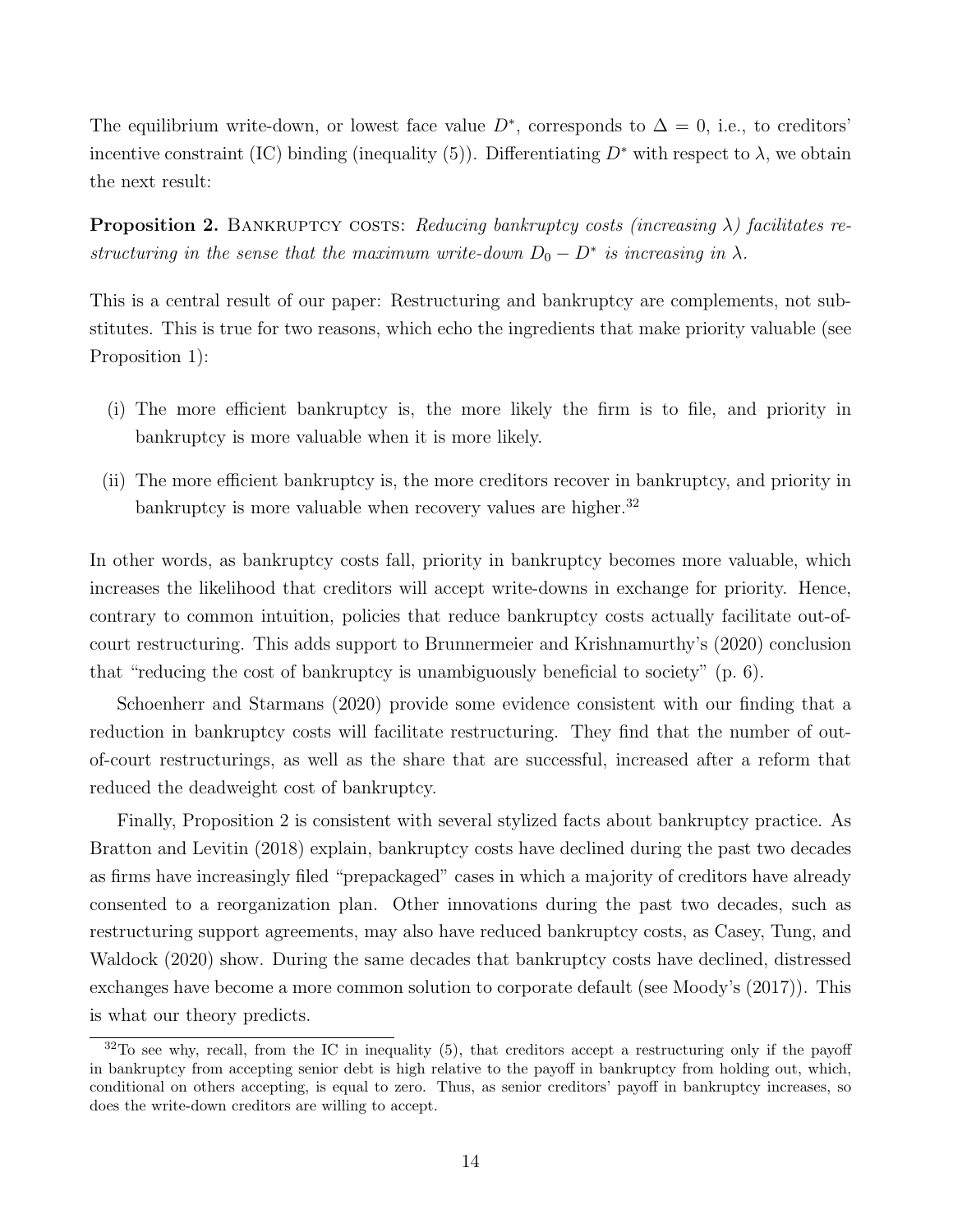The equilibrium write-down, or lowest face value $D^*$, corresponds to $\Delta = 0$, i.e., to creditors' incentive constraint (IC) binding (inequality (5)). Differentiating $D^*$ with respect to $\lambda$, we obtain the next result:

**Proposition 2.** Bankruptcy costs: *Reducing bankruptcy costs (increasing $\lambda$) facilitates restructuring in the sense that the maximum write-down $D_0 - D^*$ is increasing in $\lambda$.*

This is a central result of our paper: Restructuring and bankruptcy are complements, not substitutes. This is true for two reasons, which echo the ingredients that make priority valuable (see Proposition 1):

(i) The more efficient bankruptcy is, the more likely the firm is to file, and priority in bankruptcy is more valuable when it is more likely.

(ii) The more efficient bankruptcy is, the more creditors recover in bankruptcy, and priority in bankruptcy is more valuable when recovery values are higher.[32]

In other words, as bankruptcy costs fall, priority in bankruptcy becomes more valuable, which increases the likelihood that creditors will accept write-downs in exchange for priority. Hence, contrary to common intuition, policies that reduce bankruptcy costs actually facilitate out-of-court restructuring. This adds support to Brunnermeier and Krishnamurthy's (2020) conclusion that "reducing the cost of bankruptcy is unambiguously beneficial to society" (p. 6).

Schoenherr and Starmans (2020) provide some evidence consistent with our finding that a reduction in bankruptcy costs will facilitate restructuring. They find that the number of out-of-court restructurings, as well as the share that are successful, increased after a reform that reduced the deadweight cost of bankruptcy.

Finally, Proposition 2 is consistent with several stylized facts about bankruptcy practice. As Bratton and Levitin (2018) explain, bankruptcy costs have declined during the past two decades as firms have increasingly filed "prepackaged" cases in which a majority of creditors have already consented to a reorganization plan. Other innovations during the past two decades, such as restructuring support agreements, may also have reduced bankruptcy costs, as Casey, Tung, and Waldock (2020) show. During the same decades that bankruptcy costs have declined, distressed exchanges have become a more common solution to corporate default (see Moody's (2017)). This is what our theory predicts.

---

[32] To see why, recall, from the IC in inequality (5), that creditors accept a restructuring only if the payoff in bankruptcy from accepting senior debt is high relative to the payoff in bankruptcy from holding out, which, conditional on others accepting, is equal to zero. Thus, as senior creditors' payoff in bankruptcy increases, so does the write-down creditors are willing to accept.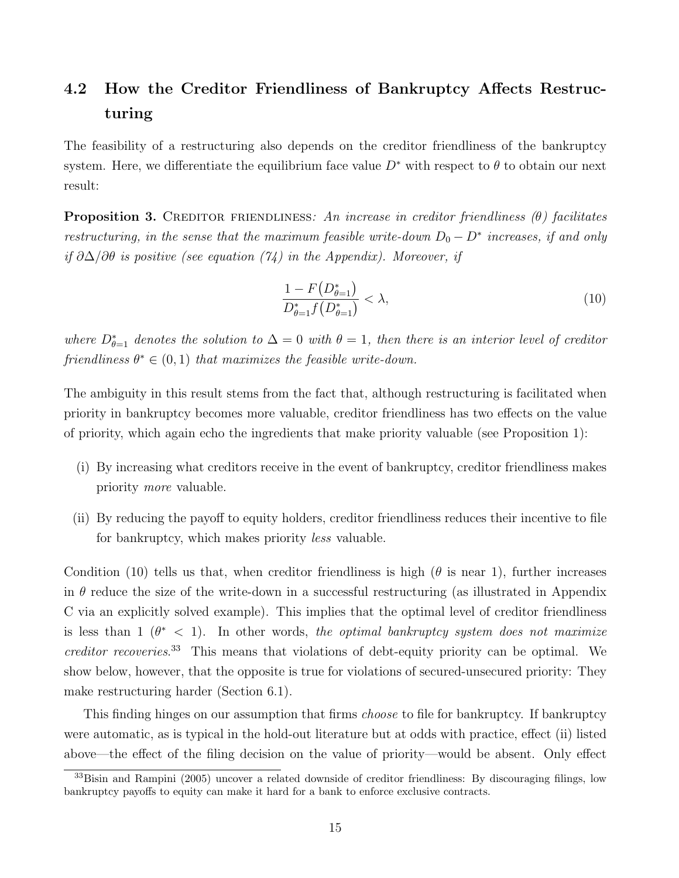## 4.2 How the Creditor Friendliness of Bankruptcy Affects Restructuring

The feasibility of a restructuring also depends on the creditor friendliness of the bankruptcy system. Here, we differentiate the equilibrium face value $D^*$ with respect to $\theta$ to obtain our next result:

**Proposition 3.** Creditor friendliness*: An increase in creditor friendliness ($\theta$) facilitates restructuring, in the sense that the maximum feasible write-down $D_0 - D^*$ increases, if and only if $\partial \Delta / \partial \theta$ is positive (see equation (74) in the Appendix). Moreover, if*

$$\frac{1 - F\left(D^*_{\theta=1}\right)}{D^*_{\theta=1} f\left(D^*_{\theta=1}\right)} < \lambda, \tag{10}$$

*where $D^*_{\theta=1}$ denotes the solution to $\Delta = 0$ with $\theta = 1$, then there is an interior level of creditor friendliness $\theta^* \in (0, 1)$ that maximizes the feasible write-down.*

The ambiguity in this result stems from the fact that, although restructuring is facilitated when priority in bankruptcy becomes more valuable, creditor friendliness has two effects on the value of priority, which again echo the ingredients that make priority valuable (see Proposition 1):

(i) By increasing what creditors receive in the event of bankruptcy, creditor friendliness makes priority *more* valuable.

(ii) By reducing the payoff to equity holders, creditor friendliness reduces their incentive to file for bankruptcy, which makes priority *less* valuable.

Condition (10) tells us that, when creditor friendliness is high ($\theta$ is near 1), further increases in $\theta$ reduce the size of the write-down in a successful restructuring (as illustrated in Appendix C via an explicitly solved example). This implies that the optimal level of creditor friendliness is less than 1 ($\theta^* < 1$). In other words, *the optimal bankruptcy system does not maximize creditor recoveries.*[33] This means that violations of debt-equity priority can be optimal. We show below, however, that the opposite is true for violations of secured-unsecured priority: They make restructuring harder (Section 6.1).

This finding hinges on our assumption that firms *choose* to file for bankruptcy. If bankruptcy were automatic, as is typical in the hold-out literature but at odds with practice, effect (ii) listed above—the effect of the filing decision on the value of priority—would be absent. Only effect

[33] Bisin and Rampini (2005) uncover a related downside of creditor friendliness: By discouraging filings, low bankruptcy payoffs to equity can make it hard for a bank to enforce exclusive contracts.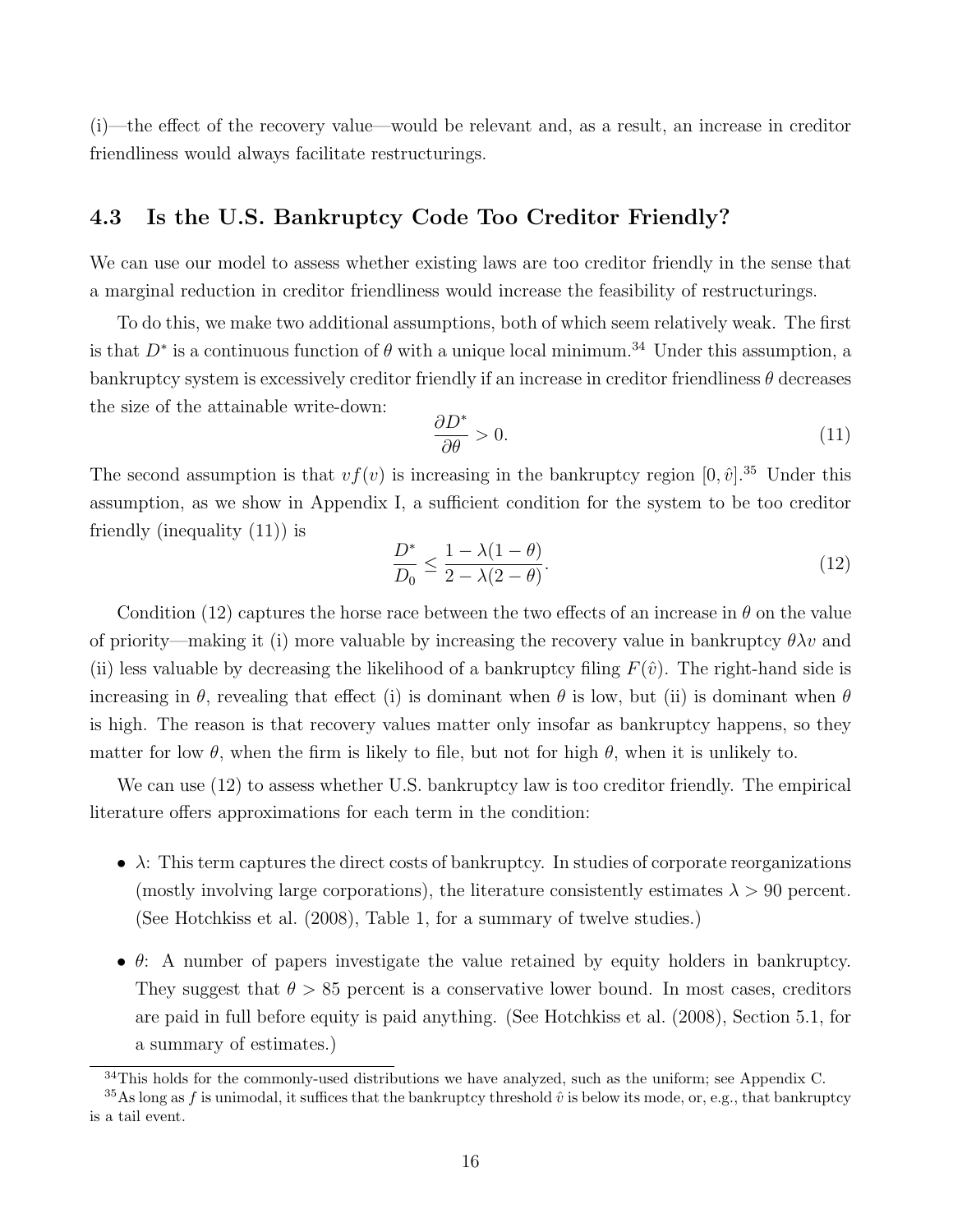(i)—the effect of the recovery value—would be relevant and, as a result, an increase in creditor friendliness would always facilitate restructurings.

### 4.3 Is the U.S. Bankruptcy Code Too Creditor Friendly?

We can use our model to assess whether existing laws are too creditor friendly in the sense that a marginal reduction in creditor friendliness would increase the feasibility of restructurings.

To do this, we make two additional assumptions, both of which seem relatively weak. The first is that $D^*$ is a continuous function of $\theta$ with a unique local minimum.[34] Under this assumption, a bankruptcy system is excessively creditor friendly if an increase in creditor friendliness $\theta$ decreases the size of the attainable write-down:

$$\frac{\partial D^*}{\partial \theta} > 0. \tag{11}$$

The second assumption is that $vf(v)$ is increasing in the bankruptcy region $[0, \hat{v}]$.[35] Under this assumption, as we show in Appendix I, a sufficient condition for the system to be too creditor friendly (inequality (11)) is

$$\frac{D^*}{D_0} \leq \frac{1 - \lambda(1 - \theta)}{2 - \lambda(2 - \theta)}. \tag{12}$$

Condition (12) captures the horse race between the two effects of an increase in $\theta$ on the value of priority—making it (i) more valuable by increasing the recovery value in bankruptcy $\theta \lambda v$ and (ii) less valuable by decreasing the likelihood of a bankruptcy filing $F(\hat{v})$. The right-hand side is increasing in $\theta$, revealing that effect (i) is dominant when $\theta$ is low, but (ii) is dominant when $\theta$ is high. The reason is that recovery values matter only insofar as bankruptcy happens, so they matter for low $\theta$, when the firm is likely to file, but not for high $\theta$, when it is unlikely to.

We can use (12) to assess whether U.S. bankruptcy law is too creditor friendly. The empirical literature offers approximations for each term in the condition:

- $\lambda$: This term captures the direct costs of bankruptcy. In studies of corporate reorganizations (mostly involving large corporations), the literature consistently estimates $\lambda > 90$ percent. (See Hotchkiss et al. (2008), Table 1, for a summary of twelve studies.)

- $\theta$: A number of papers investigate the value retained by equity holders in bankruptcy. They suggest that $\theta > 85$ percent is a conservative lower bound. In most cases, creditors are paid in full before equity is paid anything. (See Hotchkiss et al. (2008), Section 5.1, for a summary of estimates.)

[34] This holds for the commonly-used distributions we have analyzed, such as the uniform; see Appendix C.

[35] As long as $f$ is unimodal, it suffices that the bankruptcy threshold $\hat{v}$ is below its mode, or, e.g., that bankruptcy is a tail event.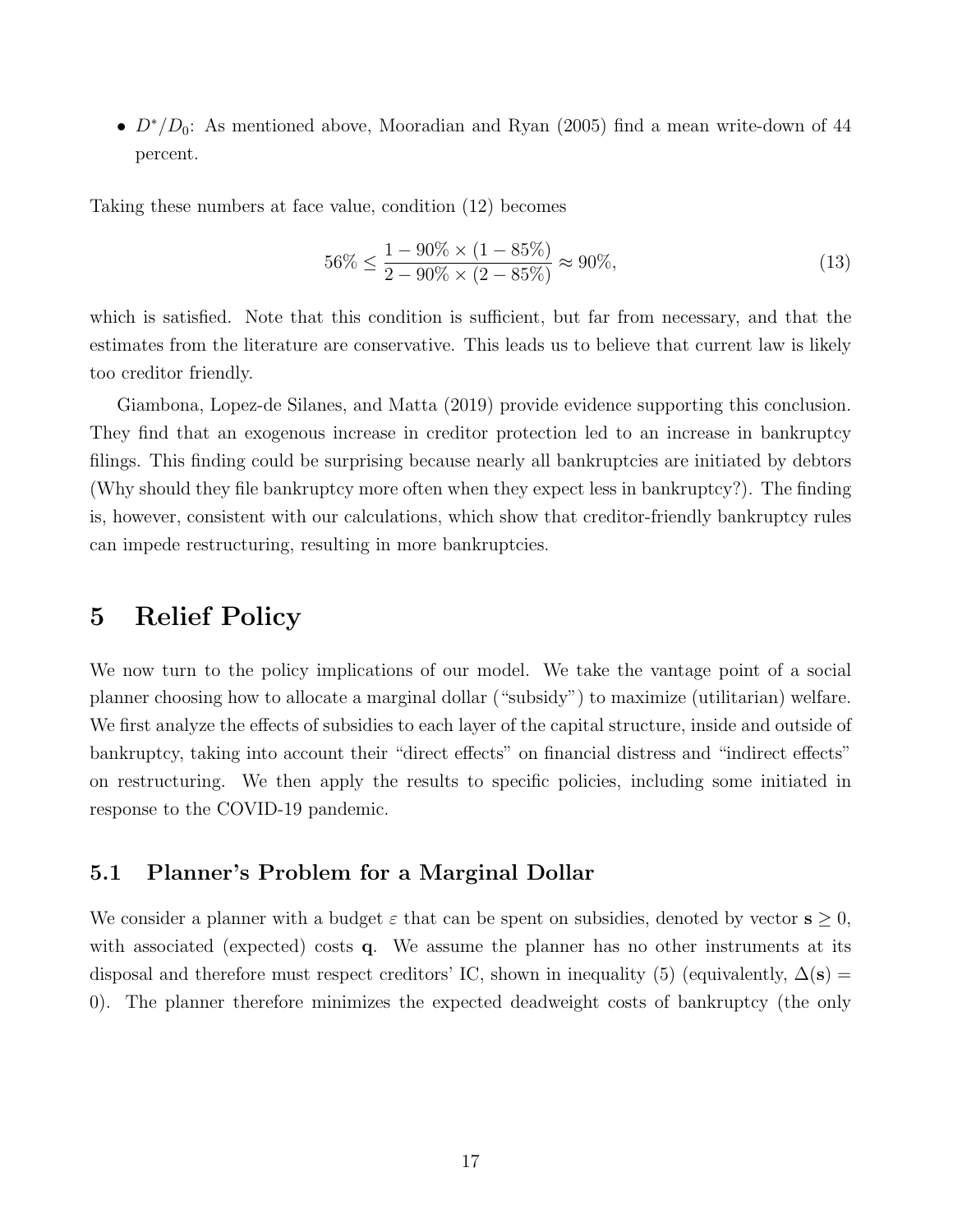- $D^*/D_0$: As mentioned above, Mooradian and Ryan (2005) find a mean write-down of 44 percent.

Taking these numbers at face value, condition (12) becomes

$$56\% \leq \frac{1 - 90\% \times (1 - 85\%)}{2 - 90\% \times (2 - 85\%)} \approx 90\%, \tag{13}$$

which is satisfied. Note that this condition is sufficient, but far from necessary, and that the estimates from the literature are conservative. This leads us to believe that current law is likely too creditor friendly.

Giambona, Lopez-de Silanes, and Matta (2019) provide evidence supporting this conclusion. They find that an exogenous increase in creditor protection led to an increase in bankruptcy filings. This finding could be surprising because nearly all bankruptcies are initiated by debtors (Why should they file bankruptcy more often when they expect less in bankruptcy?). The finding is, however, consistent with our calculations, which show that creditor-friendly bankruptcy rules can impede restructuring, resulting in more bankruptcies.

# 5 Relief Policy

We now turn to the policy implications of our model. We take the vantage point of a social planner choosing how to allocate a marginal dollar ("subsidy") to maximize (utilitarian) welfare. We first analyze the effects of subsidies to each layer of the capital structure, inside and outside of bankruptcy, taking into account their "direct effects" on financial distress and "indirect effects" on restructuring. We then apply the results to specific policies, including some initiated in response to the COVID-19 pandemic.

## 5.1 Planner's Problem for a Marginal Dollar

We consider a planner with a budget $\varepsilon$ that can be spent on subsidies, denoted by vector $\mathbf{s} \geq 0$, with associated (expected) costs $\mathbf{q}$. We assume the planner has no other instruments at its disposal and therefore must respect creditors' IC, shown in inequality (5) (equivalently, $\Delta(\mathbf{s}) = 0$). The planner therefore minimizes the expected deadweight costs of bankruptcy (the only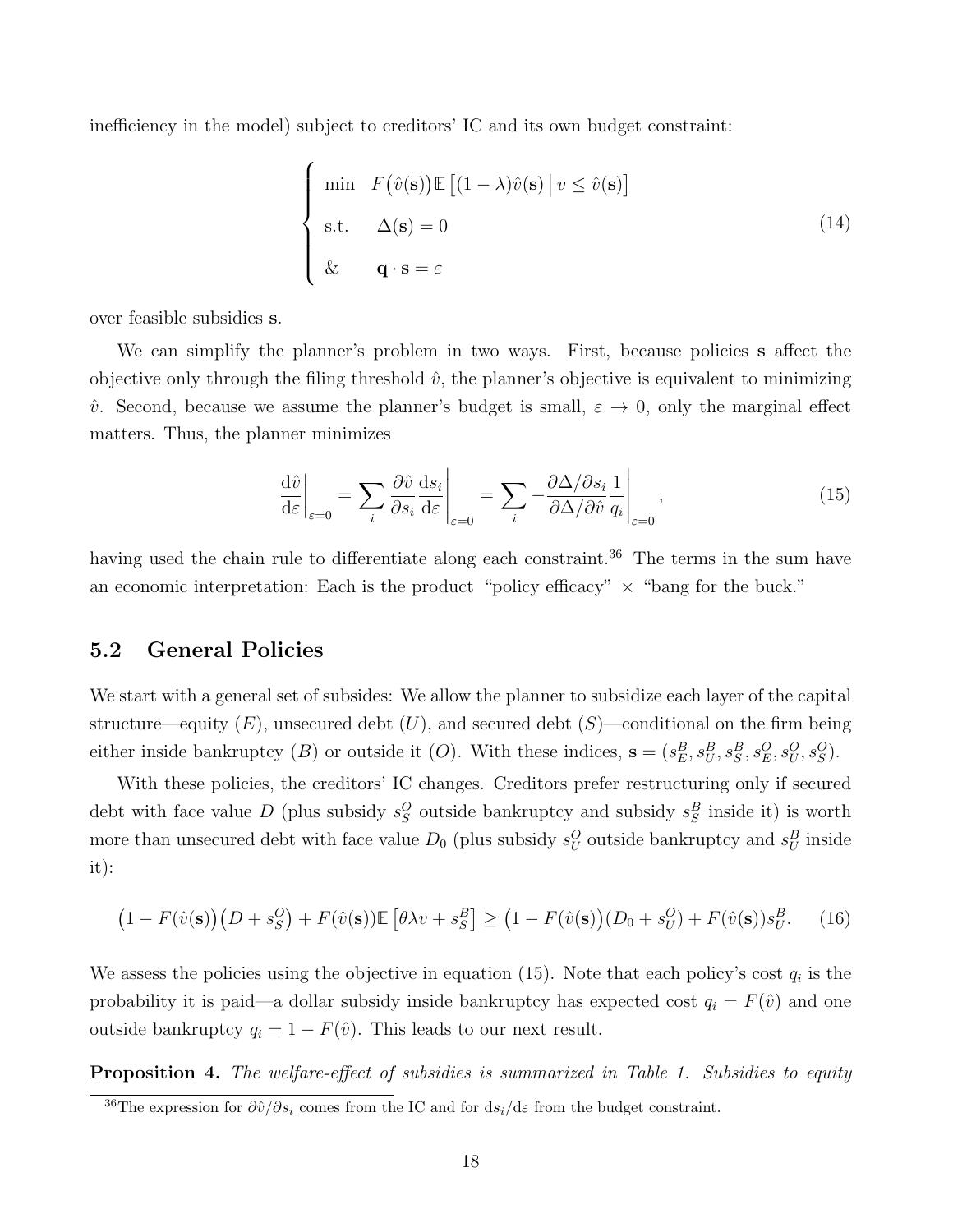inefficiency in the model) subject to creditors' IC and its own budget constraint:

$$
\begin{cases} \min & F\big(\hat{v}(\mathbf{s})\big)\mathbb{E}\left[(1-\lambda)\hat{v}(\mathbf{s}) \,\middle|\, v \leq \hat{v}(\mathbf{s})\right] \\ \text{s.t.} & \Delta(\mathbf{s}) = 0 \\ \& & \mathbf{q}\cdot\mathbf{s} = \varepsilon \end{cases} \tag{14}
$$

over feasible subsidies $\mathbf{s}$.

We can simplify the planner's problem in two ways. First, because policies $\mathbf{s}$ affect the objective only through the filing threshold $\hat{v}$, the planner's objective is equivalent to minimizing $\hat{v}$. Second, because we assume the planner's budget is small, $\varepsilon \to 0$, only the marginal effect matters. Thus, the planner minimizes

$$
\left.\frac{\mathrm{d}\hat{v}}{\mathrm{d}\varepsilon}\right|_{\varepsilon=0} = \sum_i \frac{\partial \hat{v}}{\partial s_i}\frac{\mathrm{d}s_i}{\mathrm{d}\varepsilon}\bigg|_{\varepsilon=0} = \sum_i -\frac{\partial\Delta/\partial s_i}{\partial\Delta/\partial\hat{v}}\frac{1}{q_i}\bigg|_{\varepsilon=0}, \tag{15}
$$

having used the chain rule to differentiate along each constraint.[36] The terms in the sum have an economic interpretation: Each is the product "policy efficacy" × "bang for the buck."

## 5.2 General Policies

We start with a general set of subsides: We allow the planner to subsidize each layer of the capital structure—equity ($E$), unsecured debt ($U$), and secured debt ($S$)—conditional on the firm being either inside bankruptcy ($B$) or outside it ($O$). With these indices, $\mathbf{s} = (s_E^B, s_U^B, s_S^B, s_E^O, s_U^O, s_S^O)$.

With these policies, the creditors' IC changes. Creditors prefer restructuring only if secured debt with face value $D$ (plus subsidy $s_S^O$ outside bankruptcy and subsidy $s_S^B$ inside it) is worth more than unsecured debt with face value $D_0$ (plus subsidy $s_U^O$ outside bankruptcy and $s_U^B$ inside it):

$$
\big(1-F(\hat{v}(\mathbf{s}))\big)\big(D+s_S^O\big) + F(\hat{v}(\mathbf{s}))\mathbb{E}\left[\theta\lambda v + s_S^B\right] \geq \big(1-F(\hat{v}(\mathbf{s}))\big)(D_0+s_U^O) + F(\hat{v}(\mathbf{s}))s_U^B. \tag{16}
$$

We assess the policies using the objective in equation (15). Note that each policy's cost $q_i$ is the probability it is paid—a dollar subsidy inside bankruptcy has expected cost $q_i = F(\hat{v})$ and one outside bankruptcy $q_i = 1 - F(\hat{v})$. This leads to our next result.

**Proposition 4.** *The welfare-effect of subsidies is summarized in Table 1. Subsidies to equity*

[36] The expression for $\partial\hat{v}/\partial s_i$ comes from the IC and for $\mathrm{d}s_i/\mathrm{d}\varepsilon$ from the budget constraint.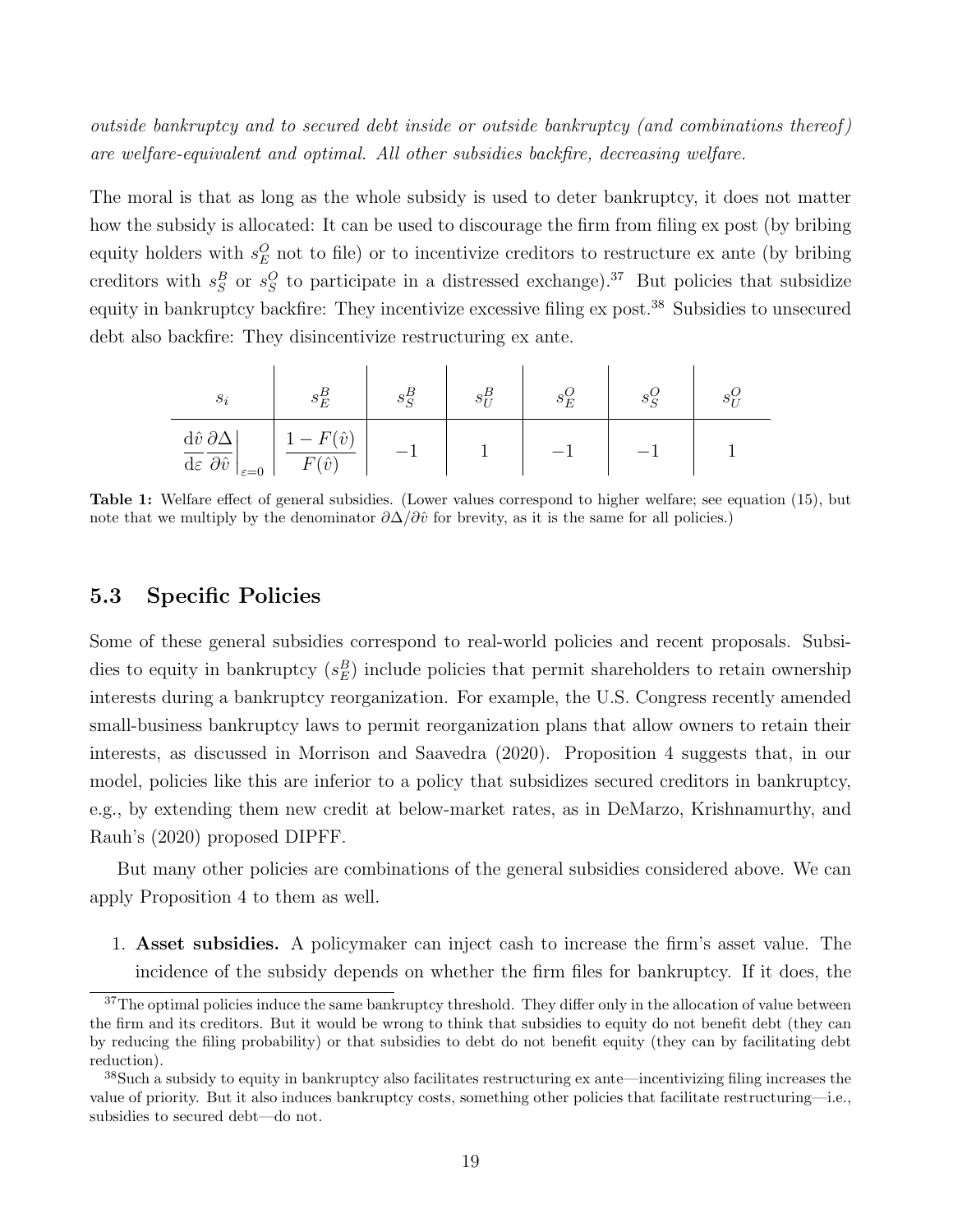*outside bankruptcy and to secured debt inside or outside bankruptcy (and combinations thereof) are welfare-equivalent and optimal. All other subsidies backfire, decreasing welfare.*

The moral is that as long as the whole subsidy is used to deter bankruptcy, it does not matter how the subsidy is allocated: It can be used to discourage the firm from filing ex post (by bribing equity holders with $s_E^O$ not to file) or to incentivize creditors to restructure ex ante (by bribing creditors with $s_S^B$ or $s_S^O$ to participate in a distressed exchange).[37] But policies that subsidize equity in bankruptcy backfire: They incentivize excessive filing ex post.[38] Subsidies to unsecured debt also backfire: They disincentivize restructuring ex ante.

| $s_i$ | $s_E^B$ | $s_S^B$ | $s_U^B$ | $s_E^O$ | $s_S^O$ | $s_U^O$ |
|---|---|---|---|---|---|---|
| $\left.\frac{\mathrm{d}\hat{v}}{\mathrm{d}\varepsilon}\frac{\partial\Delta}{\partial\hat{v}}\right\|_{\varepsilon=0}$ | $\frac{1-F(\hat{v})}{F(\hat{v})}$ | $-1$ | $1$ | $-1$ | $-1$ | $1$ |

**Table 1:** Welfare effect of general subsidies. (Lower values correspond to higher welfare; see equation (15), but note that we multiply by the denominator $\partial\Delta/\partial\hat{v}$ for brevity, as it is the same for all policies.)

## 5.3 Specific Policies

Some of these general subsidies correspond to real-world policies and recent proposals. Subsidies to equity in bankruptcy ($s_E^B$) include policies that permit shareholders to retain ownership interests during a bankruptcy reorganization. For example, the U.S. Congress recently amended small-business bankruptcy laws to permit reorganization plans that allow owners to retain their interests, as discussed in Morrison and Saavedra (2020). Proposition 4 suggests that, in our model, policies like this are inferior to a policy that subsidizes secured creditors in bankruptcy, e.g., by extending them new credit at below-market rates, as in DeMarzo, Krishnamurthy, and Rauh's (2020) proposed DIPFF.

But many other policies are combinations of the general subsidies considered above. We can apply Proposition 4 to them as well.

1. **Asset subsidies.** A policymaker can inject cash to increase the firm's asset value. The incidence of the subsidy depends on whether the firm files for bankruptcy. If it does, the

[37] The optimal policies induce the same bankruptcy threshold. They differ only in the allocation of value between the firm and its creditors. But it would be wrong to think that subsidies to equity do not benefit debt (they can by reducing the filing probability) or that subsidies to debt do not benefit equity (they can by facilitating debt reduction).

[38] Such a subsidy to equity in bankruptcy also facilitates restructuring ex ante—incentivizing filing increases the value of priority. But it also induces bankruptcy costs, something other policies that facilitate restructuring—i.e., subsidies to secured debt—do not.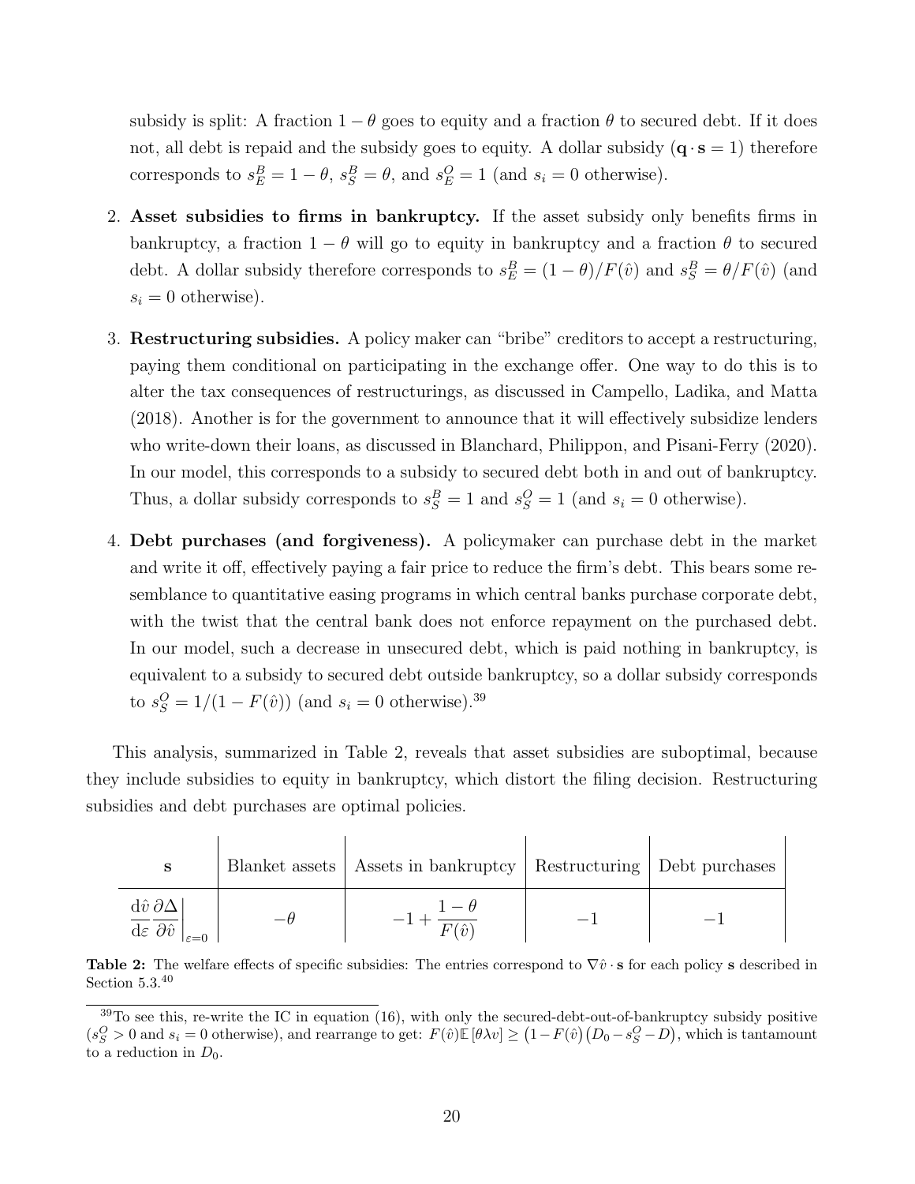subsidy is split: A fraction $1-\theta$ goes to equity and a fraction $\theta$ to secured debt. If it does not, all debt is repaid and the subsidy goes to equity. A dollar subsidy ($\mathbf{q} \cdot \mathbf{s} = 1$) therefore corresponds to $s_E^B = 1-\theta$, $s_S^B = \theta$, and $s_E^O = 1$ (and $s_i = 0$ otherwise).

2. **Asset subsidies to firms in bankruptcy.** If the asset subsidy only benefits firms in bankruptcy, a fraction $1-\theta$ will go to equity in bankruptcy and a fraction $\theta$ to secured debt. A dollar subsidy therefore corresponds to $s_E^B = (1-\theta)/F(\hat{v})$ and $s_S^B = \theta/F(\hat{v})$ (and $s_i = 0$ otherwise).

3. **Restructuring subsidies.** A policy maker can "bribe" creditors to accept a restructuring, paying them conditional on participating in the exchange offer. One way to do this is to alter the tax consequences of restructurings, as discussed in Campello, Ladika, and Matta (2018). Another is for the government to announce that it will effectively subsidize lenders who write-down their loans, as discussed in Blanchard, Philippon, and Pisani-Ferry (2020). In our model, this corresponds to a subsidy to secured debt both in and out of bankruptcy. Thus, a dollar subsidy corresponds to $s_S^B = 1$ and $s_S^O = 1$ (and $s_i = 0$ otherwise).

4. **Debt purchases (and forgiveness).** A policymaker can purchase debt in the market and write it off, effectively paying a fair price to reduce the firm's debt. This bears some resemblance to quantitative easing programs in which central banks purchase corporate debt, with the twist that the central bank does not enforce repayment on the purchased debt. In our model, such a decrease in unsecured debt, which is paid nothing in bankruptcy, is equivalent to a subsidy to secured debt outside bankruptcy, so a dollar subsidy corresponds to $s_S^O = 1/(1-F(\hat{v}))$ (and $s_i = 0$ otherwise).[39]

This analysis, summarized in Table 2, reveals that asset subsidies are suboptimal, because they include subsidies to equity in bankruptcy, which distort the filing decision. Restructuring subsidies and debt purchases are optimal policies.

| $\mathbf{s}$ | Blanket assets | Assets in bankruptcy | Restructuring | Debt purchases |
|---|---|---|---|---|
| $\left.\frac{\mathrm{d}\hat{v}}{\mathrm{d}\varepsilon}\frac{\partial \Delta}{\partial \hat{v}}\right\|_{\varepsilon=0}$ | $-\theta$ | $-1+\dfrac{1-\theta}{F(\hat{v})}$ | $-1$ | $-1$ |

**Table 2:** The welfare effects of specific subsidies: The entries correspond to $\nabla\hat{v}\cdot\mathbf{s}$ for each policy $\mathbf{s}$ described in Section 5.3.[40]

[39] To see this, re-write the IC in equation (16), with only the secured-debt-out-of-bankruptcy subsidy positive ($s_S^O > 0$ and $s_i = 0$ otherwise), and rearrange to get: $F(\hat{v})\mathbb{E}[\theta\lambda v] \geq \big(1-F(\hat{v})\big)\big(D_0 - s_S^O - D\big)$, which is tantamount to a reduction in $D_0$.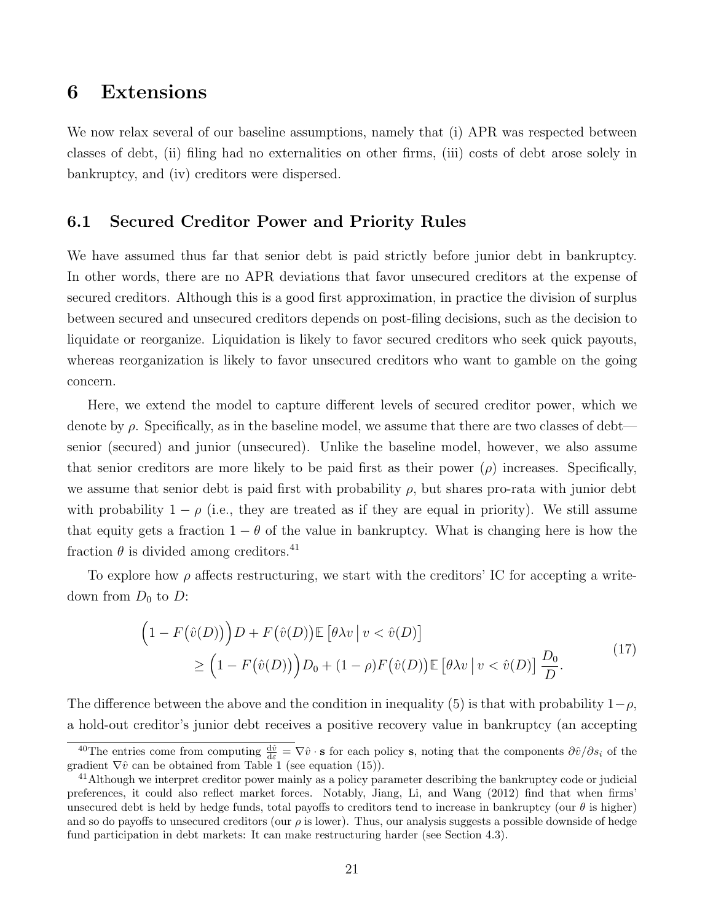# 6 Extensions

We now relax several of our baseline assumptions, namely that (i) APR was respected between classes of debt, (ii) filing had no externalities on other firms, (iii) costs of debt arose solely in bankruptcy, and (iv) creditors were dispersed.

## 6.1 Secured Creditor Power and Priority Rules

We have assumed thus far that senior debt is paid strictly before junior debt in bankruptcy. In other words, there are no APR deviations that favor unsecured creditors at the expense of secured creditors. Although this is a good first approximation, in practice the division of surplus between secured and unsecured creditors depends on post-filing decisions, such as the decision to liquidate or reorganize. Liquidation is likely to favor secured creditors who seek quick payouts, whereas reorganization is likely to favor unsecured creditors who want to gamble on the going concern.

Here, we extend the model to capture different levels of secured creditor power, which we denote by $\rho$. Specifically, as in the baseline model, we assume that there are two classes of debt—senior (secured) and junior (unsecured). Unlike the baseline model, however, we also assume that senior creditors are more likely to be paid first as their power ($\rho$) increases. Specifically, we assume that senior debt is paid first with probability $\rho$, but shares pro-rata with junior debt with probability $1 - \rho$ (i.e., they are treated as if they are equal in priority). We still assume that equity gets a fraction $1 - \theta$ of the value in bankruptcy. What is changing here is how the fraction $\theta$ is divided among creditors.[41]

To explore how $\rho$ affects restructuring, we start with the creditors' IC for accepting a write-down from $D_0$ to $D$:

$$
\begin{aligned}
&\Big(1 - F\big(\hat{v}(D)\big)\Big) D + F\big(\hat{v}(D)\big) \mathbb{E}\left[\theta \lambda v \,\middle|\, v < \hat{v}(D)\right] \\
&\qquad \geq \Big(1 - F\big(\hat{v}(D)\big)\Big) D_0 + (1-\rho) F\big(\hat{v}(D)\big) \mathbb{E}\left[\theta \lambda v \,\middle|\, v < \hat{v}(D)\right] \frac{D_0}{D}.
\end{aligned}
\tag{17}
$$

The difference between the above and the condition in inequality (5) is that with probability $1-\rho$, a hold-out creditor's junior debt receives a positive recovery value in bankruptcy (an accepting

[40] The entries come from computing $\frac{\mathrm{d}\hat{v}}{\mathrm{d}\varepsilon} = \nabla \hat{v} \cdot \mathbf{s}$ for each policy $\mathbf{s}$, noting that the components $\partial \hat{v} / \partial s_i$ of the gradient $\nabla \hat{v}$ can be obtained from Table 1 (see equation (15)).

[41] Although we interpret creditor power mainly as a policy parameter describing the bankruptcy code or judicial preferences, it could also reflect market forces. Notably, Jiang, Li, and Wang (2012) find that when firms' unsecured debt is held by hedge funds, total payoffs to creditors tend to increase in bankruptcy (our $\theta$ is higher) and so do payoffs to unsecured creditors (our $\rho$ is lower). Thus, our analysis suggests a possible downside of hedge fund participation in debt markets: It can make restructuring harder (see Section 4.3).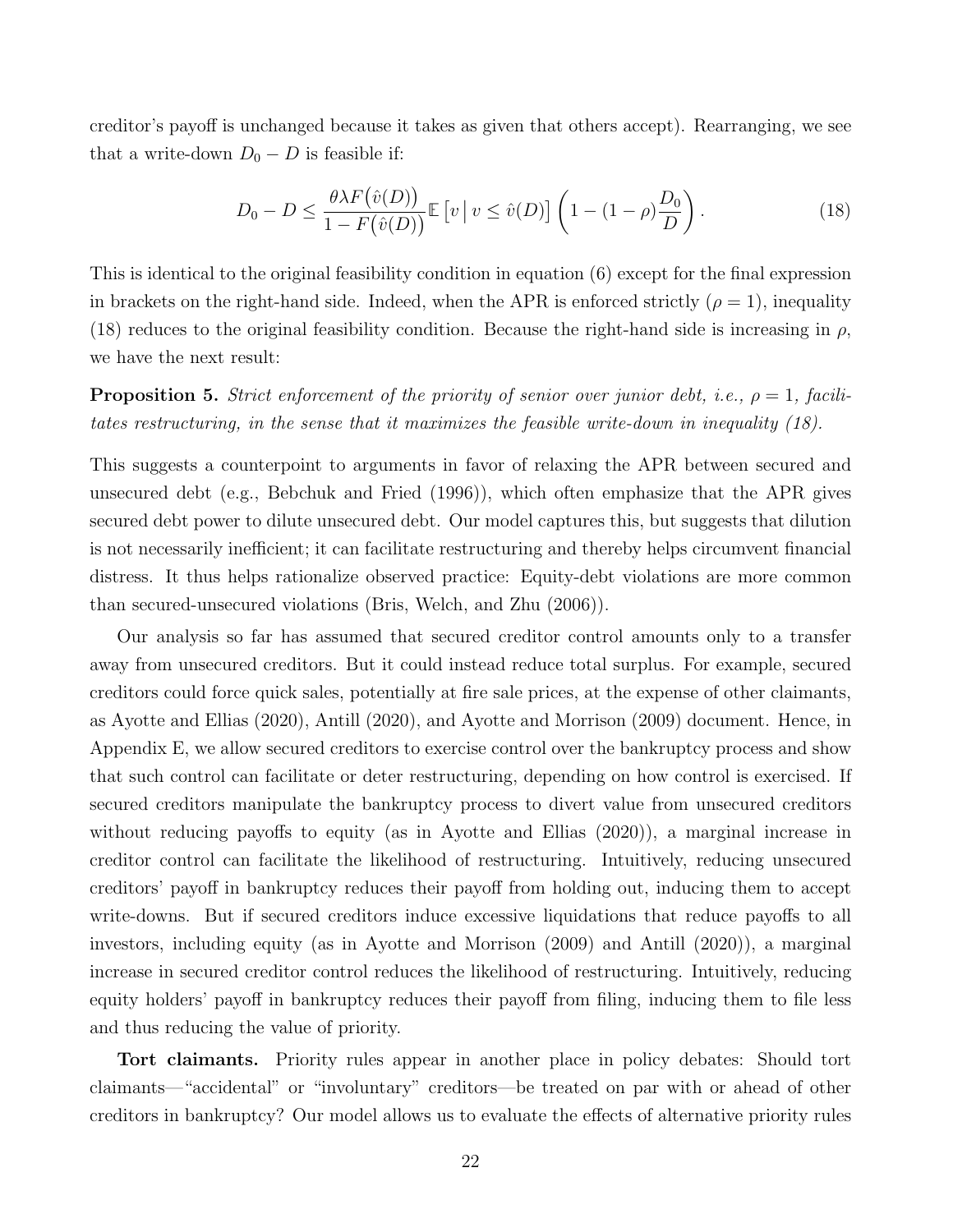creditor's payoff is unchanged because it takes as given that others accept). Rearranging, we see that a write-down $D_0 - D$ is feasible if:

$$D_0 - D \leq \frac{\theta \lambda F\big(\hat{v}(D)\big)}{1 - F\big(\hat{v}(D)\big)} \mathbb{E}\left[v \,\middle|\, v \leq \hat{v}(D)\right] \left(1 - (1-\rho)\frac{D_0}{D}\right). \tag{18}$$

This is identical to the original feasibility condition in equation (6) except for the final expression in brackets on the right-hand side. Indeed, when the APR is enforced strictly ($\rho = 1$), inequality (18) reduces to the original feasibility condition. Because the right-hand side is increasing in $\rho$, we have the next result:

**Proposition 5.** *Strict enforcement of the priority of senior over junior debt, i.e., $\rho = 1$, facilitates restructuring, in the sense that it maximizes the feasible write-down in inequality (18).*

This suggests a counterpoint to arguments in favor of relaxing the APR between secured and unsecured debt (e.g., Bebchuk and Fried (1996)), which often emphasize that the APR gives secured debt power to dilute unsecured debt. Our model captures this, but suggests that dilution is not necessarily inefficient; it can facilitate restructuring and thereby helps circumvent financial distress. It thus helps rationalize observed practice: Equity-debt violations are more common than secured-unsecured violations (Bris, Welch, and Zhu (2006)).

Our analysis so far has assumed that secured creditor control amounts only to a transfer away from unsecured creditors. But it could instead reduce total surplus. For example, secured creditors could force quick sales, potentially at fire sale prices, at the expense of other claimants, as Ayotte and Ellias (2020), Antill (2020), and Ayotte and Morrison (2009) document. Hence, in Appendix E, we allow secured creditors to exercise control over the bankruptcy process and show that such control can facilitate or deter restructuring, depending on how control is exercised. If secured creditors manipulate the bankruptcy process to divert value from unsecured creditors without reducing payoffs to equity (as in Ayotte and Ellias (2020)), a marginal increase in creditor control can facilitate the likelihood of restructuring. Intuitively, reducing unsecured creditors' payoff in bankruptcy reduces their payoff from holding out, inducing them to accept write-downs. But if secured creditors induce excessive liquidations that reduce payoffs to all investors, including equity (as in Ayotte and Morrison (2009) and Antill (2020)), a marginal increase in secured creditor control reduces the likelihood of restructuring. Intuitively, reducing equity holders' payoff in bankruptcy reduces their payoff from filing, inducing them to file less and thus reducing the value of priority.

**Tort claimants.** Priority rules appear in another place in policy debates: Should tort claimants—"accidental" or "involuntary" creditors—be treated on par with or ahead of other creditors in bankruptcy? Our model allows us to evaluate the effects of alternative priority rules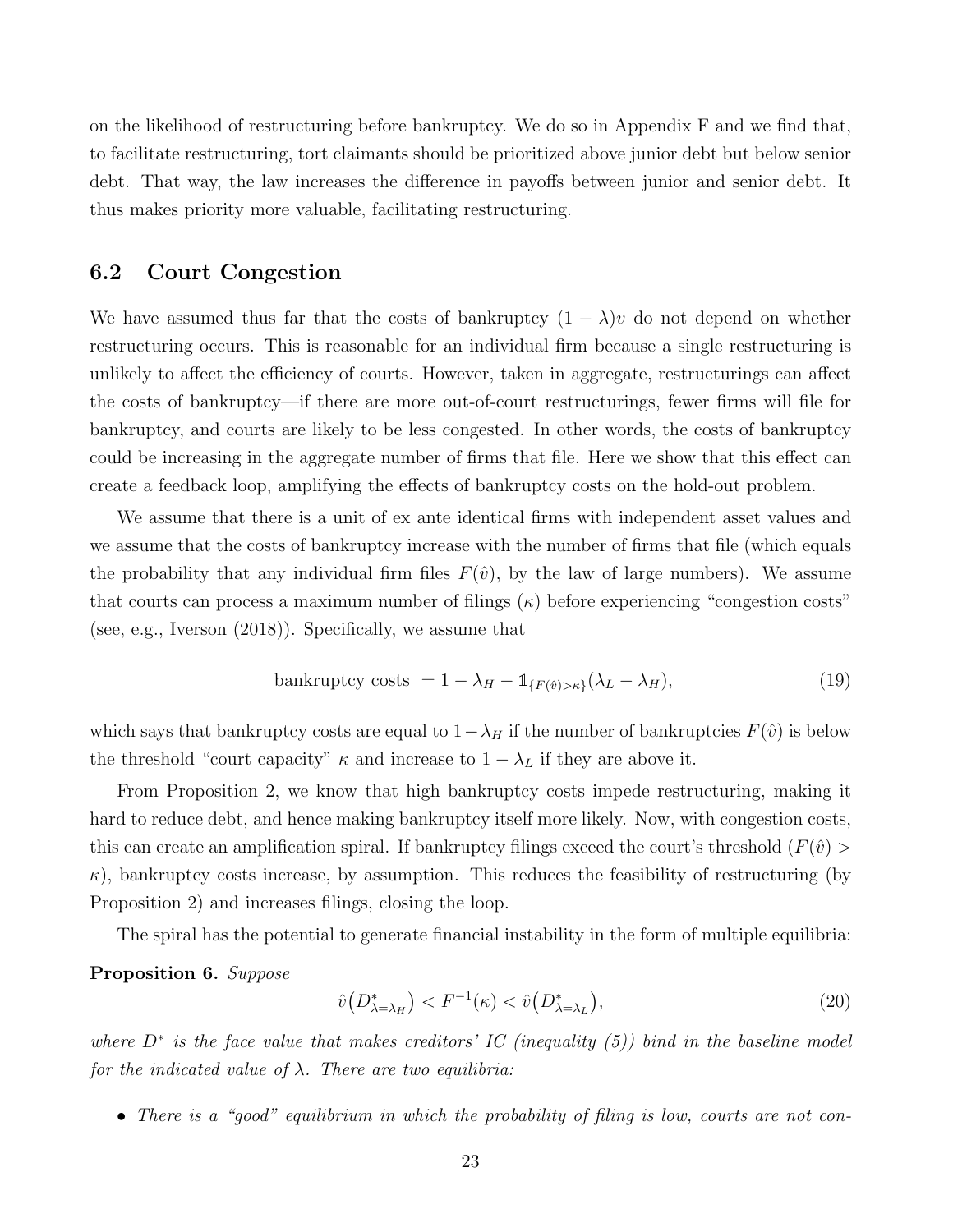on the likelihood of restructuring before bankruptcy. We do so in Appendix F and we find that, to facilitate restructuring, tort claimants should be prioritized above junior debt but below senior debt. That way, the law increases the difference in payoffs between junior and senior debt. It thus makes priority more valuable, facilitating restructuring.

## 6.2 Court Congestion

We have assumed thus far that the costs of bankruptcy $(1-\lambda)v$ do not depend on whether restructuring occurs. This is reasonable for an individual firm because a single restructuring is unlikely to affect the efficiency of courts. However, taken in aggregate, restructurings can affect the costs of bankruptcy—if there are more out-of-court restructurings, fewer firms will file for bankruptcy, and courts are likely to be less congested. In other words, the costs of bankruptcy could be increasing in the aggregate number of firms that file. Here we show that this effect can create a feedback loop, amplifying the effects of bankruptcy costs on the hold-out problem.

We assume that there is a unit of ex ante identical firms with independent asset values and we assume that the costs of bankruptcy increase with the number of firms that file (which equals the probability that any individual firm files $F(\hat{v})$, by the law of large numbers). We assume that courts can process a maximum number of filings ($\kappa$) before experiencing "congestion costs" (see, e.g., Iverson (2018)). Specifically, we assume that

$$\text{bankruptcy costs } = 1-\lambda_H - \mathbb{1}_{\{F(\hat{v})>\kappa\}}(\lambda_L-\lambda_H), \tag{19}$$

which says that bankruptcy costs are equal to $1-\lambda_H$ if the number of bankruptcies $F(\hat{v})$ is below the threshold "court capacity" $\kappa$ and increase to $1-\lambda_L$ if they are above it.

From Proposition 2, we know that high bankruptcy costs impede restructuring, making it hard to reduce debt, and hence making bankruptcy itself more likely. Now, with congestion costs, this can create an amplification spiral. If bankruptcy filings exceed the court's threshold ($F(\hat{v}) > \kappa$), bankruptcy costs increase, by assumption. This reduces the feasibility of restructuring (by Proposition 2) and increases filings, closing the loop.

The spiral has the potential to generate financial instability in the form of multiple equilibria:

**Proposition 6.** *Suppose*

$$\hat{v}\big(D^*_{\lambda=\lambda_H}\big) < F^{-1}(\kappa) < \hat{v}\big(D^*_{\lambda=\lambda_L}\big), \tag{20}$$

*where $D^*$ is the face value that makes creditors' IC (inequality (5)) bind in the baseline model for the indicated value of $\lambda$. There are two equilibria:*

- *There is a "good" equilibrium in which the probability of filing is low, courts are not con-*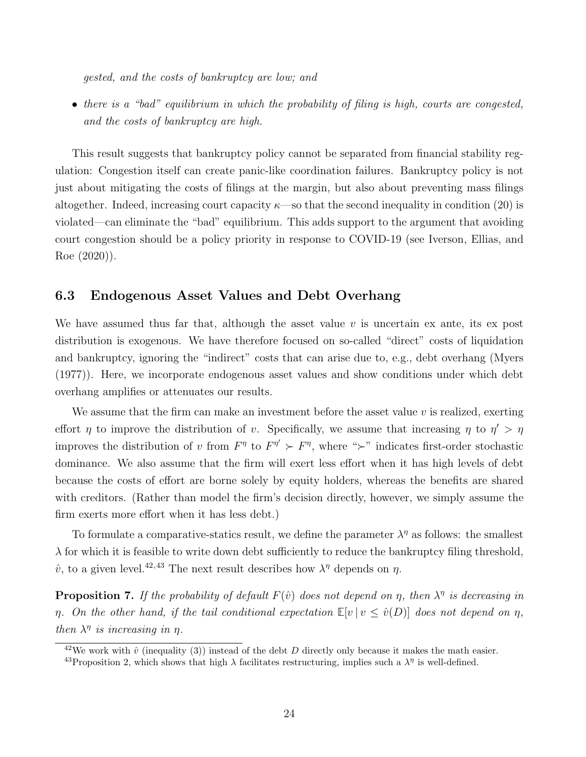*gested, and the costs of bankruptcy are low; and*

- *there is a "bad" equilibrium in which the probability of filing is high, courts are congested, and the costs of bankruptcy are high.*

This result suggests that bankruptcy policy cannot be separated from financial stability regulation: Congestion itself can create panic-like coordination failures. Bankruptcy policy is not just about mitigating the costs of filings at the margin, but also about preventing mass filings altogether. Indeed, increasing court capacity $\kappa$—so that the second inequality in condition (20) is violated—can eliminate the "bad" equilibrium. This adds support to the argument that avoiding court congestion should be a policy priority in response to COVID-19 (see Iverson, Ellias, and Roe (2020)).

### 6.3 Endogenous Asset Values and Debt Overhang

We have assumed thus far that, although the asset value $v$ is uncertain ex ante, its ex post distribution is exogenous. We have therefore focused on so-called "direct" costs of liquidation and bankruptcy, ignoring the "indirect" costs that can arise due to, e.g., debt overhang (Myers (1977)). Here, we incorporate endogenous asset values and show conditions under which debt overhang amplifies or attenuates our results.

We assume that the firm can make an investment before the asset value $v$ is realized, exerting effort $\eta$ to improve the distribution of $v$. Specifically, we assume that increasing $\eta$ to $\eta' > \eta$ improves the distribution of $v$ from $F^{\eta}$ to $F^{\eta'} \succ F^{\eta}$, where "$\succ$" indicates first-order stochastic dominance. We also assume that the firm will exert less effort when it has high levels of debt because the costs of effort are borne solely by equity holders, whereas the benefits are shared with creditors. (Rather than model the firm's decision directly, however, we simply assume the firm exerts more effort when it has less debt.)

To formulate a comparative-statics result, we define the parameter $\lambda^{\eta}$ as follows: the smallest $\lambda$ for which it is feasible to write down debt sufficiently to reduce the bankruptcy filing threshold, $\hat{v}$, to a given level.[42,43] The next result describes how $\lambda^{\eta}$ depends on $\eta$.

**Proposition 7.** *If the probability of default $F(\hat{v})$ does not depend on $\eta$, then $\lambda^{\eta}$ is decreasing in $\eta$. On the other hand, if the tail conditional expectation $\mathbb{E}[v \mid v \leq \hat{v}(D)]$ does not depend on $\eta$, then $\lambda^{\eta}$ is increasing in $\eta$.*

[42] We work with $\hat{v}$ (inequality (3)) instead of the debt $D$ directly only because it makes the math easier.

[43] Proposition 2, which shows that high $\lambda$ facilitates restructuring, implies such a $\lambda^{\eta}$ is well-defined.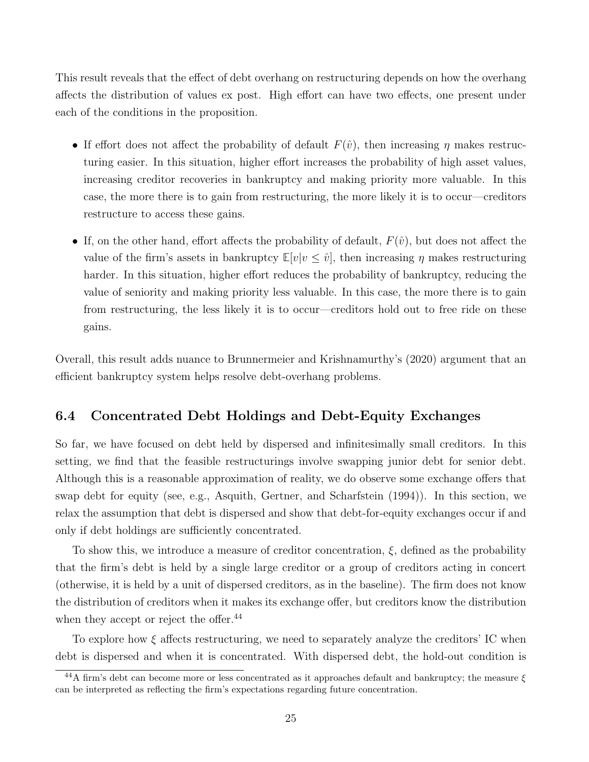This result reveals that the effect of debt overhang on restructuring depends on how the overhang affects the distribution of values ex post. High effort can have two effects, one present under each of the conditions in the proposition.

- If effort does not affect the probability of default $F(\hat{v})$, then increasing $\eta$ makes restructuring easier. In this situation, higher effort increases the probability of high asset values, increasing creditor recoveries in bankruptcy and making priority more valuable. In this case, the more there is to gain from restructuring, the more likely it is to occur—creditors restructure to access these gains.
- If, on the other hand, effort affects the probability of default, $F(\hat{v})$, but does not affect the value of the firm's assets in bankruptcy $\mathbb{E}[v|v \leq \hat{v}]$, then increasing $\eta$ makes restructuring harder. In this situation, higher effort reduces the probability of bankruptcy, reducing the value of seniority and making priority less valuable. In this case, the more there is to gain from restructuring, the less likely it is to occur—creditors hold out to free ride on these gains.

Overall, this result adds nuance to Brunnermeier and Krishnamurthy's (2020) argument that an efficient bankruptcy system helps resolve debt-overhang problems.

### 6.4 Concentrated Debt Holdings and Debt-Equity Exchanges

So far, we have focused on debt held by dispersed and infinitesimally small creditors. In this setting, we find that the feasible restructurings involve swapping junior debt for senior debt. Although this is a reasonable approximation of reality, we do observe some exchange offers that swap debt for equity (see, e.g., Asquith, Gertner, and Scharfstein (1994)). In this section, we relax the assumption that debt is dispersed and show that debt-for-equity exchanges occur if and only if debt holdings are sufficiently concentrated.

To show this, we introduce a measure of creditor concentration, $\xi$, defined as the probability that the firm's debt is held by a single large creditor or a group of creditors acting in concert (otherwise, it is held by a unit of dispersed creditors, as in the baseline). The firm does not know the distribution of creditors when it makes its exchange offer, but creditors know the distribution when they accept or reject the offer.[44]

To explore how $\xi$ affects restructuring, we need to separately analyze the creditors' IC when debt is dispersed and when it is concentrated. With dispersed debt, the hold-out condition is

[44] A firm's debt can become more or less concentrated as it approaches default and bankruptcy; the measure $\xi$ can be interpreted as reflecting the firm's expectations regarding future concentration.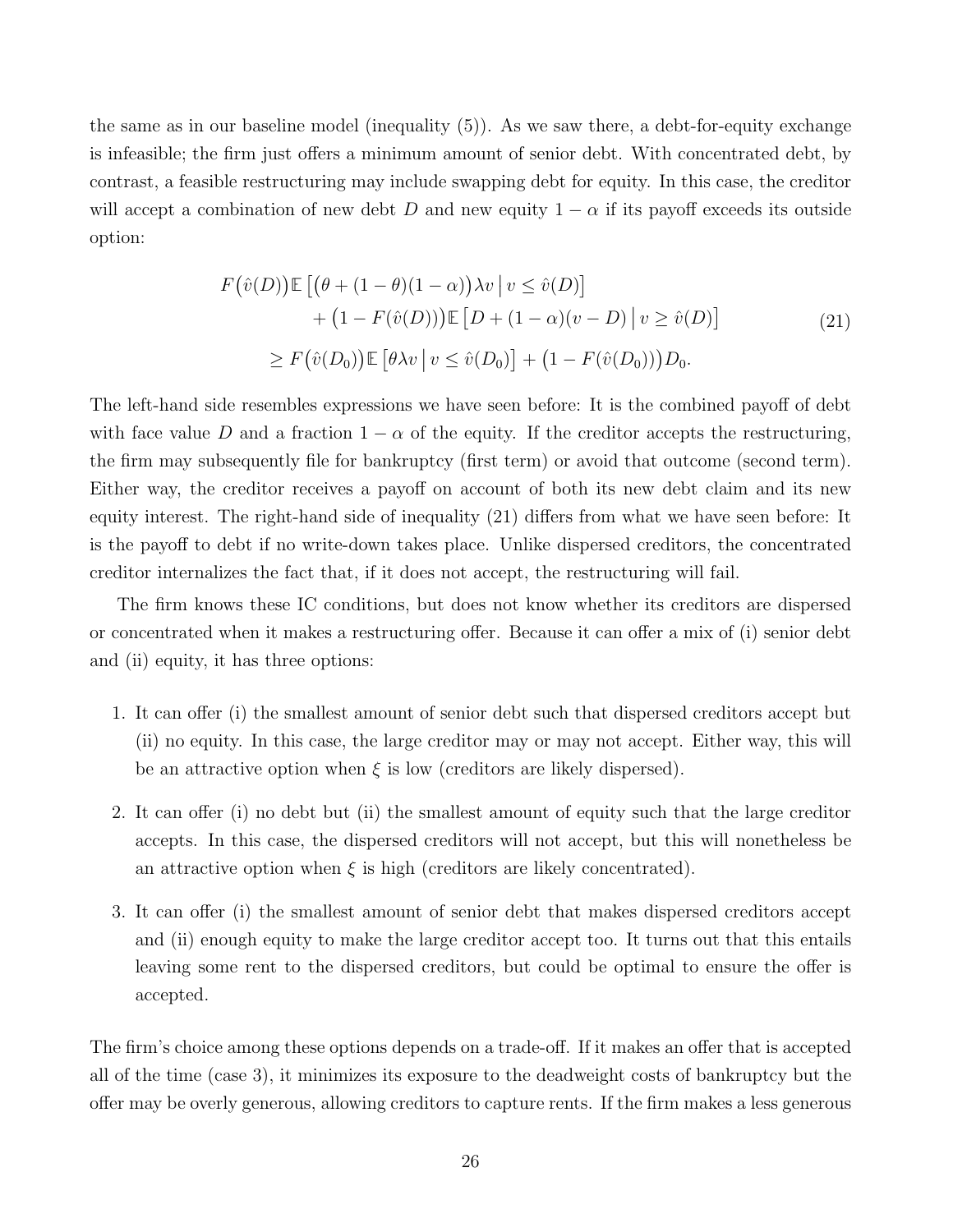the same as in our baseline model (inequality (5)). As we saw there, a debt-for-equity exchange is infeasible; the firm just offers a minimum amount of senior debt. With concentrated debt, by contrast, a feasible restructuring may include swapping debt for equity. In this case, the creditor will accept a combination of new debt $D$ and new equity $1-\alpha$ if its payoff exceeds its outside option:

$$
\begin{aligned}
F\big(\hat{v}(D)\big)\mathbb{E}\left[\big(\theta+(1-\theta)(1-\alpha)\big)\lambda v \,\middle|\, v \le \hat{v}(D)\right] \\
+\big(1-F(\hat{v}(D))\big)\mathbb{E}\left[D+(1-\alpha)(v-D) \,\middle|\, v \ge \hat{v}(D)\right] \\
\ge F\big(\hat{v}(D_0)\big)\mathbb{E}\left[\theta\lambda v \,\middle|\, v \le \hat{v}(D_0)\right]+\big(1-F(\hat{v}(D_0))\big)D_0.
\end{aligned}
\tag{21}
$$

The left-hand side resembles expressions we have seen before: It is the combined payoff of debt with face value $D$ and a fraction $1-\alpha$ of the equity. If the creditor accepts the restructuring, the firm may subsequently file for bankruptcy (first term) or avoid that outcome (second term). Either way, the creditor receives a payoff on account of both its new debt claim and its new equity interest. The right-hand side of inequality (21) differs from what we have seen before: It is the payoff to debt if no write-down takes place. Unlike dispersed creditors, the concentrated creditor internalizes the fact that, if it does not accept, the restructuring will fail.

The firm knows these IC conditions, but does not know whether its creditors are dispersed or concentrated when it makes a restructuring offer. Because it can offer a mix of (i) senior debt and (ii) equity, it has three options:

1. It can offer (i) the smallest amount of senior debt such that dispersed creditors accept but (ii) no equity. In this case, the large creditor may or may not accept. Either way, this will be an attractive option when $\xi$ is low (creditors are likely dispersed).

2. It can offer (i) no debt but (ii) the smallest amount of equity such that the large creditor accepts. In this case, the dispersed creditors will not accept, but this will nonetheless be an attractive option when $\xi$ is high (creditors are likely concentrated).

3. It can offer (i) the smallest amount of senior debt that makes dispersed creditors accept and (ii) enough equity to make the large creditor accept too. It turns out that this entails leaving some rent to the dispersed creditors, but could be optimal to ensure the offer is accepted.

The firm's choice among these options depends on a trade-off. If it makes an offer that is accepted all of the time (case 3), it minimizes its exposure to the deadweight costs of bankruptcy but the offer may be overly generous, allowing creditors to capture rents. If the firm makes a less generous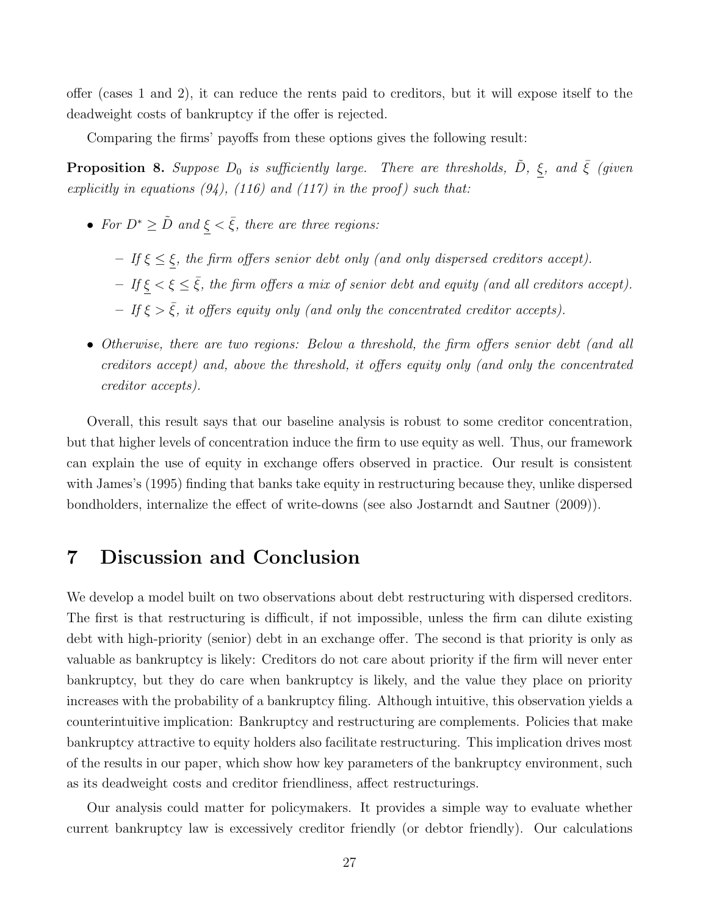offer (cases 1 and 2), it can reduce the rents paid to creditors, but it will expose itself to the deadweight costs of bankruptcy if the offer is rejected.

Comparing the firms' payoffs from these options gives the following result:

**Proposition 8.** *Suppose $D_0$ is sufficiently large. There are thresholds, $\tilde{D}$, $\underline{\xi}$, and $\bar{\xi}$ (given explicitly in equations (94), (116) and (117) in the proof) such that:*

- *For $D^* \geq \tilde{D}$ and $\underline{\xi} < \bar{\xi}$, there are three regions:*
  - *If $\xi \leq \underline{\xi}$, the firm offers senior debt only (and only dispersed creditors accept).*
  - *If $\underline{\xi} < \xi \leq \bar{\xi}$, the firm offers a mix of senior debt and equity (and all creditors accept).*
  - *If $\xi > \bar{\xi}$, it offers equity only (and only the concentrated creditor accepts).*
- *Otherwise, there are two regions: Below a threshold, the firm offers senior debt (and all creditors accept) and, above the threshold, it offers equity only (and only the concentrated creditor accepts).*

Overall, this result says that our baseline analysis is robust to some creditor concentration, but that higher levels of concentration induce the firm to use equity as well. Thus, our framework can explain the use of equity in exchange offers observed in practice. Our result is consistent with James's (1995) finding that banks take equity in restructuring because they, unlike dispersed bondholders, internalize the effect of write-downs (see also Jostarndt and Sautner (2009)).

## 7 Discussion and Conclusion

We develop a model built on two observations about debt restructuring with dispersed creditors. The first is that restructuring is difficult, if not impossible, unless the firm can dilute existing debt with high-priority (senior) debt in an exchange offer. The second is that priority is only as valuable as bankruptcy is likely: Creditors do not care about priority if the firm will never enter bankruptcy, but they do care when bankruptcy is likely, and the value they place on priority increases with the probability of a bankruptcy filing. Although intuitive, this observation yields a counterintuitive implication: Bankruptcy and restructuring are complements. Policies that make bankruptcy attractive to equity holders also facilitate restructuring. This implication drives most of the results in our paper, which show how key parameters of the bankruptcy environment, such as its deadweight costs and creditor friendliness, affect restructurings.

Our analysis could matter for policymakers. It provides a simple way to evaluate whether current bankruptcy law is excessively creditor friendly (or debtor friendly). Our calculations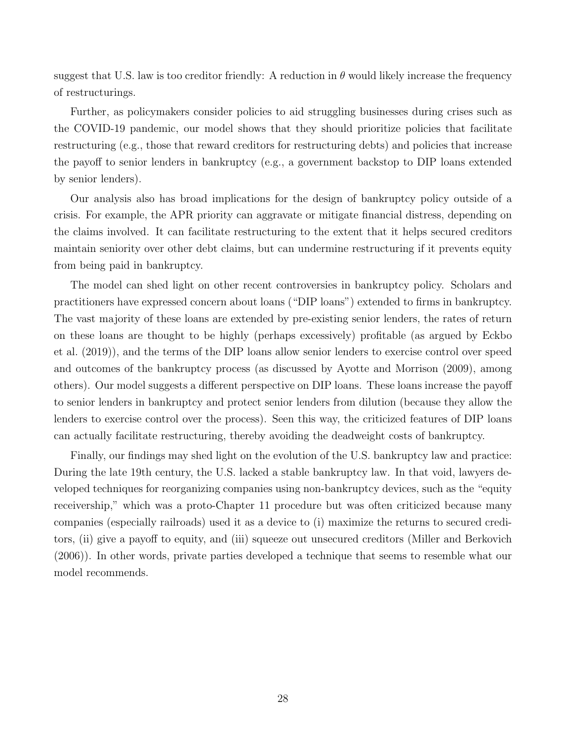suggest that U.S. law is too creditor friendly: A reduction in $\theta$ would likely increase the frequency of restructurings.

Further, as policymakers consider policies to aid struggling businesses during crises such as the COVID-19 pandemic, our model shows that they should prioritize policies that facilitate restructuring (e.g., those that reward creditors for restructuring debts) and policies that increase the payoff to senior lenders in bankruptcy (e.g., a government backstop to DIP loans extended by senior lenders).

Our analysis also has broad implications for the design of bankruptcy policy outside of a crisis. For example, the APR priority can aggravate or mitigate financial distress, depending on the claims involved. It can facilitate restructuring to the extent that it helps secured creditors maintain seniority over other debt claims, but can undermine restructuring if it prevents equity from being paid in bankruptcy.

The model can shed light on other recent controversies in bankruptcy policy. Scholars and practitioners have expressed concern about loans ("DIP loans") extended to firms in bankruptcy. The vast majority of these loans are extended by pre-existing senior lenders, the rates of return on these loans are thought to be highly (perhaps excessively) profitable (as argued by Eckbo et al. (2019)), and the terms of the DIP loans allow senior lenders to exercise control over speed and outcomes of the bankruptcy process (as discussed by Ayotte and Morrison (2009), among others). Our model suggests a different perspective on DIP loans. These loans increase the payoff to senior lenders in bankruptcy and protect senior lenders from dilution (because they allow the lenders to exercise control over the process). Seen this way, the criticized features of DIP loans can actually facilitate restructuring, thereby avoiding the deadweight costs of bankruptcy.

Finally, our findings may shed light on the evolution of the U.S. bankruptcy law and practice: During the late 19th century, the U.S. lacked a stable bankruptcy law. In that void, lawyers developed techniques for reorganizing companies using non-bankruptcy devices, such as the "equity receivership," which was a proto-Chapter 11 procedure but was often criticized because many companies (especially railroads) used it as a device to (i) maximize the returns to secured creditors, (ii) give a payoff to equity, and (iii) squeeze out unsecured creditors (Miller and Berkovich (2006)). In other words, private parties developed a technique that seems to resemble what our model recommends.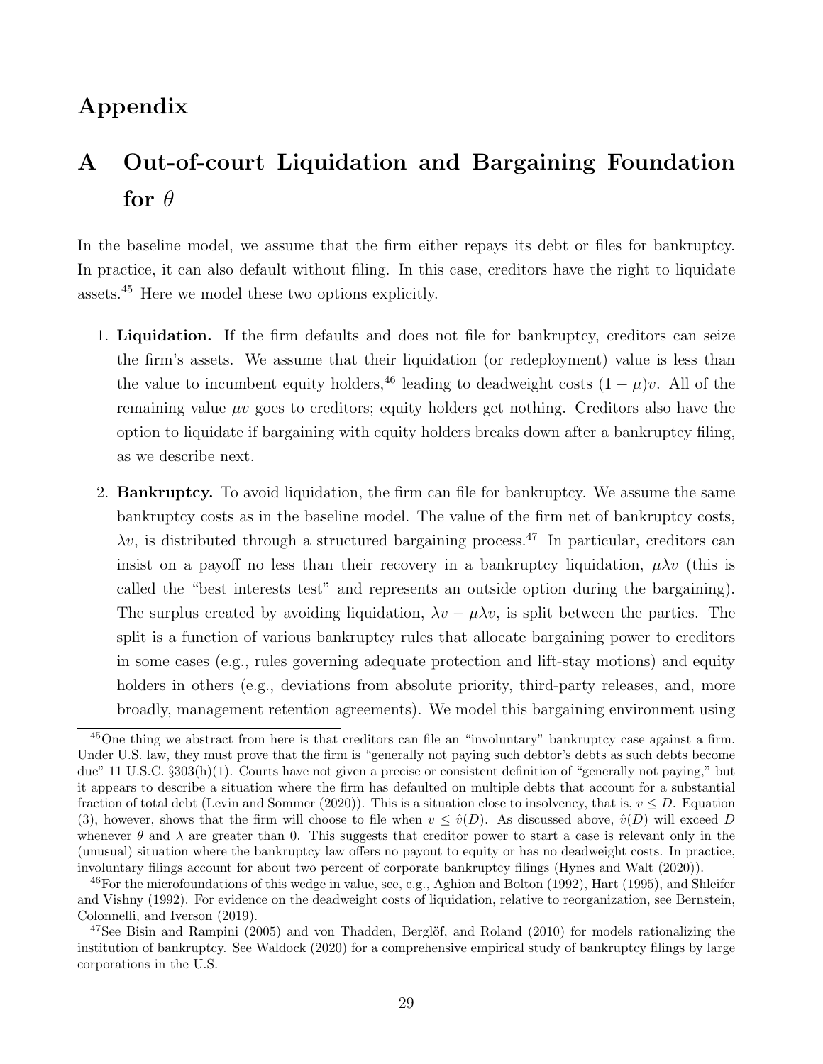# Appendix

# A Out-of-court Liquidation and Bargaining Foundation for $\theta$

In the baseline model, we assume that the firm either repays its debt or files for bankruptcy. In practice, it can also default without filing. In this case, creditors have the right to liquidate assets.[45] Here we model these two options explicitly.

1. **Liquidation.** If the firm defaults and does not file for bankruptcy, creditors can seize the firm's assets. We assume that their liquidation (or redeployment) value is less than the value to incumbent equity holders,[46] leading to deadweight costs $(1 - \mu)v$. All of the remaining value $\mu v$ goes to creditors; equity holders get nothing. Creditors also have the option to liquidate if bargaining with equity holders breaks down after a bankruptcy filing, as we describe next.

2. **Bankruptcy.** To avoid liquidation, the firm can file for bankruptcy. We assume the same bankruptcy costs as in the baseline model. The value of the firm net of bankruptcy costs, $\lambda v$, is distributed through a structured bargaining process.[47] In particular, creditors can insist on a payoff no less than their recovery in a bankruptcy liquidation, $\mu\lambda v$ (this is called the "best interests test" and represents an outside option during the bargaining). The surplus created by avoiding liquidation, $\lambda v - \mu\lambda v$, is split between the parties. The split is a function of various bankruptcy rules that allocate bargaining power to creditors in some cases (e.g., rules governing adequate protection and lift-stay motions) and equity holders in others (e.g., deviations from absolute priority, third-party releases, and, more broadly, management retention agreements). We model this bargaining environment using

---

[45] One thing we abstract from here is that creditors can file an "involuntary" bankruptcy case against a firm. Under U.S. law, they must prove that the firm is "generally not paying such debtor's debts as such debts become due" 11 U.S.C. §303(h)(1). Courts have not given a precise or consistent definition of "generally not paying," but it appears to describe a situation where the firm has defaulted on multiple debts that account for a substantial fraction of total debt (Levin and Sommer (2020)). This is a situation close to insolvency, that is, $v \leq D$. Equation (3), however, shows that the firm will choose to file when $v \leq \hat{v}(D)$. As discussed above, $\hat{v}(D)$ will exceed $D$ whenever $\theta$ and $\lambda$ are greater than 0. This suggests that creditor power to start a case is relevant only in the (unusual) situation where the bankruptcy law offers no payout to equity or has no deadweight costs. In practice, involuntary filings account for about two percent of corporate bankruptcy filings (Hynes and Walt (2020)).

[46] For the microfoundations of this wedge in value, see, e.g., Aghion and Bolton (1992), Hart (1995), and Shleifer and Vishny (1992). For evidence on the deadweight costs of liquidation, relative to reorganization, see Bernstein, Colonnelli, and Iverson (2019).

[47] See Bisin and Rampini (2005) and von Thadden, Berglöf, and Roland (2010) for models rationalizing the institution of bankruptcy. See Waldock (2020) for a comprehensive empirical study of bankruptcy filings by large corporations in the U.S.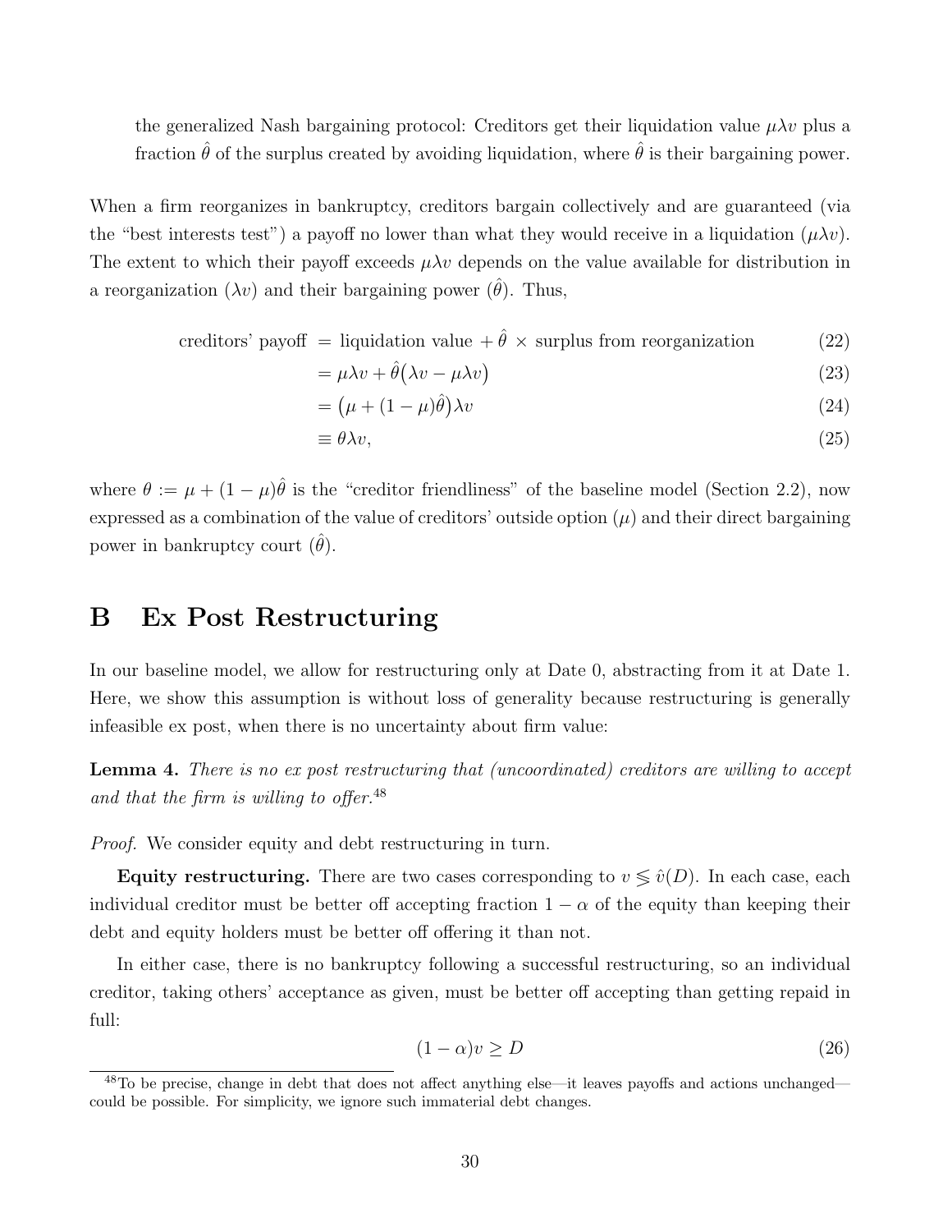the generalized Nash bargaining protocol: Creditors get their liquidation value $\mu\lambda v$ plus a fraction $\hat{\theta}$ of the surplus created by avoiding liquidation, where $\hat{\theta}$ is their bargaining power.

When a firm reorganizes in bankruptcy, creditors bargain collectively and are guaranteed (via the "best interests test") a payoff no lower than what they would receive in a liquidation ($\mu\lambda v$). The extent to which their payoff exceeds $\mu\lambda v$ depends on the value available for distribution in a reorganization ($\lambda v$) and their bargaining power ($\hat{\theta}$). Thus,

$$\begin{aligned}
\text{creditors' payoff} &= \text{liquidation value} + \hat{\theta} \times \text{surplus from reorganization} && (22)\\
&= \mu\lambda v + \hat{\theta}\big(\lambda v - \mu\lambda v\big) && (23)\\
&= \big(\mu + (1-\mu)\hat{\theta}\big)\lambda v && (24)\\
&\equiv \theta\lambda v, && (25)
\end{aligned}$$

where $\theta := \mu + (1-\mu)\hat{\theta}$ is the "creditor friendliness" of the baseline model (Section 2.2), now expressed as a combination of the value of creditors' outside option ($\mu$) and their direct bargaining power in bankruptcy court ($\hat{\theta}$).

# B Ex Post Restructuring

In our baseline model, we allow for restructuring only at Date 0, abstracting from it at Date 1. Here, we show this assumption is without loss of generality because restructuring is generally infeasible ex post, when there is no uncertainty about firm value:

**Lemma 4.** *There is no ex post restructuring that (uncoordinated) creditors are willing to accept and that the firm is willing to offer.*[48]

*Proof.* We consider equity and debt restructuring in turn.

**Equity restructuring.** There are two cases corresponding to $v \lessgtr \hat{v}(D)$. In each case, each individual creditor must be better off accepting fraction $1-\alpha$ of the equity than keeping their debt and equity holders must be better off offering it than not.

In either case, there is no bankruptcy following a successful restructuring, so an individual creditor, taking others' acceptance as given, must be better off accepting than getting repaid in full:

$$(1-\alpha)v \geq D \tag{26}$$

[48] To be precise, change in debt that does not affect anything else—it leaves payoffs and actions unchanged—could be possible. For simplicity, we ignore such immaterial debt changes.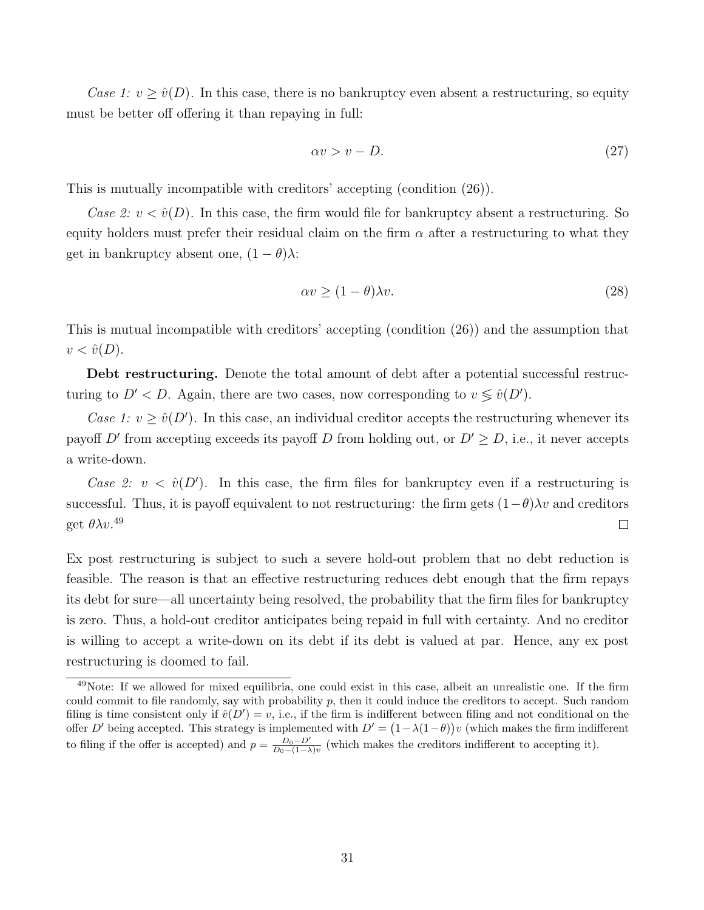*Case 1: $v \geq \hat{v}(D)$.* In this case, there is no bankruptcy even absent a restructuring, so equity must be better off offering it than repaying in full:

$$\alpha v > v - D. \tag{27}$$

This is mutually incompatible with creditors' accepting (condition (26)).

*Case 2: $v < \hat{v}(D)$.* In this case, the firm would file for bankruptcy absent a restructuring. So equity holders must prefer their residual claim on the firm $\alpha$ after a restructuring to what they get in bankruptcy absent one, $(1-\theta)\lambda$:

$$\alpha v \geq (1-\theta)\lambda v. \tag{28}$$

This is mutual incompatible with creditors' accepting (condition (26)) and the assumption that $v < \hat{v}(D)$.

**Debt restructuring.** Denote the total amount of debt after a potential successful restructuring to $D' < D$. Again, there are two cases, now corresponding to $v \lesseqgtr \hat{v}(D')$.

*Case 1: $v \geq \hat{v}(D')$.* In this case, an individual creditor accepts the restructuring whenever its payoff $D'$ from accepting exceeds its payoff $D$ from holding out, or $D' \geq D$, i.e., it never accepts a write-down.

*Case 2: $v < \hat{v}(D')$.* In this case, the firm files for bankruptcy even if a restructuring is successful. Thus, it is payoff equivalent to not restructuring: the firm gets $(1-\theta)\lambda v$ and creditors get $\theta\lambda v$.[49] □

Ex post restructuring is subject to such a severe hold-out problem that no debt reduction is feasible. The reason is that an effective restructuring reduces debt enough that the firm repays its debt for sure—all uncertainty being resolved, the probability that the firm files for bankruptcy is zero. Thus, a hold-out creditor anticipates being repaid in full with certainty. And no creditor is willing to accept a write-down on its debt if its debt is valued at par. Hence, any ex post restructuring is doomed to fail.

[49]Note: If we allowed for mixed equilibria, one could exist in this case, albeit an unrealistic one. If the firm could commit to file randomly, say with probability $p$, then it could induce the creditors to accept. Such random filing is time consistent only if $\hat{v}(D') = v$, i.e., if the firm is indifferent between filing and not conditional on the offer $D'$ being accepted. This strategy is implemented with $D' = \big(1-\lambda(1-\theta)\big)v$ (which makes the firm indifferent to filing if the offer is accepted) and $p = \frac{D_0 - D'}{D_0 - (1-\lambda)v}$ (which makes the creditors indifferent to accepting it).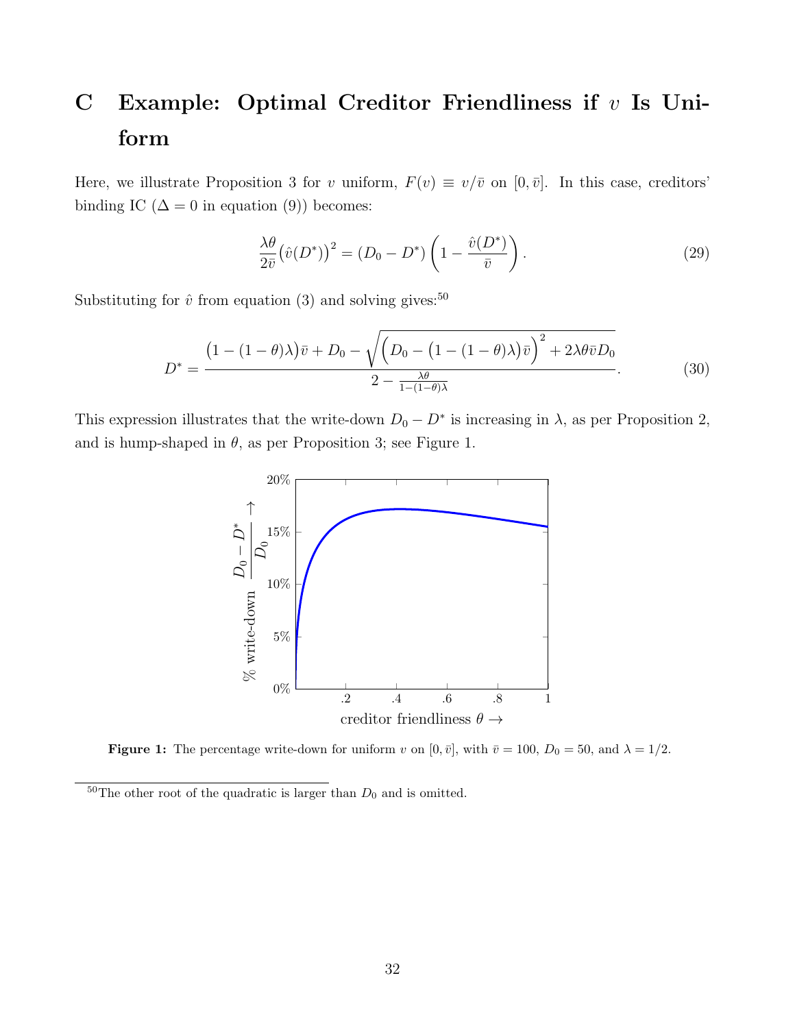# C Example: Optimal Creditor Friendliness if $v$ Is Uniform

Here, we illustrate Proposition 3 for $v$ uniform, $F(v) \equiv v/\bar{v}$ on $[0, \bar{v}]$. In this case, creditors' binding IC ($\Delta = 0$ in equation (9)) becomes:

$$\frac{\lambda\theta}{2\bar{v}}\big(\hat{v}(D^*)\big)^2 = (D_0 - D^*)\left(1 - \frac{\hat{v}(D^*)}{\bar{v}}\right). \tag{29}$$

Substituting for $\hat{v}$ from equation (3) and solving gives:[50]

$$D^* = \frac{\big(1-(1-\theta)\lambda\big)\bar{v} + D_0 - \sqrt{\Big(D_0 - \big(1-(1-\theta)\lambda\big)\bar{v}\Big)^2 + 2\lambda\theta\bar{v}D_0}}{2 - \frac{\lambda\theta}{1-(1-\theta)\lambda}}. \tag{30}$$

This expression illustrates that the write-down $D_0 - D^*$ is increasing in $\lambda$, as per Proposition 2, and is hump-shaped in $\theta$, as per Proposition 3; see Figure 1.

**Figure 1:** The percentage write-down for uniform $v$ on $[0, \bar{v}]$, with $\bar{v} = 100$, $D_0 = 50$, and $\lambda = 1/2$.

[50]The other root of the quadratic is larger than $D_0$ and is omitted.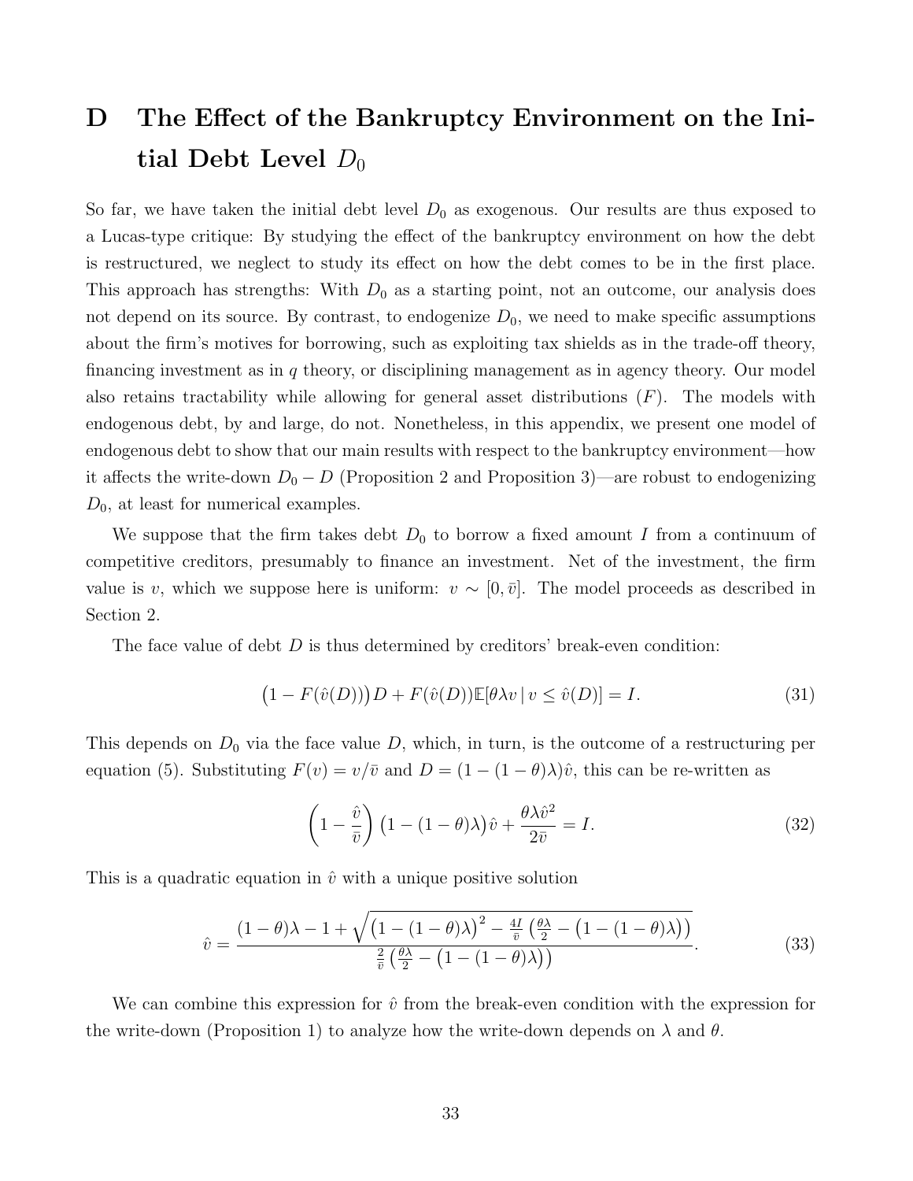# D The Effect of the Bankruptcy Environment on the Initial Debt Level $D_0$

So far, we have taken the initial debt level $D_0$ as exogenous. Our results are thus exposed to a Lucas-type critique: By studying the effect of the bankruptcy environment on how the debt is restructured, we neglect to study its effect on how the debt comes to be in the first place. This approach has strengths: With $D_0$ as a starting point, not an outcome, our analysis does not depend on its source. By contrast, to endogenize $D_0$, we need to make specific assumptions about the firm's motives for borrowing, such as exploiting tax shields as in the trade-off theory, financing investment as in $q$ theory, or disciplining management as in agency theory. Our model also retains tractability while allowing for general asset distributions ($F$). The models with endogenous debt, by and large, do not. Nonetheless, in this appendix, we present one model of endogenous debt to show that our main results with respect to the bankruptcy environment—how it affects the write-down $D_0 - D$ (Proposition 2 and Proposition 3)—are robust to endogenizing $D_0$, at least for numerical examples.

We suppose that the firm takes debt $D_0$ to borrow a fixed amount $I$ from a continuum of competitive creditors, presumably to finance an investment. Net of the investment, the firm value is $v$, which we suppose here is uniform: $v \sim [0, \bar{v}]$. The model proceeds as described in Section 2.

The face value of debt $D$ is thus determined by creditors' break-even condition:

$$\big(1 - F(\hat{v}(D))\big) D + F(\hat{v}(D)) \mathbb{E}[\theta \lambda v \mid v \leq \hat{v}(D)] = I. \tag{31}$$

This depends on $D_0$ via the face value $D$, which, in turn, is the outcome of a restructuring per equation (5). Substituting $F(v) = v/\bar{v}$ and $D = (1 - (1 - \theta)\lambda)\hat{v}$, this can be re-written as

$$\left(1 - \frac{\hat{v}}{\bar{v}}\right) \big(1 - (1 - \theta)\lambda\big) \hat{v} + \frac{\theta \lambda \hat{v}^2}{2\bar{v}} = I. \tag{32}$$

This is a quadratic equation in $\hat{v}$ with a unique positive solution

$$\hat{v} = \frac{(1 - \theta)\lambda - 1 + \sqrt{\big(1 - (1 - \theta)\lambda\big)^2 - \frac{4I}{\bar{v}} \left(\frac{\theta\lambda}{2} - \big(1 - (1 - \theta)\lambda\big)\right)}}{\frac{2}{\bar{v}} \left(\frac{\theta\lambda}{2} - \big(1 - (1 - \theta)\lambda\big)\right)}. \tag{33}$$

We can combine this expression for $\hat{v}$ from the break-even condition with the expression for the write-down (Proposition 1) to analyze how the write-down depends on $\lambda$ and $\theta$.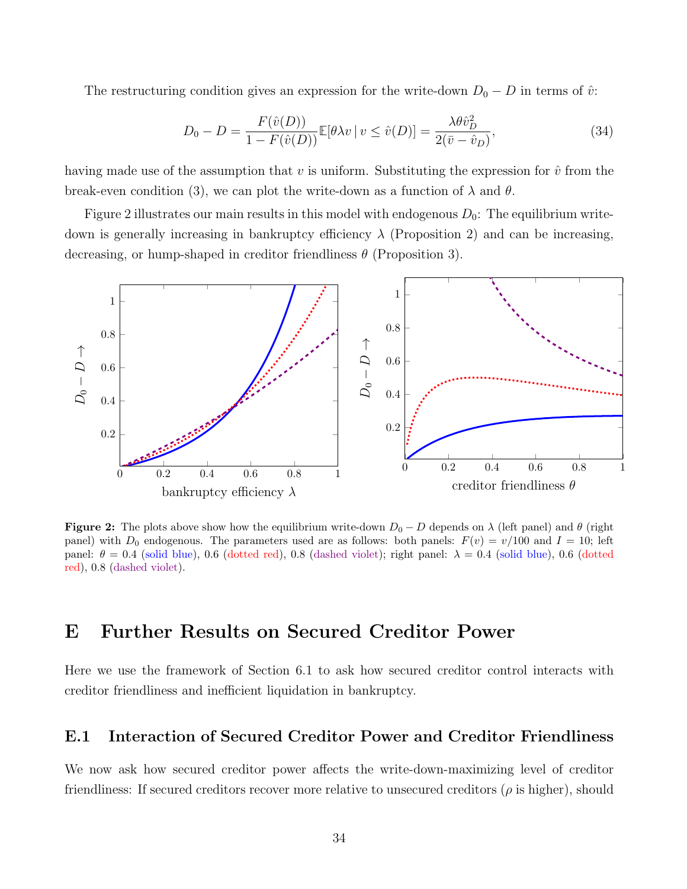The restructuring condition gives an expression for the write-down $D_0 - D$ in terms of $\hat{v}$:

$$D_0 - D = \frac{F(\hat{v}(D))}{1 - F(\hat{v}(D))}\mathbb{E}[\theta\lambda v \,|\, v \leq \hat{v}(D)] = \frac{\lambda\theta\hat{v}_D^2}{2(\bar{v} - \hat{v}_D)}, \tag{34}$$

having made use of the assumption that $v$ is uniform. Substituting the expression for $\hat{v}$ from the break-even condition (3), we can plot the write-down as a function of $\lambda$ and $\theta$.

Figure 2 illustrates our main results in this model with endogenous $D_0$: The equilibrium write-down is generally increasing in bankruptcy efficiency $\lambda$ (Proposition 2) and can be increasing, decreasing, or hump-shaped in creditor friendliness $\theta$ (Proposition 3).

**Figure 2:** The plots above show how the equilibrium write-down $D_0 - D$ depends on $\lambda$ (left panel) and $\theta$ (right panel) with $D_0$ endogenous. The parameters used are as follows: both panels: $F(v) = v/100$ and $I = 10$; left panel: $\theta = 0.4$ (solid blue), 0.6 (dotted red), 0.8 (dashed violet); right panel: $\lambda = 0.4$ (solid blue), 0.6 (dotted red), 0.8 (dashed violet).

# E Further Results on Secured Creditor Power

Here we use the framework of Section 6.1 to ask how secured creditor control interacts with creditor friendliness and inefficient liquidation in bankruptcy.

## E.1 Interaction of Secured Creditor Power and Creditor Friendliness

We now ask how secured creditor power affects the write-down-maximizing level of creditor friendliness: If secured creditors recover more relative to unsecured creditors ($\rho$ is higher), should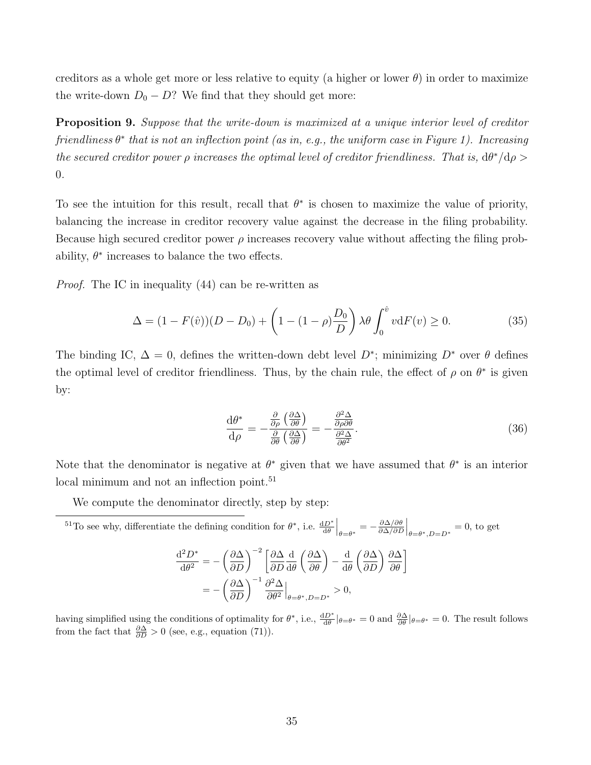creditors as a whole get more or less relative to equity (a higher or lower $\theta$) in order to maximize the write-down $D_0 - D$? We find that they should get more:

**Proposition 9.** *Suppose that the write-down is maximized at a unique interior level of creditor friendliness $\theta^*$ that is not an inflection point (as in, e.g., the uniform case in Figure 1). Increasing the secured creditor power $\rho$ increases the optimal level of creditor friendliness. That is, $\mathrm{d}\theta^*/\mathrm{d}\rho > 0$.*

To see the intuition for this result, recall that $\theta^*$ is chosen to maximize the value of priority, balancing the increase in creditor recovery value against the decrease in the filing probability. Because high secured creditor power $\rho$ increases recovery value without affecting the filing probability, $\theta^*$ increases to balance the two effects.

*Proof.* The IC in inequality (44) can be re-written as

$$\Delta = (1 - F(\hat{v}))(D - D_0) + \left(1 - (1 - \rho)\frac{D_0}{D}\right)\lambda\theta \int_0^{\hat{v}} v \mathrm{d}F(v) \geq 0. \tag{35}$$

The binding IC, $\Delta = 0$, defines the written-down debt level $D^*$; minimizing $D^*$ over $\theta$ defines the optimal level of creditor friendliness. Thus, by the chain rule, the effect of $\rho$ on $\theta^*$ is given by:

$$\frac{\mathrm{d}\theta^*}{\mathrm{d}\rho} = -\frac{\frac{\partial}{\partial\rho}\left(\frac{\partial\Delta}{\partial\theta}\right)}{\frac{\partial}{\partial\theta}\left(\frac{\partial\Delta}{\partial\theta}\right)} = -\frac{\frac{\partial^2\Delta}{\partial\rho\partial\theta}}{\frac{\partial^2\Delta}{\partial\theta^2}}. \tag{36}$$

Note that the denominator is negative at $\theta^*$ given that we have assumed that $\theta^*$ is an interior local minimum and not an inflection point.[51]

We compute the denominator directly, step by step:

---

[51] To see why, differentiate the defining condition for $\theta^*$, i.e. $\frac{\mathrm{d}D^*}{\mathrm{d}\theta}\Big|_{\theta=\theta^*} = -\frac{\partial\Delta/\partial\theta}{\partial\Delta/\partial D}\Big|_{\theta=\theta^*, D=D^*} = 0$, to get

$$\begin{aligned}
\frac{\mathrm{d}^2 D^*}{\mathrm{d}\theta^2} &= -\left(\frac{\partial\Delta}{\partial D}\right)^{-2}\left[\frac{\partial\Delta}{\partial D}\frac{\mathrm{d}}{\mathrm{d}\theta}\left(\frac{\partial\Delta}{\partial\theta}\right) - \frac{\mathrm{d}}{\mathrm{d}\theta}\left(\frac{\partial\Delta}{\partial D}\right)\frac{\partial\Delta}{\partial\theta}\right] \\
&= -\left(\frac{\partial\Delta}{\partial D}\right)^{-1}\frac{\partial^2\Delta}{\partial\theta^2}\Big|_{\theta=\theta^*, D=D^*} > 0,
\end{aligned}$$

having simplified using the conditions of optimality for $\theta^*$, i.e., $\frac{\mathrm{d}D^*}{\mathrm{d}\theta}|_{\theta=\theta^*} = 0$ and $\frac{\partial\Delta}{\partial\theta}|_{\theta=\theta^*} = 0$. The result follows from the fact that $\frac{\partial\Delta}{\partial D} > 0$ (see, e.g., equation (71)).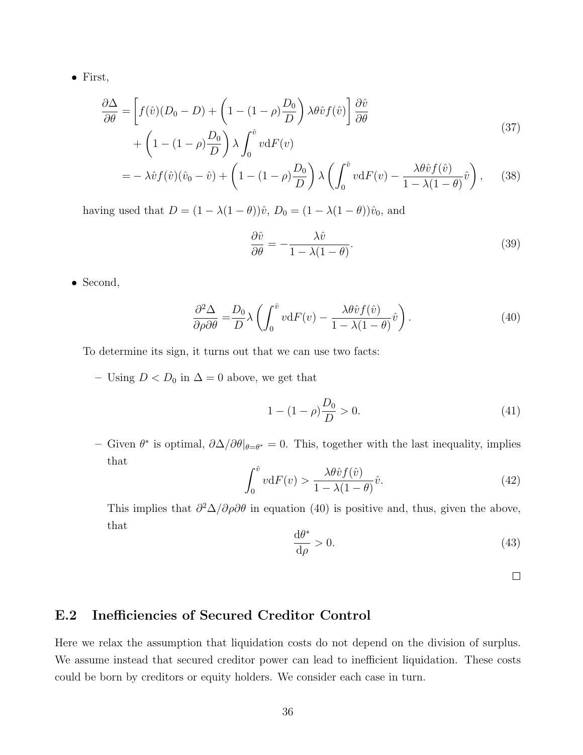- First,

$$
\begin{aligned}
\frac{\partial \Delta}{\partial \theta} =& \left[ f(\hat{v})(D_0 - D) + \left(1 - (1-\rho)\frac{D_0}{D}\right) \lambda \theta \hat{v} f(\hat{v}) \right] \frac{\partial \hat{v}}{\partial \theta} \\
&+ \left(1 - (1-\rho)\frac{D_0}{D}\right) \lambda \int_0^{\hat{v}} v \mathrm{d}F(v)
\end{aligned} \tag{37}
$$

$$
= -\lambda \hat{v} f(\hat{v})(\hat{v}_0 - \hat{v}) + \left(1 - (1-\rho)\frac{D_0}{D}\right) \lambda \left( \int_0^{\hat{v}} v \mathrm{d}F(v) - \frac{\lambda \theta \hat{v} f(\hat{v})}{1 - \lambda(1-\theta)} \hat{v} \right), \tag{38}
$$

having used that $D = (1 - \lambda(1-\theta))\hat{v}$, $D_0 = (1 - \lambda(1-\theta))\hat{v}_0$, and

$$
\frac{\partial \hat{v}}{\partial \theta} = -\frac{\lambda \hat{v}}{1 - \lambda(1-\theta)}. \tag{39}
$$

- Second,

$$
\frac{\partial^2 \Delta}{\partial \rho \partial \theta} = \frac{D_0}{D} \lambda \left( \int_0^{\hat{v}} v \mathrm{d}F(v) - \frac{\lambda \theta \hat{v} f(\hat{v})}{1 - \lambda(1-\theta)} \hat{v} \right). \tag{40}
$$

To determine its sign, it turns out that we can use two facts:

  – Using $D < D_0$ in $\Delta = 0$ above, we get that

$$
1 - (1-\rho)\frac{D_0}{D} > 0. \tag{41}
$$

  – Given $\theta^*$ is optimal, $\partial \Delta / \partial \theta|_{\theta = \theta^*} = 0$. This, together with the last inequality, implies that

$$
\int_0^{\hat{v}} v \mathrm{d}F(v) > \frac{\lambda \theta \hat{v} f(\hat{v})}{1 - \lambda(1-\theta)} \hat{v}. \tag{42}
$$

  This implies that $\partial^2 \Delta / \partial \rho \partial \theta$ in equation (40) is positive and, thus, given the above, that

$$
\frac{\mathrm{d}\theta^*}{\mathrm{d}\rho} > 0. \tag{43}
$$

□

## E.2 Inefficiencies of Secured Creditor Control

Here we relax the assumption that liquidation costs do not depend on the division of surplus. We assume instead that secured creditor power can lead to inefficient liquidation. These costs could be born by creditors or equity holders. We consider each case in turn.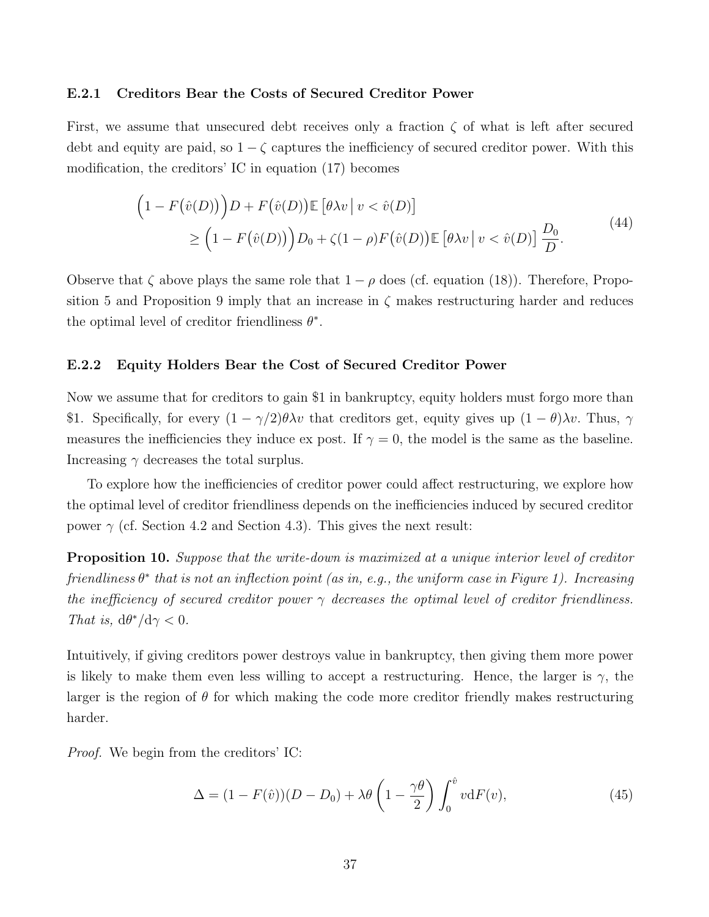### E.2.1 Creditors Bear the Costs of Secured Creditor Power

First, we assume that unsecured debt receives only a fraction $\zeta$ of what is left after secured debt and equity are paid, so $1-\zeta$ captures the inefficiency of secured creditor power. With this modification, the creditors' IC in equation (17) becomes

$$\begin{aligned}\Big(1-F\big(\hat{v}(D)\big)\Big)D + F\big(\hat{v}(D)\big)\mathbb{E}\left[\theta\lambda v \,\middle|\, v<\hat{v}(D)\right] \\ \geq \Big(1-F\big(\hat{v}(D)\big)\Big)D_0 + \zeta(1-\rho)F\big(\hat{v}(D)\big)\mathbb{E}\left[\theta\lambda v \,\middle|\, v<\hat{v}(D)\right]\frac{D_0}{D}.\end{aligned} \tag{44}$$

Observe that $\zeta$ above plays the same role that $1-\rho$ does (cf. equation (18)). Therefore, Proposition 5 and Proposition 9 imply that an increase in $\zeta$ makes restructuring harder and reduces the optimal level of creditor friendliness $\theta^*$.

### E.2.2 Equity Holders Bear the Cost of Secured Creditor Power

Now we assume that for creditors to gain \$1 in bankruptcy, equity holders must forgo more than \$1. Specifically, for every $(1-\gamma/2)\theta\lambda v$ that creditors get, equity gives up $(1-\theta)\lambda v$. Thus, $\gamma$ measures the inefficiencies they induce ex post. If $\gamma=0$, the model is the same as the baseline. Increasing $\gamma$ decreases the total surplus.

To explore how the inefficiencies of creditor power could affect restructuring, we explore how the optimal level of creditor friendliness depends on the inefficiencies induced by secured creditor power $\gamma$ (cf. Section 4.2 and Section 4.3). This gives the next result:

**Proposition 10.** *Suppose that the write-down is maximized at a unique interior level of creditor friendliness $\theta^*$ that is not an inflection point (as in, e.g., the uniform case in Figure 1). Increasing the inefficiency of secured creditor power $\gamma$ decreases the optimal level of creditor friendliness. That is, $\mathrm{d}\theta^*/\mathrm{d}\gamma<0$.*

Intuitively, if giving creditors power destroys value in bankruptcy, then giving them more power is likely to make them even less willing to accept a restructuring. Hence, the larger is $\gamma$, the larger is the region of $\theta$ for which making the code more creditor friendly makes restructuring harder.

*Proof.* We begin from the creditors' IC:

$$\Delta = (1-F(\hat{v}))(D-D_0) + \lambda\theta\left(1-\frac{\gamma\theta}{2}\right)\int_0^{\hat{v}} v\mathrm{d}F(v), \tag{45}$$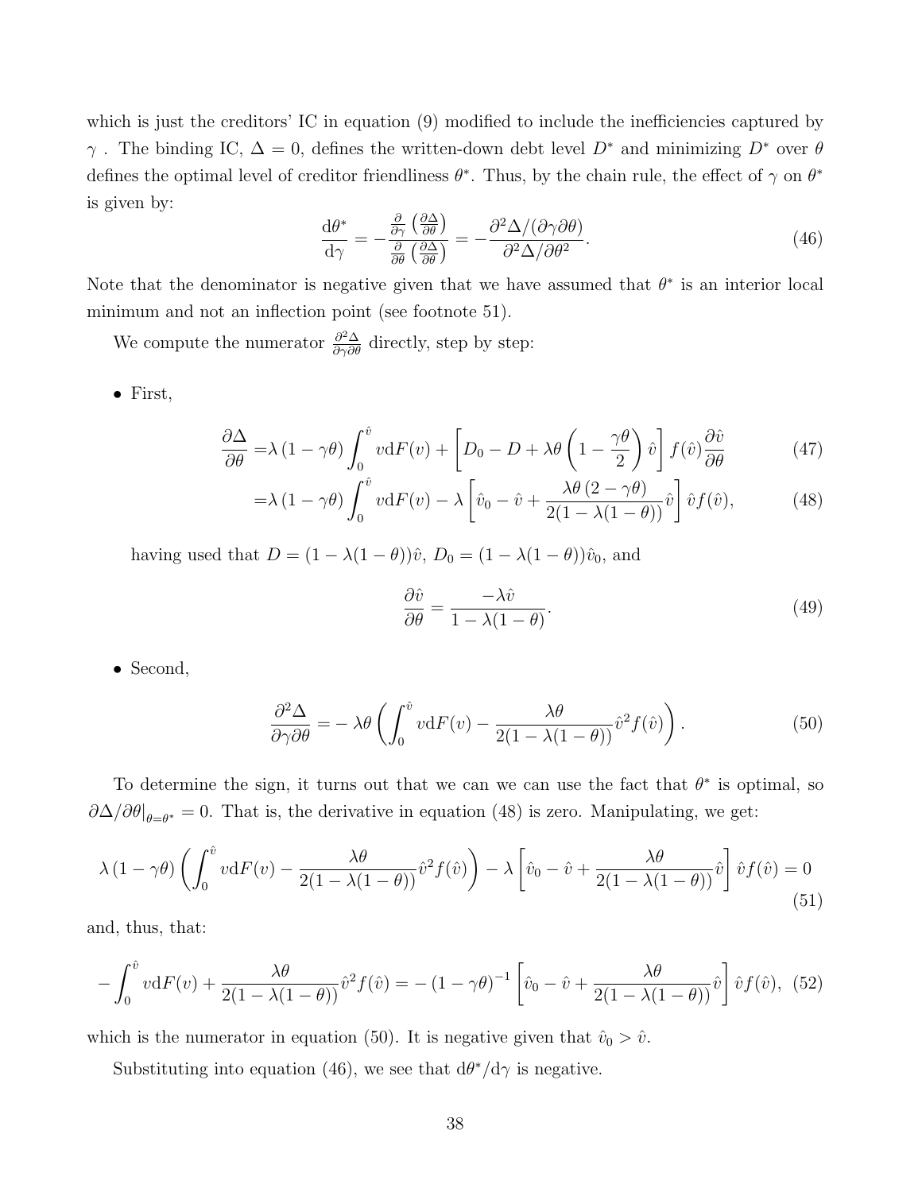which is just the creditors' IC in equation (9) modified to include the inefficiencies captured by $\gamma$ . The binding IC, $\Delta = 0$, defines the written-down debt level $D^*$ and minimizing $D^*$ over $\theta$ defines the optimal level of creditor friendliness $\theta^*$. Thus, by the chain rule, the effect of $\gamma$ on $\theta^*$ is given by:

$$\frac{\mathrm{d}\theta^*}{\mathrm{d}\gamma} = -\frac{\frac{\partial}{\partial \gamma}\left(\frac{\partial \Delta}{\partial \theta}\right)}{\frac{\partial}{\partial \theta}\left(\frac{\partial \Delta}{\partial \theta}\right)} = -\frac{\partial^2 \Delta/(\partial \gamma \partial \theta)}{\partial^2 \Delta/\partial \theta^2}. \tag{46}$$

Note that the denominator is negative given that we have assumed that $\theta^*$ is an interior local minimum and not an inflection point (see footnote 51).

We compute the numerator $\frac{\partial^2 \Delta}{\partial \gamma \partial \theta}$ directly, step by step:

- First,

$$\begin{aligned}
\frac{\partial \Delta}{\partial \theta} =& \lambda\left(1-\gamma\theta\right)\int_0^{\hat{v}} v \mathrm{d}F(v) + \left[D_0 - D + \lambda\theta\left(1-\frac{\gamma\theta}{2}\right)\hat{v}\right] f(\hat{v})\frac{\partial \hat{v}}{\partial \theta} & (47)\\
=& \lambda\left(1-\gamma\theta\right)\int_0^{\hat{v}} v \mathrm{d}F(v) - \lambda\left[\hat{v}_0 - \hat{v} + \frac{\lambda\theta\left(2-\gamma\theta\right)}{2(1-\lambda(1-\theta))}\hat{v}\right]\hat{v}f(\hat{v}), & (48)
\end{aligned}$$

  having used that $D = (1-\lambda(1-\theta))\hat{v}$, $D_0 = (1-\lambda(1-\theta))\hat{v}_0$, and

$$\frac{\partial \hat{v}}{\partial \theta} = \frac{-\lambda\hat{v}}{1-\lambda(1-\theta)}. \tag{49}$$

- Second,

$$\frac{\partial^2 \Delta}{\partial \gamma \partial \theta} = -\lambda\theta\left(\int_0^{\hat{v}} v \mathrm{d}F(v) - \frac{\lambda\theta}{2(1-\lambda(1-\theta))}\hat{v}^2 f(\hat{v})\right). \tag{50}$$

To determine the sign, it turns out that we can we can use the fact that $\theta^*$ is optimal, so $\partial\Delta/\partial\theta|_{\theta=\theta^*} = 0$. That is, the derivative in equation (48) is zero. Manipulating, we get:

$$\lambda\left(1-\gamma\theta\right)\left(\int_0^{\hat{v}} v \mathrm{d}F(v) - \frac{\lambda\theta}{2(1-\lambda(1-\theta))}\hat{v}^2 f(\hat{v})\right) - \lambda\left[\hat{v}_0 - \hat{v} + \frac{\lambda\theta}{2(1-\lambda(1-\theta))}\hat{v}\right]\hat{v}f(\hat{v}) = 0 \tag{51}$$

and, thus, that:

$$-\int_0^{\hat{v}} v \mathrm{d}F(v) + \frac{\lambda\theta}{2(1-\lambda(1-\theta))}\hat{v}^2 f(\hat{v}) = -\left(1-\gamma\theta\right)^{-1}\left[\hat{v}_0 - \hat{v} + \frac{\lambda\theta}{2(1-\lambda(1-\theta))}\hat{v}\right]\hat{v}f(\hat{v}), \tag{52}$$

which is the numerator in equation (50). It is negative given that $\hat{v}_0 > \hat{v}$.

Substituting into equation (46), we see that $\mathrm{d}\theta^*/\mathrm{d}\gamma$ is negative.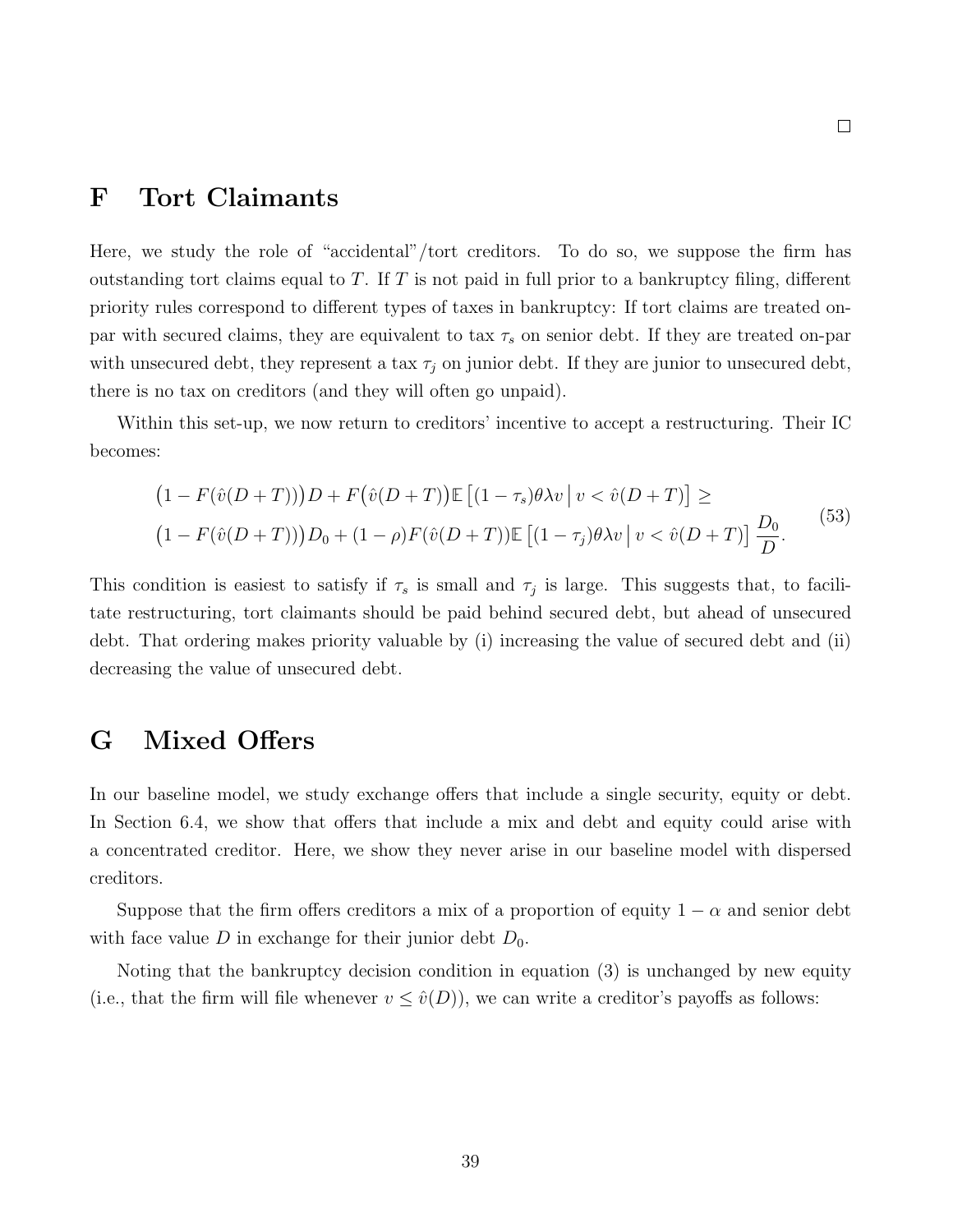□

## F Tort Claimants

Here, we study the role of "accidental"/tort creditors. To do so, we suppose the firm has outstanding tort claims equal to $T$. If $T$ is not paid in full prior to a bankruptcy filing, different priority rules correspond to different types of taxes in bankruptcy: If tort claims are treated on-par with secured claims, they are equivalent to tax $\tau_s$ on senior debt. If they are treated on-par with unsecured debt, they represent a tax $\tau_j$ on junior debt. If they are junior to unsecured debt, there is no tax on creditors (and they will often go unpaid).

Within this set-up, we now return to creditors' incentive to accept a restructuring. Their IC becomes:

$$
\begin{aligned}
&\big(1 - F(\hat{v}(D+T))\big)D + F\big(\hat{v}(D+T)\big)\mathbb{E}\left[(1-\tau_s)\theta\lambda v \,\middle|\, v < \hat{v}(D+T)\right] \geq \\
&\big(1 - F(\hat{v}(D+T))\big)D_0 + (1-\rho)F(\hat{v}(D+T))\mathbb{E}\left[(1-\tau_j)\theta\lambda v \,\middle|\, v < \hat{v}(D+T)\right]\frac{D_0}{D}.
\end{aligned}
\tag{53}
$$

This condition is easiest to satisfy if $\tau_s$ is small and $\tau_j$ is large. This suggests that, to facilitate restructuring, tort claimants should be paid behind secured debt, but ahead of unsecured debt. That ordering makes priority valuable by (i) increasing the value of secured debt and (ii) decreasing the value of unsecured debt.

## G Mixed Offers

In our baseline model, we study exchange offers that include a single security, equity or debt. In Section 6.4, we show that offers that include a mix and debt and equity could arise with a concentrated creditor. Here, we show they never arise in our baseline model with dispersed creditors.

Suppose that the firm offers creditors a mix of a proportion of equity $1-\alpha$ and senior debt with face value $D$ in exchange for their junior debt $D_0$.

Noting that the bankruptcy decision condition in equation (3) is unchanged by new equity (i.e., that the firm will file whenever $v \leq \hat{v}(D)$), we can write a creditor's payoffs as follows: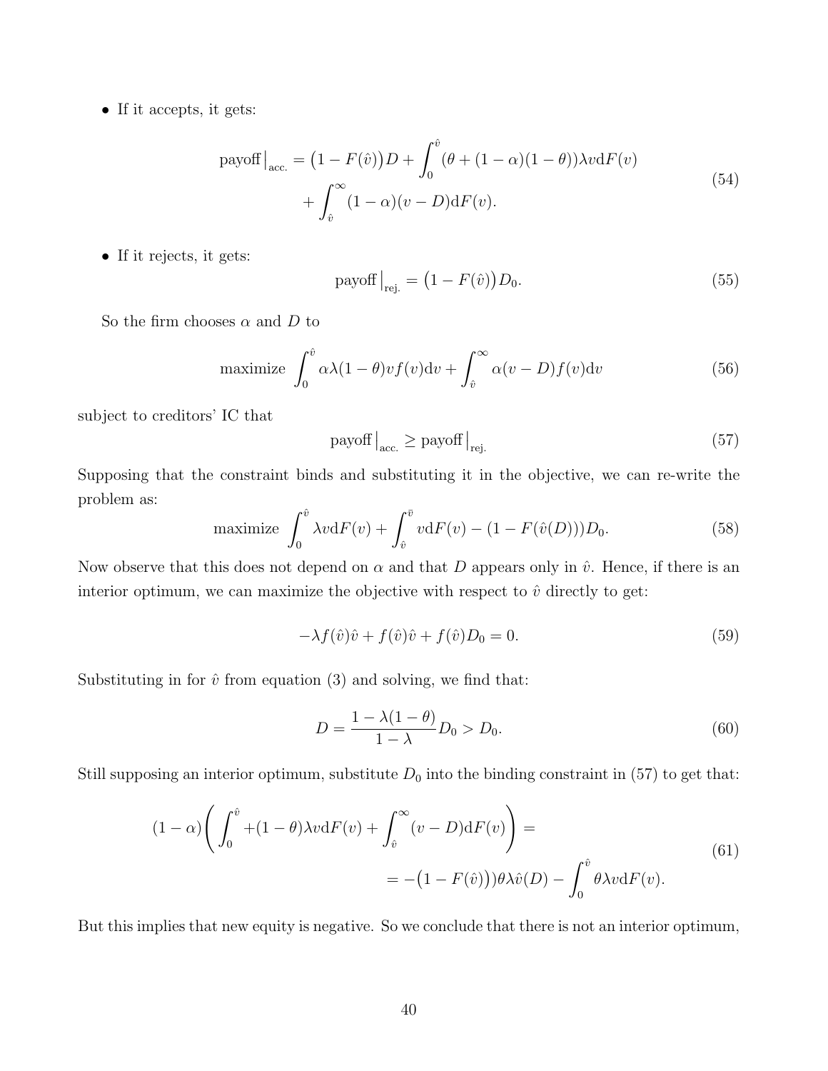- If it accepts, it gets:

$$
\begin{aligned}
\text{payoff}\big|_{\text{acc.}} = \big(1 - F(\hat{v})\big)D + \int_0^{\hat{v}} (\theta + (1-\alpha)(1-\theta))\lambda v \mathrm{d}F(v) \\
+ \int_{\hat{v}}^{\infty} (1-\alpha)(v - D)\mathrm{d}F(v).
\end{aligned} \tag{54}
$$

- If it rejects, it gets:

$$
\text{payoff}\big|_{\text{rej.}} = \big(1 - F(\hat{v})\big)D_0. \tag{55}
$$

So the firm chooses $\alpha$ and $D$ to

$$
\text{maximize} \int_0^{\hat{v}} \alpha\lambda(1-\theta)v f(v)\mathrm{d}v + \int_{\hat{v}}^{\infty} \alpha(v - D)f(v)\mathrm{d}v \tag{56}
$$

subject to creditors' IC that

$$
\text{payoff}\big|_{\text{acc.}} \geq \text{payoff}\big|_{\text{rej.}} \tag{57}
$$

Supposing that the constraint binds and substituting it in the objective, we can re-write the problem as:

$$
\text{maximize} \int_0^{\hat{v}} \lambda v \mathrm{d}F(v) + \int_{\hat{v}}^{\bar{v}} v \mathrm{d}F(v) - (1 - F(\hat{v}(D)))D_0. \tag{58}
$$

Now observe that this does not depend on $\alpha$ and that $D$ appears only in $\hat{v}$. Hence, if there is an interior optimum, we can maximize the objective with respect to $\hat{v}$ directly to get:

$$
-\lambda f(\hat{v})\hat{v} + f(\hat{v})\hat{v} + f(\hat{v})D_0 = 0. \tag{59}
$$

Substituting in for $\hat{v}$ from equation (3) and solving, we find that:

$$
D = \frac{1 - \lambda(1-\theta)}{1-\lambda}D_0 > D_0. \tag{60}
$$

Still supposing an interior optimum, substitute $D_0$ into the binding constraint in (57) to get that:

$$
\begin{aligned}
(1-\alpha)\Bigg(\int_0^{\hat{v}} +(1-\theta)\lambda v \mathrm{d}F(v) + \int_{\hat{v}}^{\infty} (v - D)\mathrm{d}F(v)\Bigg) = \\
= -\big(1 - F(\hat{v})\big)\theta\lambda\hat{v}(D) - \int_0^{\hat{v}} \theta\lambda v \mathrm{d}F(v).
\end{aligned} \tag{61}
$$

But this implies that new equity is negative. So we conclude that there is not an interior optimum,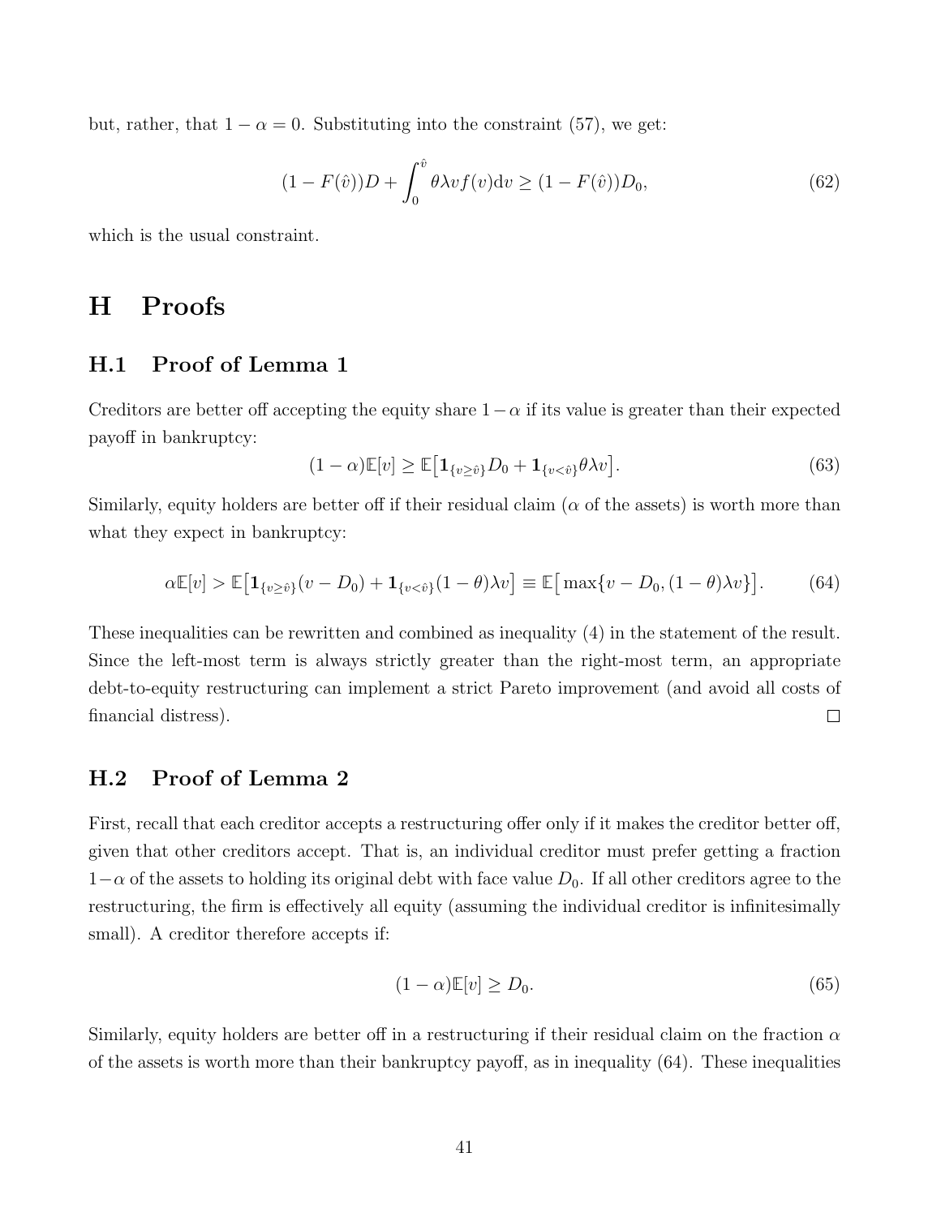but, rather, that $1 - \alpha = 0$. Substituting into the constraint (57), we get:

$$(1 - F(\hat{v}))D + \int_0^{\hat{v}} \theta \lambda v f(v) \mathrm{d}v \geq (1 - F(\hat{v}))D_0, \tag{62}$$

which is the usual constraint.

# H Proofs

## H.1 Proof of Lemma 1

Creditors are better off accepting the equity share $1-\alpha$ if its value is greater than their expected payoff in bankruptcy:

$$(1 - \alpha)\mathbb{E}[v] \geq \mathbb{E}\big[\mathbf{1}_{\{v \geq \hat{v}\}} D_0 + \mathbf{1}_{\{v < \hat{v}\}} \theta \lambda v\big]. \tag{63}$$

Similarly, equity holders are better off if their residual claim ($\alpha$ of the assets) is worth more than what they expect in bankruptcy:

$$\alpha \mathbb{E}[v] > \mathbb{E}\big[\mathbf{1}_{\{v \geq \hat{v}\}}(v - D_0) + \mathbf{1}_{\{v < \hat{v}\}}(1 - \theta)\lambda v\big] \equiv \mathbb{E}\big[\max\{v - D_0, (1 - \theta)\lambda v\}\big]. \tag{64}$$

These inequalities can be rewritten and combined as inequality (4) in the statement of the result. Since the left-most term is always strictly greater than the right-most term, an appropriate debt-to-equity restructuring can implement a strict Pareto improvement (and avoid all costs of financial distress). $\square$

## H.2 Proof of Lemma 2

First, recall that each creditor accepts a restructuring offer only if it makes the creditor better off, given that other creditors accept. That is, an individual creditor must prefer getting a fraction $1-\alpha$ of the assets to holding its original debt with face value $D_0$. If all other creditors agree to the restructuring, the firm is effectively all equity (assuming the individual creditor is infinitesimally small). A creditor therefore accepts if:

$$(1 - \alpha)\mathbb{E}[v] \geq D_0. \tag{65}$$

Similarly, equity holders are better off in a restructuring if their residual claim on the fraction $\alpha$ of the assets is worth more than their bankruptcy payoff, as in inequality (64). These inequalities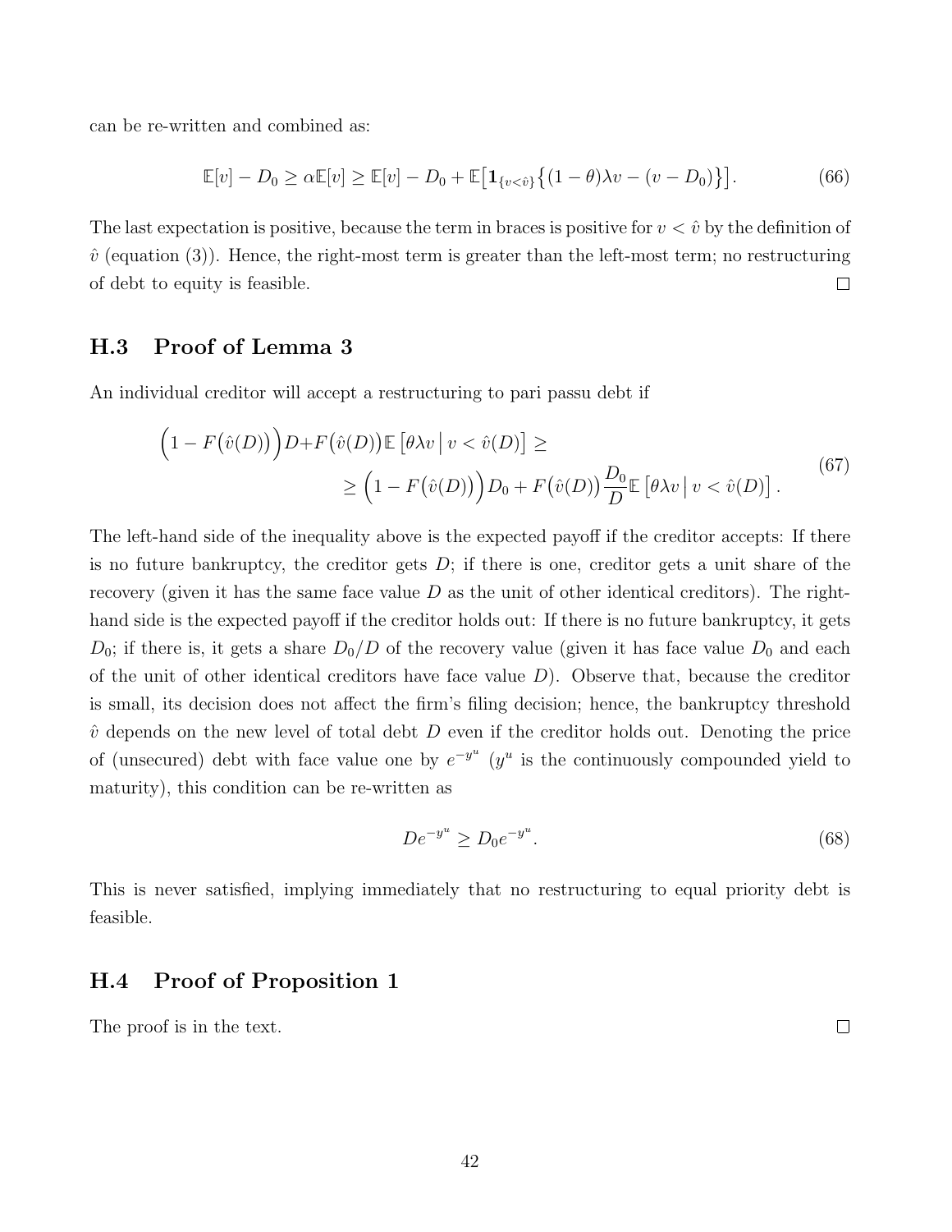can be re-written and combined as:

$$\mathbb{E}[v] - D_0 \geq \alpha \mathbb{E}[v] \geq \mathbb{E}[v] - D_0 + \mathbb{E}\big[\mathbf{1}_{\{v<\hat{v}\}}\big\{(1-\theta)\lambda v - (v - D_0)\big\}\big]. \tag{66}$$

The last expectation is positive, because the term in braces is positive for $v < \hat{v}$ by the definition of $\hat{v}$ (equation (3)). Hence, the right-most term is greater than the left-most term; no restructuring of debt to equity is feasible. □

## H.3 Proof of Lemma 3

An individual creditor will accept a restructuring to pari passu debt if

$$\begin{aligned}\Big(1 - F\big(\hat{v}(D)\big)\Big)D + F\big(\hat{v}(D)\big)\mathbb{E}\left[\theta \lambda v \,\middle|\, v < \hat{v}(D)\right] \geq \\ \geq \Big(1 - F\big(\hat{v}(D)\big)\Big)D_0 + F\big(\hat{v}(D)\big)\frac{D_0}{D}\mathbb{E}\left[\theta \lambda v \,\middle|\, v < \hat{v}(D)\right].\end{aligned} \tag{67}$$

The left-hand side of the inequality above is the expected payoff if the creditor accepts: If there is no future bankruptcy, the creditor gets $D$; if there is one, creditor gets a unit share of the recovery (given it has the same face value $D$ as the unit of other identical creditors). The right-hand side is the expected payoff if the creditor holds out: If there is no future bankruptcy, it gets $D_0$; if there is, it gets a share $D_0/D$ of the recovery value (given it has face value $D_0$ and each of the unit of other identical creditors have face value $D$). Observe that, because the creditor is small, its decision does not affect the firm's filing decision; hence, the bankruptcy threshold $\hat{v}$ depends on the new level of total debt $D$ even if the creditor holds out. Denoting the price of (unsecured) debt with face value one by $e^{-y^u}$ ($y^u$ is the continuously compounded yield to maturity), this condition can be re-written as

$$De^{-y^u} \geq D_0 e^{-y^u}. \tag{68}$$

This is never satisfied, implying immediately that no restructuring to equal priority debt is feasible.

## H.4 Proof of Proposition 1

The proof is in the text. □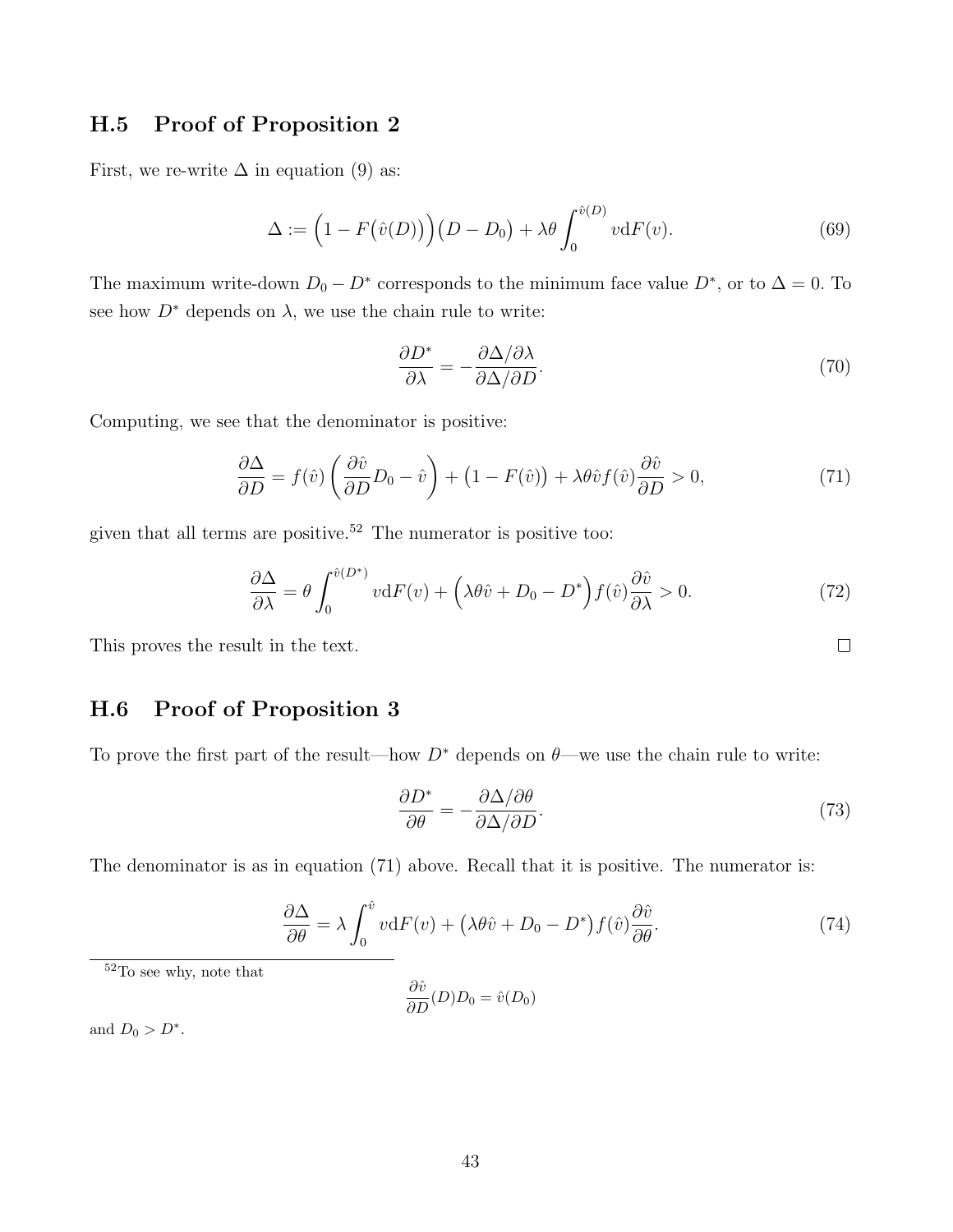## H.5 Proof of Proposition 2

First, we re-write $\Delta$ in equation (9) as:

$$\Delta := \Big(1 - F\big(\hat{v}(D)\big)\Big)\big(D - D_0\big) + \lambda\theta \int_0^{\hat{v}(D)} v \mathrm{d}F(v). \tag{69}$$

The maximum write-down $D_0 - D^*$ corresponds to the minimum face value $D^*$, or to $\Delta = 0$. To see how $D^*$ depends on $\lambda$, we use the chain rule to write:

$$\frac{\partial D^*}{\partial \lambda} = -\frac{\partial \Delta / \partial \lambda}{\partial \Delta / \partial D}. \tag{70}$$

Computing, we see that the denominator is positive:

$$\frac{\partial \Delta}{\partial D} = f(\hat{v})\left(\frac{\partial \hat{v}}{\partial D} D_0 - \hat{v}\right) + \big(1 - F(\hat{v})\big) + \lambda\theta\hat{v}f(\hat{v})\frac{\partial \hat{v}}{\partial D} > 0, \tag{71}$$

given that all terms are positive.[52] The numerator is positive too:

$$\frac{\partial \Delta}{\partial \lambda} = \theta \int_0^{\hat{v}(D^*)} v \mathrm{d}F(v) + \Big(\lambda\theta\hat{v} + D_0 - D^*\Big) f(\hat{v})\frac{\partial \hat{v}}{\partial \lambda} > 0. \tag{72}$$

This proves the result in the text. □

## H.6 Proof of Proposition 3

To prove the first part of the result—how $D^*$ depends on $\theta$—we use the chain rule to write:

$$\frac{\partial D^*}{\partial \theta} = -\frac{\partial \Delta / \partial \theta}{\partial \Delta / \partial D}. \tag{73}$$

The denominator is as in equation (71) above. Recall that it is positive. The numerator is:

$$\frac{\partial \Delta}{\partial \theta} = \lambda \int_0^{\hat{v}} v \mathrm{d}F(v) + \big(\lambda\theta\hat{v} + D_0 - D^*\big) f(\hat{v})\frac{\partial \hat{v}}{\partial \theta}. \tag{74}$$

[52] To see why, note that

$$\frac{\partial \hat{v}}{\partial D}(D) D_0 = \hat{v}(D_0)$$

and $D_0 > D^*$.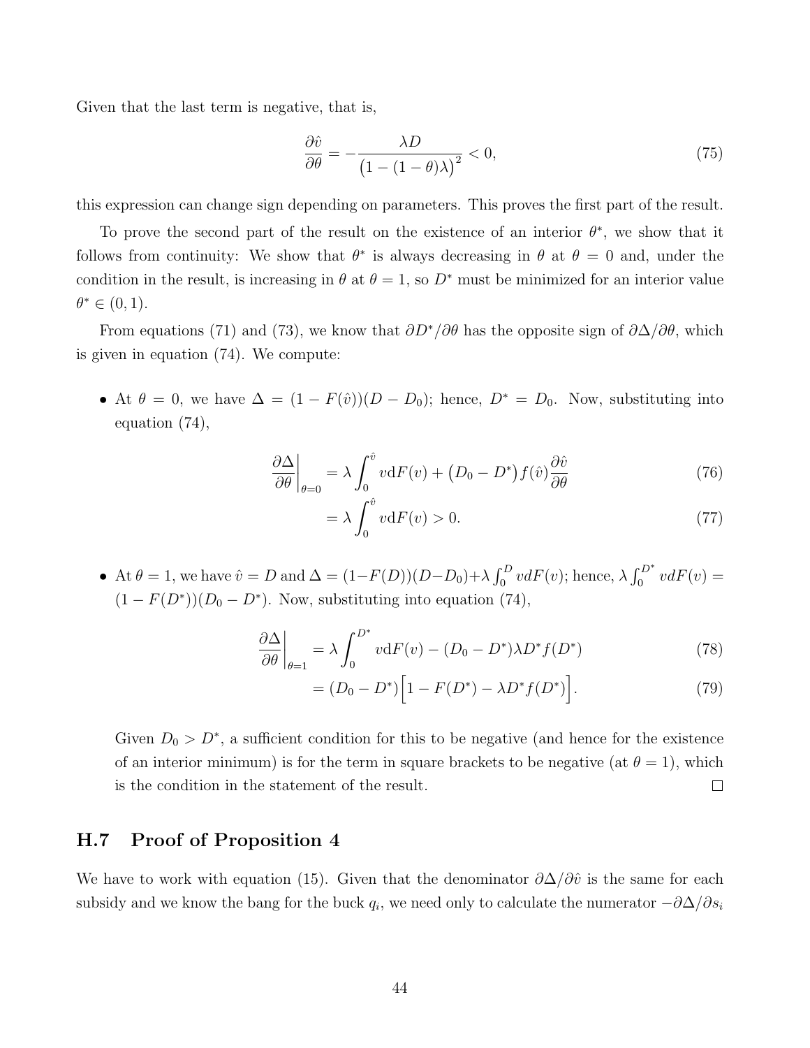Given that the last term is negative, that is,

$$\frac{\partial \hat{v}}{\partial \theta} = -\frac{\lambda D}{\big(1-(1-\theta)\lambda\big)^2} < 0, \tag{75}$$

this expression can change sign depending on parameters. This proves the first part of the result.

To prove the second part of the result on the existence of an interior $\theta^*$, we show that it follows from continuity: We show that $\theta^*$ is always decreasing in $\theta$ at $\theta = 0$ and, under the condition in the result, is increasing in $\theta$ at $\theta = 1$, so $D^*$ must be minimized for an interior value $\theta^* \in (0, 1)$.

From equations (71) and (73), we know that $\partial D^*/\partial \theta$ has the opposite sign of $\partial \Delta/\partial \theta$, which is given in equation (74). We compute:

- At $\theta = 0$, we have $\Delta = (1 - F(\hat{v}))(D - D_0)$; hence, $D^* = D_0$. Now, substituting into equation (74),

$$\left.\frac{\partial \Delta}{\partial \theta}\right|_{\theta=0} = \lambda \int_0^{\hat{v}} v \mathrm{d}F(v) + \big(D_0 - D^*\big) f(\hat{v}) \frac{\partial \hat{v}}{\partial \theta} \tag{76}$$

$$= \lambda \int_0^{\hat{v}} v \mathrm{d}F(v) > 0. \tag{77}$$

- At $\theta = 1$, we have $\hat{v} = D$ and $\Delta = (1-F(D))(D-D_0) + \lambda \int_0^D v dF(v)$; hence, $\lambda \int_0^{D^*} v dF(v) = (1 - F(D^*))(D_0 - D^*)$. Now, substituting into equation (74),

$$\left.\frac{\partial \Delta}{\partial \theta}\right|_{\theta=1} = \lambda \int_0^{D^*} v \mathrm{d}F(v) - (D_0 - D^*)\lambda D^* f(D^*) \tag{78}$$

$$= (D_0 - D^*)\Big[1 - F(D^*) - \lambda D^* f(D^*)\Big]. \tag{79}$$

Given $D_0 > D^*$, a sufficient condition for this to be negative (and hence for the existence of an interior minimum) is for the term in square brackets to be negative (at $\theta = 1$), which is the condition in the statement of the result. □

## H.7 Proof of Proposition 4

We have to work with equation (15). Given that the denominator $\partial \Delta/\partial \hat{v}$ is the same for each subsidy and we know the bang for the buck $q_i$, we need only to calculate the numerator $-\partial \Delta/\partial s_i$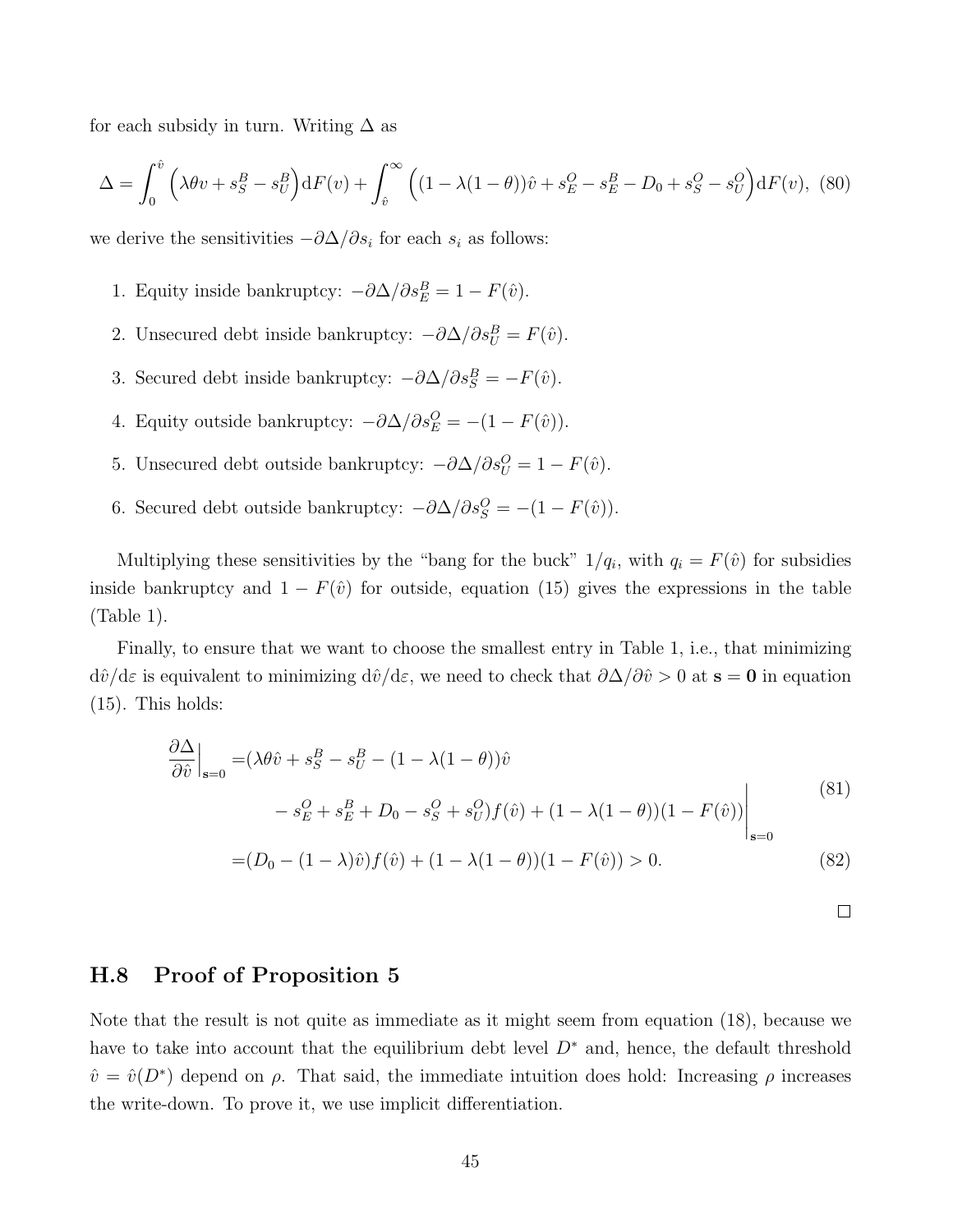for each subsidy in turn. Writing $\Delta$ as

$$\Delta = \int_0^{\hat{v}} \left(\lambda\theta v + s_S^B - s_U^B\right)\mathrm{d}F(v) + \int_{\hat{v}}^{\infty} \left((1-\lambda(1-\theta))\hat{v} + s_E^O - s_E^B - D_0 + s_S^O - s_U^O\right)\mathrm{d}F(v), \tag{80}$$

we derive the sensitivities $-\partial\Delta/\partial s_i$ for each $s_i$ as follows:

1. Equity inside bankruptcy: $-\partial\Delta/\partial s_E^B = 1 - F(\hat{v})$.
2. Unsecured debt inside bankruptcy: $-\partial\Delta/\partial s_U^B = F(\hat{v})$.
3. Secured debt inside bankruptcy: $-\partial\Delta/\partial s_S^B = -F(\hat{v})$.
4. Equity outside bankruptcy: $-\partial\Delta/\partial s_E^O = -(1 - F(\hat{v}))$.
5. Unsecured debt outside bankruptcy: $-\partial\Delta/\partial s_U^O = 1 - F(\hat{v})$.
6. Secured debt outside bankruptcy: $-\partial\Delta/\partial s_S^O = -(1 - F(\hat{v}))$.

Multiplying these sensitivities by the "bang for the buck" $1/q_i$, with $q_i = F(\hat{v})$ for subsidies inside bankruptcy and $1 - F(\hat{v})$ for outside, equation (15) gives the expressions in the table (Table 1).

Finally, to ensure that we want to choose the smallest entry in Table 1, i.e., that minimizing $\mathrm{d}\hat{v}/\mathrm{d}\varepsilon$ is equivalent to minimizing $\mathrm{d}\hat{v}/\mathrm{d}\varepsilon$, we need to check that $\partial\Delta/\partial\hat{v} > 0$ at $\mathbf{s} = \mathbf{0}$ in equation (15). This holds:

$$\begin{aligned}\frac{\partial\Delta}{\partial\hat{v}}\bigg|_{\mathbf{s}=0} =& (\lambda\theta\hat{v} + s_S^B - s_U^B - (1-\lambda(1-\theta))\hat{v} \\ & - s_E^O + s_E^B + D_0 - s_S^O + s_U^O)f(\hat{v}) + (1-\lambda(1-\theta))(1-F(\hat{v}))\bigg|_{\mathbf{s}=0}\end{aligned} \tag{81}$$

$$= (D_0 - (1-\lambda)\hat{v})f(\hat{v}) + (1-\lambda(1-\theta))(1-F(\hat{v})) > 0. \tag{82}$$

□

## H.8 Proof of Proposition 5

Note that the result is not quite as immediate as it might seem from equation (18), because we have to take into account that the equilibrium debt level $D^*$ and, hence, the default threshold $\hat{v} = \hat{v}(D^*)$ depend on $\rho$. That said, the immediate intuition does hold: Increasing $\rho$ increases the write-down. To prove it, we use implicit differentiation.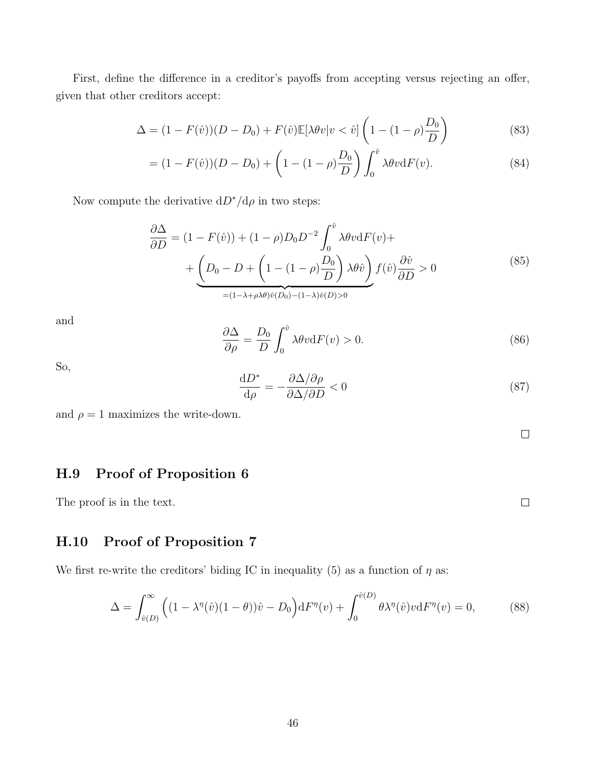First, define the difference in a creditor's payoffs from accepting versus rejecting an offer, given that other creditors accept:

$$
\begin{aligned}
\Delta &= (1 - F(\hat{v}))(D - D_0) + F(\hat{v})\mathbb{E}[\lambda\theta v | v < \hat{v}]\left(1 - (1-\rho)\frac{D_0}{D}\right) && (83)\\
&= (1 - F(\hat{v}))(D - D_0) + \left(1 - (1-\rho)\frac{D_0}{D}\right)\int_0^{\hat{v}} \lambda\theta v \mathrm{d}F(v). && (84)
\end{aligned}
$$

Now compute the derivative $\mathrm{d}D^*/\mathrm{d}\rho$ in two steps:

$$
\begin{aligned}
\frac{\partial \Delta}{\partial D} = (1 - F(\hat{v})) + (1-\rho)D_0 D^{-2}\int_0^{\hat{v}} \lambda\theta v \mathrm{d}F(v) + \\
+ \underbrace{\left(D_0 - D + \left(1 - (1-\rho)\frac{D_0}{D}\right)\lambda\theta\hat{v}\right)}_{=(1-\lambda+\rho\lambda\theta)\hat{v}(D_0)-(1-\lambda)\hat{v}(D)>0} f(\hat{v})\frac{\partial \hat{v}}{\partial D} > 0
\end{aligned}
\tag{85}
$$

and

$$
\frac{\partial \Delta}{\partial \rho} = \frac{D_0}{D}\int_0^{\hat{v}} \lambda\theta v \mathrm{d}F(v) > 0. \tag{86}
$$

So,

$$
\frac{\mathrm{d}D^*}{\mathrm{d}\rho} = -\frac{\partial \Delta/\partial \rho}{\partial \Delta/\partial D} < 0 \tag{87}
$$

and $\rho = 1$ maximizes the write-down.

□

## H.9 Proof of Proposition 6

The proof is in the text. □

## H.10 Proof of Proposition 7

We first re-write the creditors' biding IC in inequality (5) as a function of $\eta$ as:

$$
\Delta = \int_{\hat{v}(D)}^{\infty}\Big((1 - \lambda^{\eta}(\hat{v})(1-\theta))\hat{v} - D_0\Big)\mathrm{d}F^{\eta}(v) + \int_0^{\hat{v}(D)} \theta\lambda^{\eta}(\hat{v})v\mathrm{d}F^{\eta}(v) = 0, \tag{88}
$$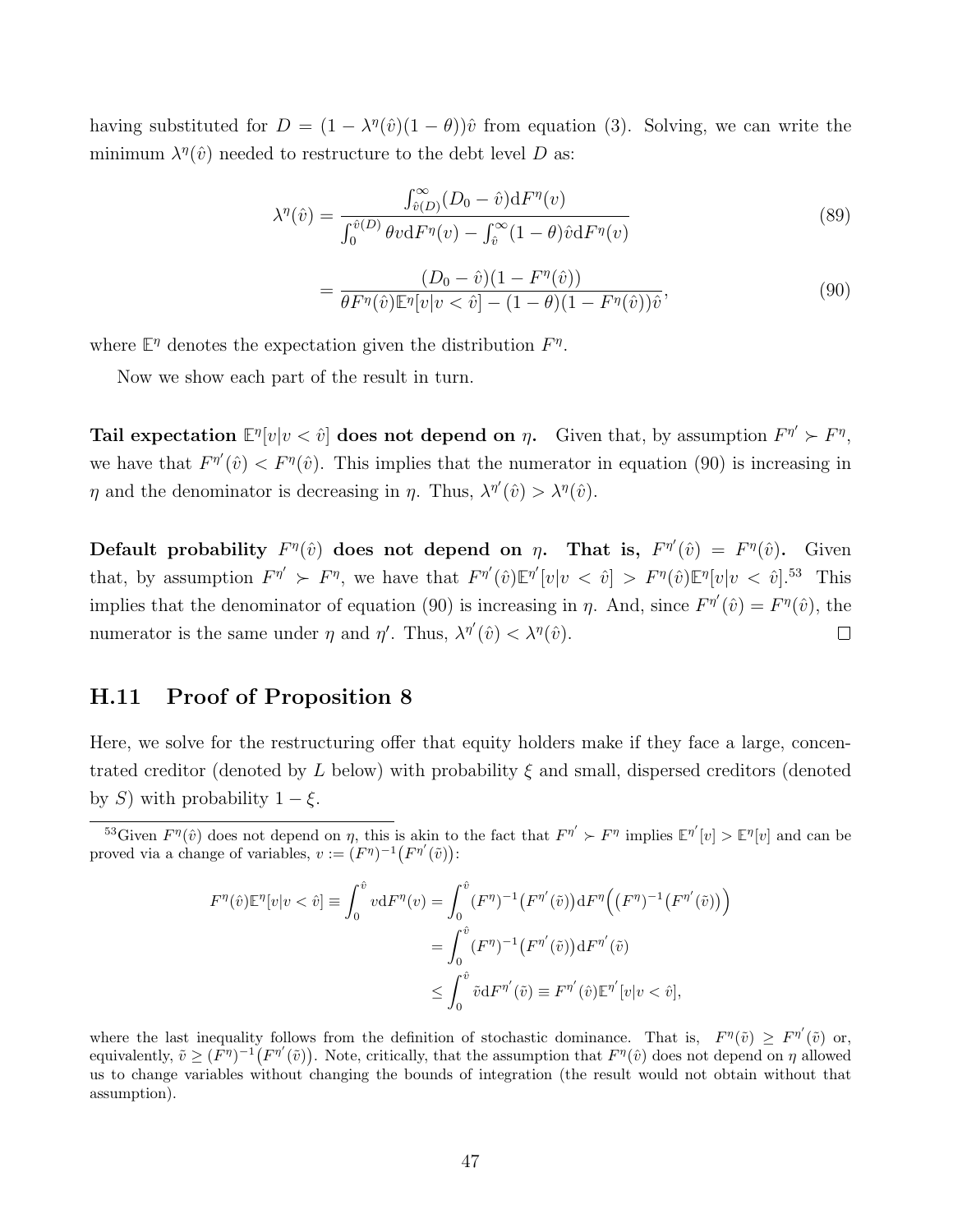having substituted for $D = (1 - \lambda^\eta(\hat{v})(1-\theta))\hat{v}$ from equation (3). Solving, we can write the minimum $\lambda^\eta(\hat{v})$ needed to restructure to the debt level $D$ as:

$$\lambda^\eta(\hat{v}) = \frac{\int_{\hat{v}(D)}^{\infty}(D_0 - \hat{v})\mathrm{d}F^\eta(v)}{\int_0^{\hat{v}(D)}\theta v \mathrm{d}F^\eta(v) - \int_{\hat{v}}^{\infty}(1-\theta)\hat{v}\mathrm{d}F^\eta(v)} \tag{89}$$

$$= \frac{(D_0 - \hat{v})(1 - F^\eta(\hat{v}))}{\theta F^\eta(\hat{v})\mathbb{E}^\eta[v|v < \hat{v}] - (1-\theta)(1 - F^\eta(\hat{v}))\hat{v}}, \tag{90}$$

where $\mathbb{E}^\eta$ denotes the expectation given the distribution $F^\eta$.

Now we show each part of the result in turn.

**Tail expectation $\mathbb{E}^\eta[v|v < \hat{v}]$ does not depend on $\eta$.** Given that, by assumption $F^{\eta'} \succ F^\eta$, we have that $F^{\eta'}(\hat{v}) < F^\eta(\hat{v})$. This implies that the numerator in equation (90) is increasing in $\eta$ and the denominator is decreasing in $\eta$. Thus, $\lambda^{\eta'}(\hat{v}) > \lambda^\eta(\hat{v})$.

**Default probability $F^\eta(\hat{v})$ does not depend on $\eta$. That is, $F^{\eta'}(\hat{v}) = F^\eta(\hat{v})$.** Given that, by assumption $F^{\eta'} \succ F^\eta$, we have that $F^{\eta'}(\hat{v})\mathbb{E}^{\eta'}[v|v < \hat{v}] > F^\eta(\hat{v})\mathbb{E}^\eta[v|v < \hat{v}]$.[53] This implies that the denominator of equation (90) is increasing in $\eta$. And, since $F^{\eta'}(\hat{v}) = F^\eta(\hat{v})$, the numerator is the same under $\eta$ and $\eta'$. Thus, $\lambda^{\eta'}(\hat{v}) < \lambda^\eta(\hat{v})$. □

## H.11 Proof of Proposition 8

Here, we solve for the restructuring offer that equity holders make if they face a large, concentrated creditor (denoted by $L$ below) with probability $\xi$ and small, dispersed creditors (denoted by $S$) with probability $1 - \xi$.

---

[53] Given $F^\eta(\hat{v})$ does not depend on $\eta$, this is akin to the fact that $F^{\eta'} \succ F^\eta$ implies $\mathbb{E}^{\eta'}[v] > \mathbb{E}^\eta[v]$ and can be proved via a change of variables, $v := (F^\eta)^{-1}\big(F^{\eta'}(\tilde{v})\big)$:

$$\begin{aligned}
F^\eta(\hat{v})\mathbb{E}^\eta[v|v < \hat{v}] \equiv \int_0^{\hat{v}} v \mathrm{d}F^\eta(v) &= \int_0^{\hat{v}} (F^\eta)^{-1}\big(F^{\eta'}(\tilde{v})\big)\mathrm{d}F^\eta\Big((F^\eta)^{-1}\big(F^{\eta'}(\tilde{v})\big)\Big) \\
&= \int_0^{\hat{v}} (F^\eta)^{-1}\big(F^{\eta'}(\tilde{v})\big)\mathrm{d}F^{\eta'}(\tilde{v}) \\
&\leq \int_0^{\hat{v}} \tilde{v}\mathrm{d}F^{\eta'}(\tilde{v}) \equiv F^{\eta'}(\hat{v})\mathbb{E}^{\eta'}[v|v < \hat{v}],
\end{aligned}$$

where the last inequality follows from the definition of stochastic dominance. That is, $F^\eta(\tilde{v}) \geq F^{\eta'}(\tilde{v})$ or, equivalently, $\tilde{v} \geq (F^\eta)^{-1}\big(F^{\eta'}(\tilde{v})\big)$. Note, critically, that the assumption that $F^\eta(\hat{v})$ does not depend on $\eta$ allowed us to change variables without changing the bounds of integration (the result would not obtain without that assumption).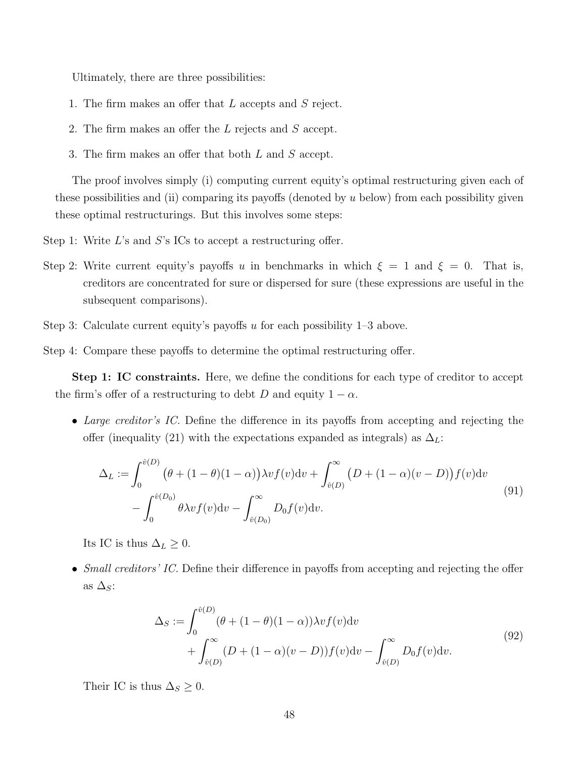Ultimately, there are three possibilities:

1. The firm makes an offer that $L$ accepts and $S$ reject.
2. The firm makes an offer the $L$ rejects and $S$ accept.
3. The firm makes an offer that both $L$ and $S$ accept.

The proof involves simply (i) computing current equity's optimal restructuring given each of these possibilities and (ii) comparing its payoffs (denoted by $u$ below) from each possibility given these optimal restructurings. But this involves some steps:

Step 1: Write $L$'s and $S$'s ICs to accept a restructuring offer.

Step 2: Write current equity's payoffs $u$ in benchmarks in which $\xi = 1$ and $\xi = 0$. That is, creditors are concentrated for sure or dispersed for sure (these expressions are useful in the subsequent comparisons).

Step 3: Calculate current equity's payoffs $u$ for each possibility 1–3 above.

Step 4: Compare these payoffs to determine the optimal restructuring offer.

**Step 1: IC constraints.** Here, we define the conditions for each type of creditor to accept the firm's offer of a restructuring to debt $D$ and equity $1 - \alpha$.

- *Large creditor's IC.* Define the difference in its payoffs from accepting and rejecting the offer (inequality (21) with the expectations expanded as integrals) as $\Delta_L$:

$$\begin{aligned}\Delta_L := &\int_0^{\hat{v}(D)} \big(\theta + (1-\theta)(1-\alpha)\big)\lambda v f(v)\mathrm{d}v + \int_{\hat{v}(D)}^{\infty} \big(D + (1-\alpha)(v - D)\big) f(v)\mathrm{d}v \\ &- \int_0^{\hat{v}(D_0)} \theta\lambda v f(v)\mathrm{d}v - \int_{\hat{v}(D_0)}^{\infty} D_0 f(v)\mathrm{d}v.\end{aligned} \tag{91}$$

  Its IC is thus $\Delta_L \geq 0$.

- *Small creditors' IC.* Define their difference in payoffs from accepting and rejecting the offer as $\Delta_S$:

$$\begin{aligned}\Delta_S := &\int_0^{\hat{v}(D)} (\theta + (1-\theta)(1-\alpha))\lambda v f(v)\mathrm{d}v \\ &+ \int_{\hat{v}(D)}^{\infty} (D + (1-\alpha)(v - D)) f(v)\mathrm{d}v - \int_{\hat{v}(D)}^{\infty} D_0 f(v)\mathrm{d}v.\end{aligned} \tag{92}$$

  Their IC is thus $\Delta_S \geq 0$.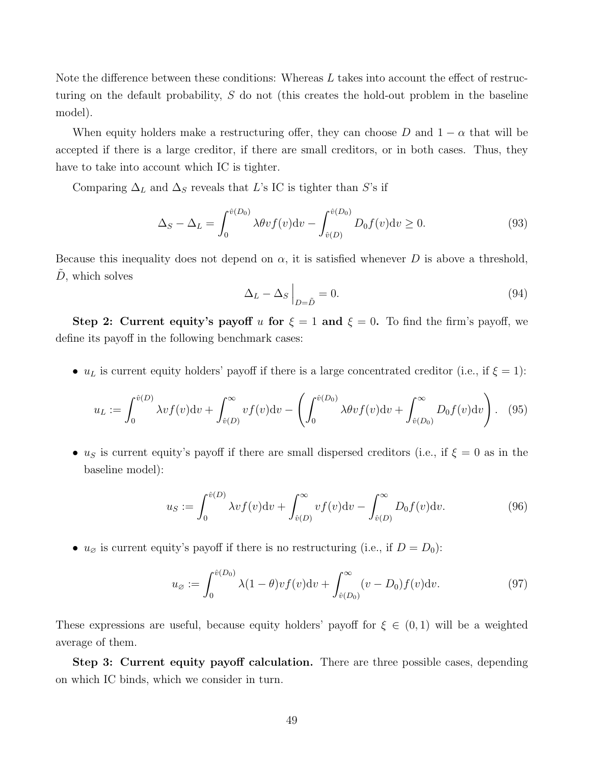Note the difference between these conditions: Whereas $L$ takes into account the effect of restructuring on the default probability, $S$ do not (this creates the hold-out problem in the baseline model).

When equity holders make a restructuring offer, they can choose $D$ and $1-\alpha$ that will be accepted if there is a large creditor, if there are small creditors, or in both cases. Thus, they have to take into account which IC is tighter.

Comparing $\Delta_L$ and $\Delta_S$ reveals that $L$'s IC is tighter than $S$'s if

$$\Delta_S - \Delta_L = \int_0^{\hat{v}(D_0)} \lambda\theta v f(v)\mathrm{d}v - \int_{\hat{v}(D)}^{\hat{v}(D_0)} D_0 f(v)\mathrm{d}v \geq 0. \tag{93}$$

Because this inequality does not depend on $\alpha$, it is satisfied whenever $D$ is above a threshold, $\tilde{D}$, which solves

$$\Delta_L - \Delta_S \Big|_{D=\tilde{D}} = 0. \tag{94}$$

**Step 2: Current equity's payoff $u$ for $\xi = 1$ and $\xi = 0$.** To find the firm's payoff, we define its payoff in the following benchmark cases:

- $u_L$ is current equity holders' payoff if there is a large concentrated creditor (i.e., if $\xi = 1$):

$$u_L := \int_0^{\hat{v}(D)} \lambda v f(v)\mathrm{d}v + \int_{\hat{v}(D)}^{\infty} v f(v)\mathrm{d}v - \left( \int_0^{\hat{v}(D_0)} \lambda\theta v f(v)\mathrm{d}v + \int_{\hat{v}(D_0)}^{\infty} D_0 f(v)\mathrm{d}v \right). \tag{95}$$

- $u_S$ is current equity's payoff if there are small dispersed creditors (i.e., if $\xi = 0$ as in the baseline model):

$$u_S := \int_0^{\hat{v}(D)} \lambda v f(v)\mathrm{d}v + \int_{\hat{v}(D)}^{\infty} v f(v)\mathrm{d}v - \int_{\hat{v}(D)}^{\infty} D_0 f(v)\mathrm{d}v. \tag{96}$$

- $u_\varnothing$ is current equity's payoff if there is no restructuring (i.e., if $D = D_0$):

$$u_\varnothing := \int_0^{\hat{v}(D_0)} \lambda(1-\theta) v f(v)\mathrm{d}v + \int_{\hat{v}(D_0)}^{\infty} (v - D_0) f(v)\mathrm{d}v. \tag{97}$$

These expressions are useful, because equity holders' payoff for $\xi \in (0,1)$ will be a weighted average of them.

**Step 3: Current equity payoff calculation.** There are three possible cases, depending on which IC binds, which we consider in turn.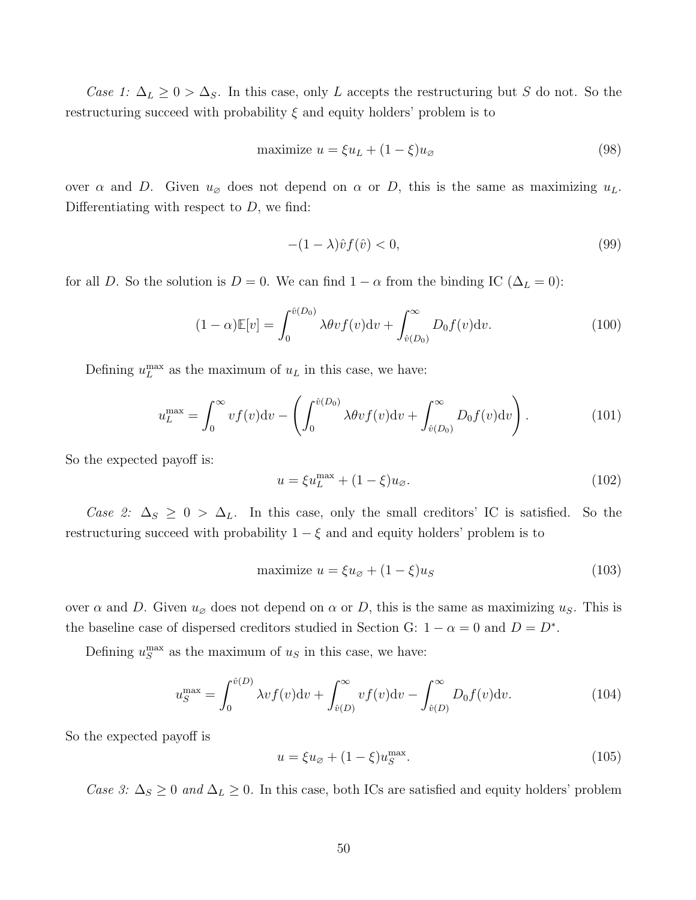*Case 1:* $\Delta_L \geq 0 > \Delta_S$. In this case, only $L$ accepts the restructuring but $S$ do not. So the restructuring succeed with probability $\xi$ and equity holders' problem is to

$$\text{maximize } u = \xi u_L + (1-\xi) u_\varnothing \tag{98}$$

over $\alpha$ and $D$. Given $u_\varnothing$ does not depend on $\alpha$ or $D$, this is the same as maximizing $u_L$. Differentiating with respect to $D$, we find:

$$-(1-\lambda)\hat{v} f(\hat{v}) < 0, \tag{99}$$

for all $D$. So the solution is $D = 0$. We can find $1-\alpha$ from the binding IC ($\Delta_L = 0$):

$$(1-\alpha)\mathbb{E}[v] = \int_0^{\hat{v}(D_0)} \lambda \theta v f(v) \mathrm{d}v + \int_{\hat{v}(D_0)}^{\infty} D_0 f(v) \mathrm{d}v. \tag{100}$$

Defining $u_L^{\max}$ as the maximum of $u_L$ in this case, we have:

$$u_L^{\max} = \int_0^{\infty} v f(v) \mathrm{d}v - \left( \int_0^{\hat{v}(D_0)} \lambda \theta v f(v) \mathrm{d}v + \int_{\hat{v}(D_0)}^{\infty} D_0 f(v) \mathrm{d}v \right). \tag{101}$$

So the expected payoff is:

$$u = \xi u_L^{\max} + (1-\xi) u_\varnothing. \tag{102}$$

*Case 2:* $\Delta_S \geq 0 > \Delta_L$. In this case, only the small creditors' IC is satisfied. So the restructuring succeed with probability $1-\xi$ and and equity holders' problem is to

$$\text{maximize } u = \xi u_\varnothing + (1-\xi) u_S \tag{103}$$

over $\alpha$ and $D$. Given $u_\varnothing$ does not depend on $\alpha$ or $D$, this is the same as maximizing $u_S$. This is the baseline case of dispersed creditors studied in Section G: $1-\alpha = 0$ and $D = D^*$.

Defining $u_S^{\max}$ as the maximum of $u_S$ in this case, we have:

$$u_S^{\max} = \int_0^{\hat{v}(D)} \lambda v f(v) \mathrm{d}v + \int_{\hat{v}(D)}^{\infty} v f(v) \mathrm{d}v - \int_{\hat{v}(D)}^{\infty} D_0 f(v) \mathrm{d}v. \tag{104}$$

So the expected payoff is

$$u = \xi u_\varnothing + (1-\xi) u_S^{\max}. \tag{105}$$

*Case 3:* $\Delta_S \geq 0$ *and* $\Delta_L \geq 0$. In this case, both ICs are satisfied and equity holders' problem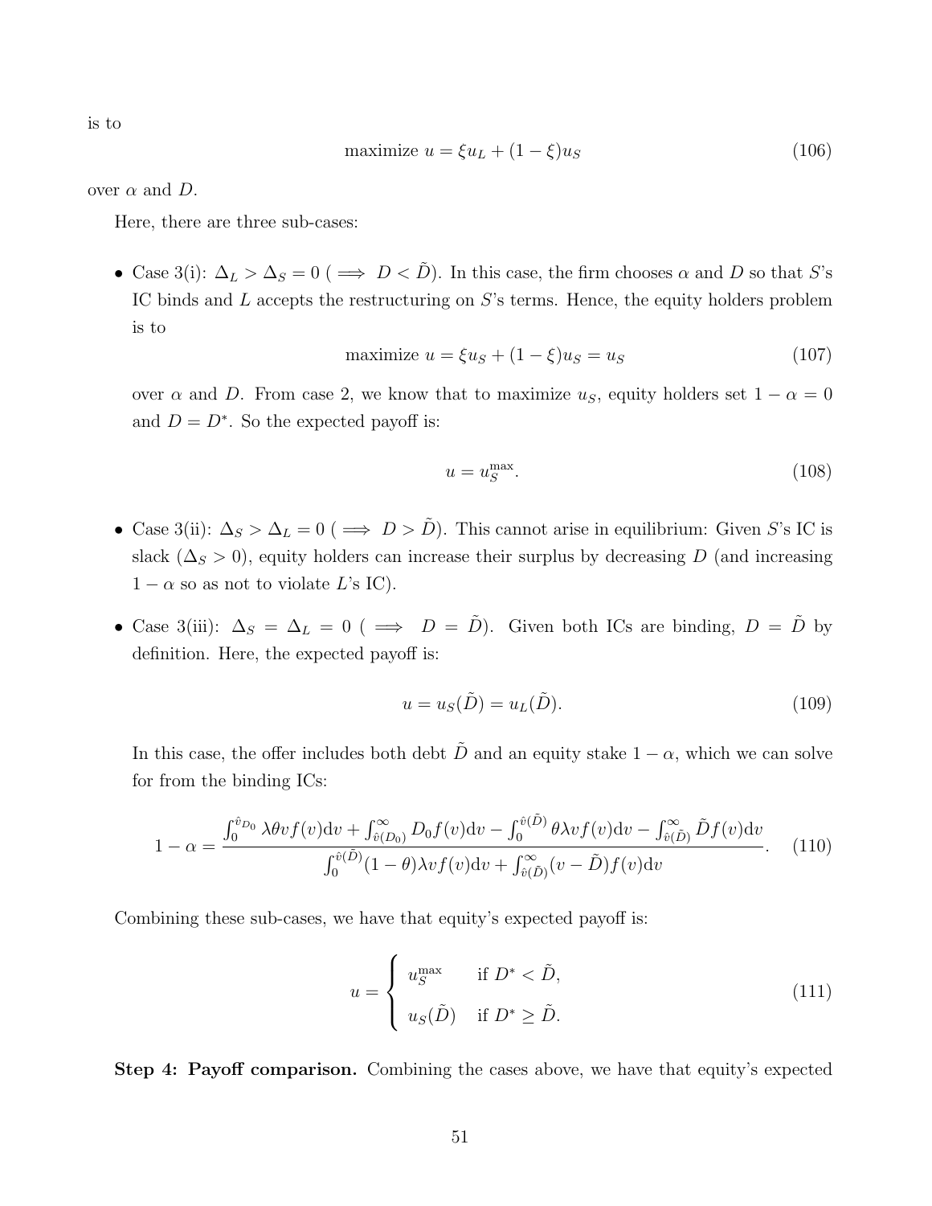is to

$$\text{maximize } u = \xi u_L + (1-\xi) u_S \tag{106}$$

over $\alpha$ and $D$.

Here, there are three sub-cases:

- Case 3(i): $\Delta_L > \Delta_S = 0$ ($\implies D < \tilde{D}$). In this case, the firm chooses $\alpha$ and $D$ so that $S$'s IC binds and $L$ accepts the restructuring on $S$'s terms. Hence, the equity holders problem is to

$$\text{maximize } u = \xi u_S + (1-\xi) u_S = u_S \tag{107}$$

over $\alpha$ and $D$. From case 2, we know that to maximize $u_S$, equity holders set $1-\alpha = 0$ and $D = D^*$. So the expected payoff is:

$$u = u_S^{\max}. \tag{108}$$

- Case 3(ii): $\Delta_S > \Delta_L = 0$ ($\implies D > \tilde{D}$). This cannot arise in equilibrium: Given $S$'s IC is slack ($\Delta_S > 0$), equity holders can increase their surplus by decreasing $D$ (and increasing $1-\alpha$ so as not to violate $L$'s IC).

- Case 3(iii): $\Delta_S = \Delta_L = 0$ ($\implies D = \tilde{D}$). Given both ICs are binding, $D = \tilde{D}$ by definition. Here, the expected payoff is:

$$u = u_S(\tilde{D}) = u_L(\tilde{D}). \tag{109}$$

In this case, the offer includes both debt $\tilde{D}$ and an equity stake $1-\alpha$, which we can solve for from the binding ICs:

$$1-\alpha = \frac{\int_0^{\hat{v}_{D_0}} \lambda \theta v f(v) \mathrm{d}v + \int_{\hat{v}(D_0)}^{\infty} D_0 f(v) \mathrm{d}v - \int_0^{\hat{v}(\tilde{D})} \theta \lambda v f(v) \mathrm{d}v - \int_{\hat{v}(\tilde{D})}^{\infty} \tilde{D} f(v) \mathrm{d}v}{\int_0^{\hat{v}(\tilde{D})} (1-\theta) \lambda v f(v) \mathrm{d}v + \int_{\hat{v}(\tilde{D})}^{\infty} (v - \tilde{D}) f(v) \mathrm{d}v}. \tag{110}$$

Combining these sub-cases, we have that equity's expected payoff is:

$$u = \begin{cases} u_S^{\max} & \text{if } D^* < \tilde{D}, \\ u_S(\tilde{D}) & \text{if } D^* \geq \tilde{D}. \end{cases} \tag{111}$$

**Step 4: Payoff comparison.** Combining the cases above, we have that equity's expected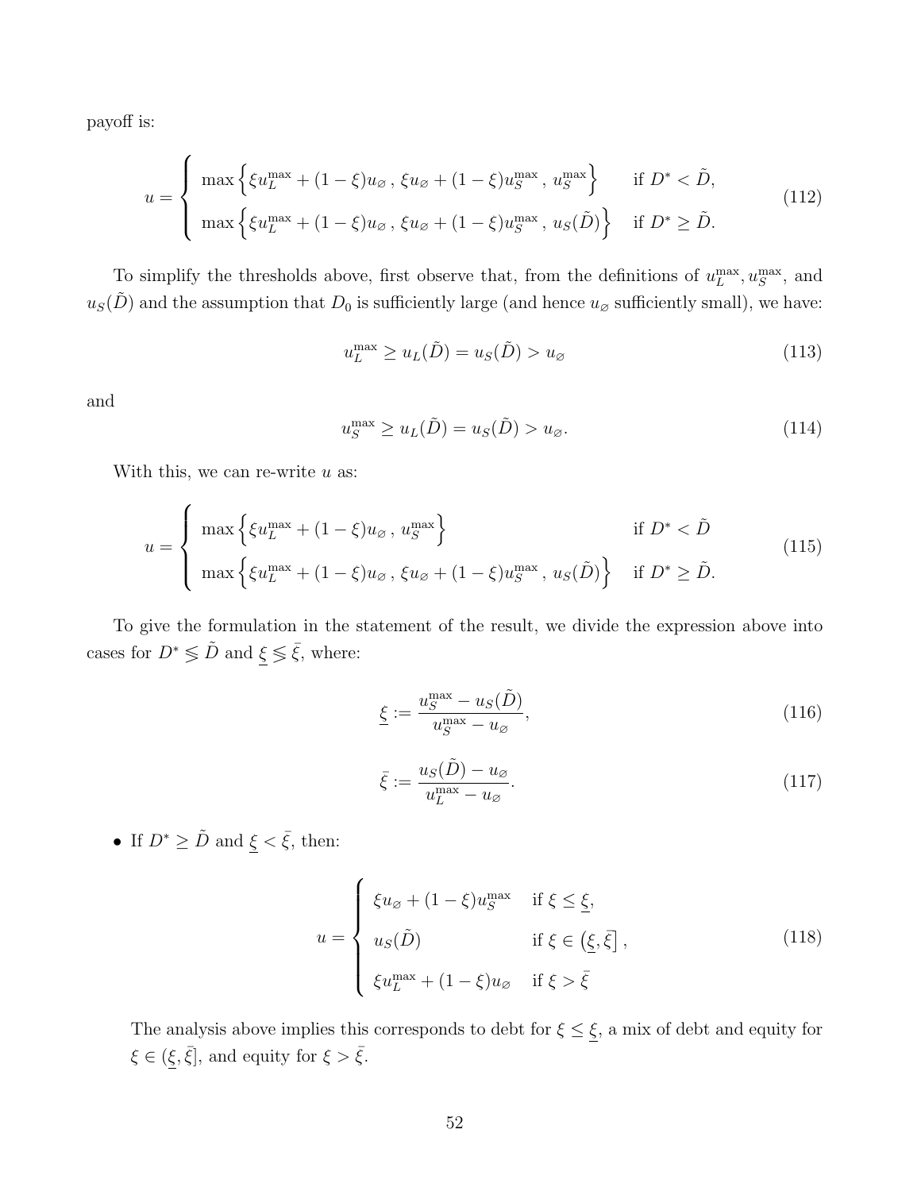payoff is:

$$u = \begin{cases} \max\Big\{\xi u_L^{\max} + (1-\xi)u_\varnothing \,,\, \xi u_\varnothing + (1-\xi)u_S^{\max} \,,\, u_S^{\max}\Big\} & \text{if } D^* < \tilde{D}, \\ \max\Big\{\xi u_L^{\max} + (1-\xi)u_\varnothing \,,\, \xi u_\varnothing + (1-\xi)u_S^{\max} \,,\, u_S(\tilde{D})\Big\} & \text{if } D^* \geq \tilde{D}. \end{cases} \tag{112}$$

To simplify the thresholds above, first observe that, from the definitions of $u_L^{\max}, u_S^{\max}$, and $u_S(\tilde{D})$ and the assumption that $D_0$ is sufficiently large (and hence $u_\varnothing$ sufficiently small), we have:

$$u_L^{\max} \geq u_L(\tilde{D}) = u_S(\tilde{D}) > u_\varnothing \tag{113}$$

and

$$u_S^{\max} \geq u_L(\tilde{D}) = u_S(\tilde{D}) > u_\varnothing. \tag{114}$$

With this, we can re-write $u$ as:

$$u = \begin{cases} \max\Big\{\xi u_L^{\max} + (1-\xi)u_\varnothing \,,\, u_S^{\max}\Big\} & \text{if } D^* < \tilde{D} \\ \max\Big\{\xi u_L^{\max} + (1-\xi)u_\varnothing \,,\, \xi u_\varnothing + (1-\xi)u_S^{\max} \,,\, u_S(\tilde{D})\Big\} & \text{if } D^* \geq \tilde{D}. \end{cases} \tag{115}$$

To give the formulation in the statement of the result, we divide the expression above into cases for $D^* \lesseqgtr \tilde{D}$ and $\underline{\xi} \lesseqgtr \bar{\xi}$, where:

$$\underline{\xi} := \frac{u_S^{\max} - u_S(\tilde{D})}{u_S^{\max} - u_\varnothing}, \tag{116}$$

$$\bar{\xi} := \frac{u_S(\tilde{D}) - u_\varnothing}{u_L^{\max} - u_\varnothing}. \tag{117}$$

- If $D^* \geq \tilde{D}$ and $\underline{\xi} < \bar{\xi}$, then:

$$u = \begin{cases} \xi u_\varnothing + (1-\xi)u_S^{\max} & \text{if } \xi \leq \underline{\xi}, \\ u_S(\tilde{D}) & \text{if } \xi \in \left(\underline{\xi}, \bar{\xi}\right], \\ \xi u_L^{\max} + (1-\xi)u_\varnothing & \text{if } \xi > \bar{\xi} \end{cases} \tag{118}$$

The analysis above implies this corresponds to debt for $\xi \leq \underline{\xi}$, a mix of debt and equity for $\xi \in (\underline{\xi}, \bar{\xi}]$, and equity for $\xi > \bar{\xi}$.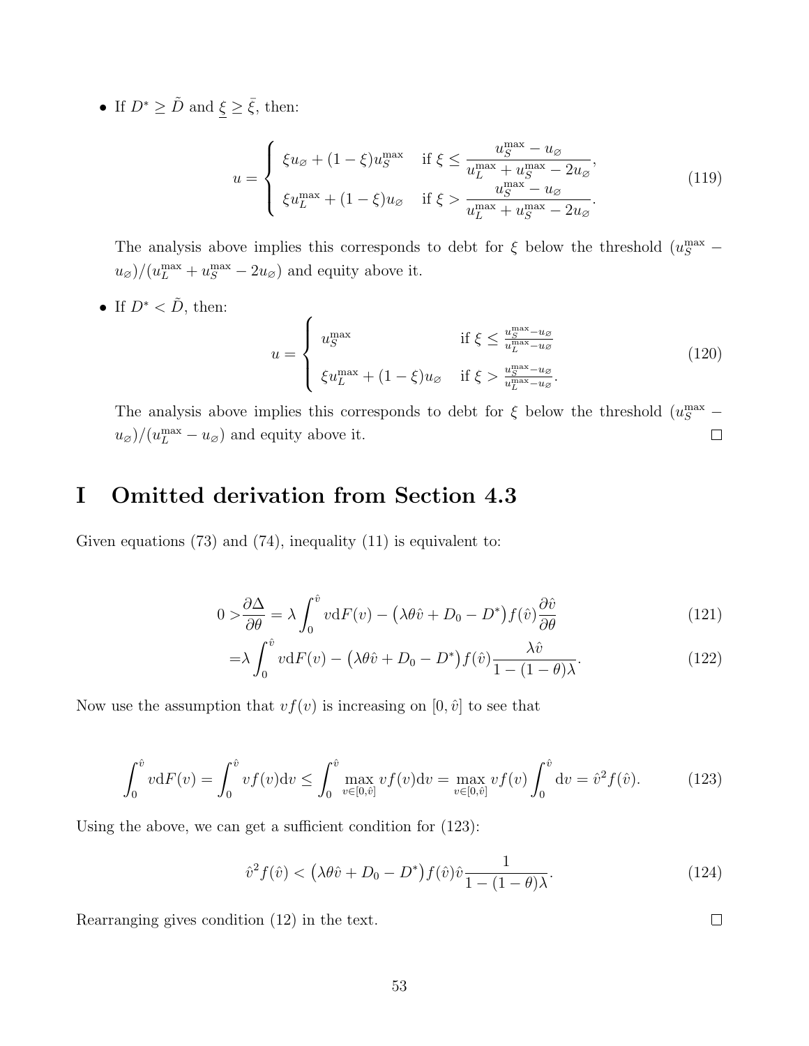- If $D^* \geq \tilde{D}$ and $\underline{\xi} \geq \bar{\xi}$, then:

$$
u = \begin{cases} \xi u_{\varnothing} + (1-\xi) u_S^{\max} & \text{if } \xi \leq \dfrac{u_S^{\max} - u_{\varnothing}}{u_L^{\max} + u_S^{\max} - 2u_{\varnothing}}, \\ \xi u_L^{\max} + (1-\xi) u_{\varnothing} & \text{if } \xi > \dfrac{u_S^{\max} - u_{\varnothing}}{u_L^{\max} + u_S^{\max} - 2u_{\varnothing}}. \end{cases} \tag{119}
$$

  The analysis above implies this corresponds to debt for $\xi$ below the threshold $(u_S^{\max} - u_{\varnothing})/(u_L^{\max} + u_S^{\max} - 2u_{\varnothing})$ and equity above it.

- If $D^* < \tilde{D}$, then:

$$
u = \begin{cases} u_S^{\max} & \text{if } \xi \leq \frac{u_S^{\max} - u_{\varnothing}}{u_L^{\max} - u_{\varnothing}} \\ \xi u_L^{\max} + (1-\xi) u_{\varnothing} & \text{if } \xi > \frac{u_S^{\max} - u_{\varnothing}}{u_L^{\max} - u_{\varnothing}}. \end{cases} \tag{120}
$$

  The analysis above implies this corresponds to debt for $\xi$ below the threshold $(u_S^{\max} - u_{\varnothing})/(u_L^{\max} - u_{\varnothing})$ and equity above it. □

# I Omitted derivation from Section 4.3

Given equations (73) and (74), inequality (11) is equivalent to:

$$
\begin{aligned}
0 > \frac{\partial \Delta}{\partial \theta} &= \lambda \int_0^{\hat{v}} v \mathrm{d}F(v) - \big(\lambda \theta \hat{v} + D_0 - D^*\big) f(\hat{v}) \frac{\partial \hat{v}}{\partial \theta} &(121) \\
&= \lambda \int_0^{\hat{v}} v \mathrm{d}F(v) - \big(\lambda \theta \hat{v} + D_0 - D^*\big) f(\hat{v}) \frac{\lambda \hat{v}}{1 - (1-\theta)\lambda}. &(122)
\end{aligned}
$$

Now use the assumption that $vf(v)$ is increasing on $[0, \hat{v}]$ to see that

$$
\int_0^{\hat{v}} v \mathrm{d}F(v) = \int_0^{\hat{v}} v f(v) \mathrm{d}v \leq \int_0^{\hat{v}} \max_{v \in [0,\hat{v}]} v f(v) \mathrm{d}v = \max_{v \in [0,\hat{v}]} v f(v) \int_0^{\hat{v}} \mathrm{d}v = \hat{v}^2 f(\hat{v}). \tag{123}
$$

Using the above, we can get a sufficient condition for (123):

$$
\hat{v}^2 f(\hat{v}) < \big(\lambda \theta \hat{v} + D_0 - D^*\big) f(\hat{v}) \hat{v} \frac{1}{1 - (1-\theta)\lambda}. \tag{124}
$$

Rearranging gives condition (12) in the text. □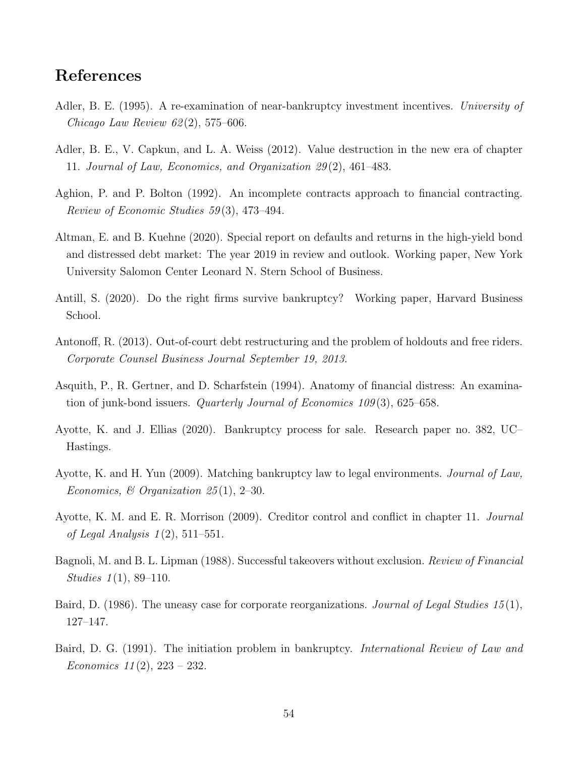## References

Adler, B. E. (1995). A re-examination of near-bankruptcy investment incentives. *University of Chicago Law Review 62*(2), 575–606.

Adler, B. E., V. Capkun, and L. A. Weiss (2012). Value destruction in the new era of chapter 11. *Journal of Law, Economics, and Organization 29*(2), 461–483.

Aghion, P. and P. Bolton (1992). An incomplete contracts approach to financial contracting. *Review of Economic Studies 59*(3), 473–494.

Altman, E. and B. Kuehne (2020). Special report on defaults and returns in the high-yield bond and distressed debt market: The year 2019 in review and outlook. Working paper, New York University Salomon Center Leonard N. Stern School of Business.

Antill, S. (2020). Do the right firms survive bankruptcy? Working paper, Harvard Business School.

Antonoff, R. (2013). Out-of-court debt restructuring and the problem of holdouts and free riders. *Corporate Counsel Business Journal September 19, 2013*.

Asquith, P., R. Gertner, and D. Scharfstein (1994). Anatomy of financial distress: An examination of junk-bond issuers. *Quarterly Journal of Economics 109*(3), 625–658.

Ayotte, K. and J. Ellias (2020). Bankruptcy process for sale. Research paper no. 382, UC–Hastings.

Ayotte, K. and H. Yun (2009). Matching bankruptcy law to legal environments. *Journal of Law, Economics, & Organization 25*(1), 2–30.

Ayotte, K. M. and E. R. Morrison (2009). Creditor control and conflict in chapter 11. *Journal of Legal Analysis 1*(2), 511–551.

Bagnoli, M. and B. L. Lipman (1988). Successful takeovers without exclusion. *Review of Financial Studies 1*(1), 89–110.

Baird, D. (1986). The uneasy case for corporate reorganizations. *Journal of Legal Studies 15*(1), 127–147.

Baird, D. G. (1991). The initiation problem in bankruptcy. *International Review of Law and Economics 11*(2), 223 – 232.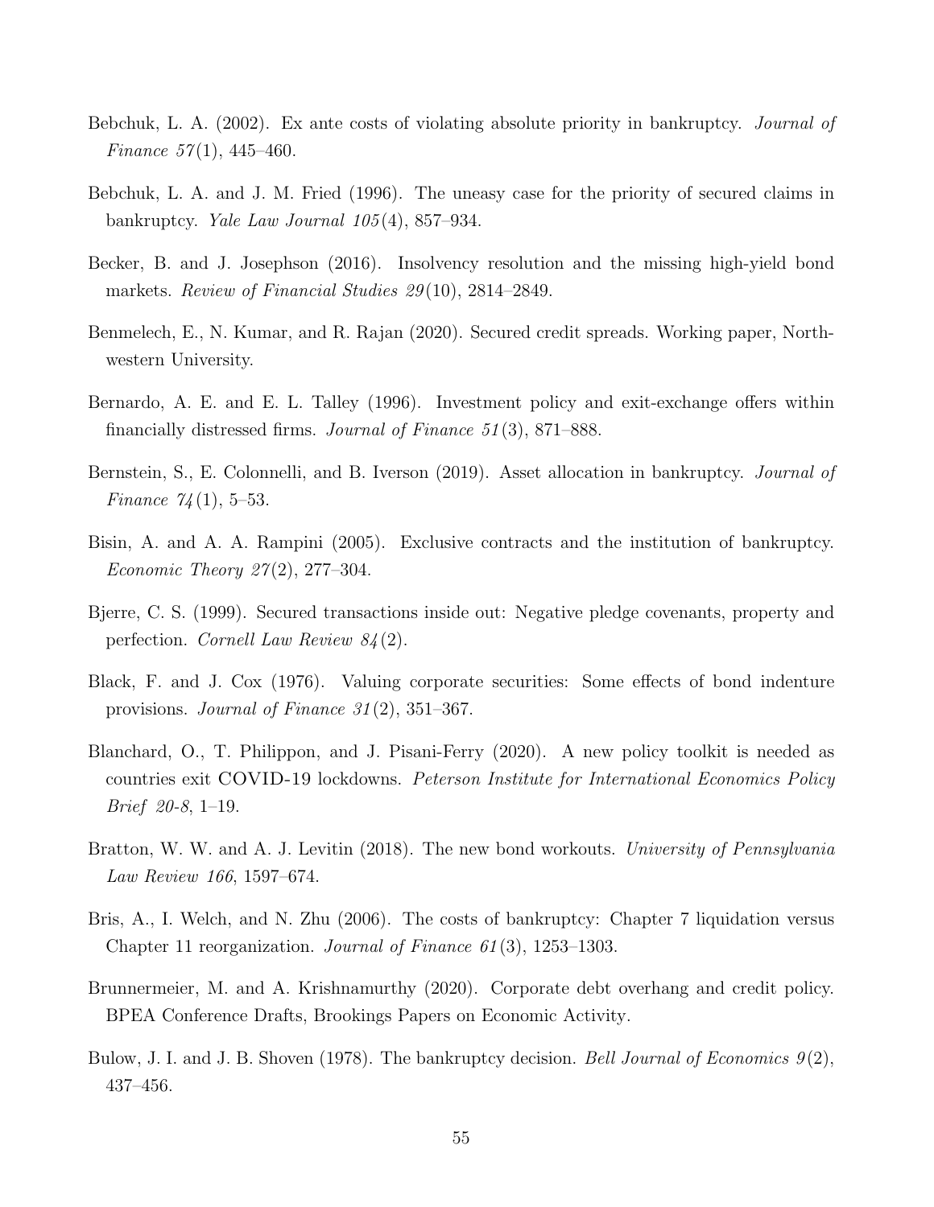Bebchuk, L. A. (2002). Ex ante costs of violating absolute priority in bankruptcy. *Journal of Finance 57*(1), 445–460.

Bebchuk, L. A. and J. M. Fried (1996). The uneasy case for the priority of secured claims in bankruptcy. *Yale Law Journal 105*(4), 857–934.

Becker, B. and J. Josephson (2016). Insolvency resolution and the missing high-yield bond markets. *Review of Financial Studies 29*(10), 2814–2849.

Benmelech, E., N. Kumar, and R. Rajan (2020). Secured credit spreads. Working paper, Northwestern University.

Bernardo, A. E. and E. L. Talley (1996). Investment policy and exit-exchange offers within financially distressed firms. *Journal of Finance 51*(3), 871–888.

Bernstein, S., E. Colonnelli, and B. Iverson (2019). Asset allocation in bankruptcy. *Journal of Finance 74*(1), 5–53.

Bisin, A. and A. A. Rampini (2005). Exclusive contracts and the institution of bankruptcy. *Economic Theory 27*(2), 277–304.

Bjerre, C. S. (1999). Secured transactions inside out: Negative pledge covenants, property and perfection. *Cornell Law Review 84*(2).

Black, F. and J. Cox (1976). Valuing corporate securities: Some effects of bond indenture provisions. *Journal of Finance 31*(2), 351–367.

Blanchard, O., T. Philippon, and J. Pisani-Ferry (2020). A new policy toolkit is needed as countries exit COVID-19 lockdowns. *Peterson Institute for International Economics Policy Brief 20-8*, 1–19.

Bratton, W. W. and A. J. Levitin (2018). The new bond workouts. *University of Pennsylvania Law Review 166*, 1597–674.

Bris, A., I. Welch, and N. Zhu (2006). The costs of bankruptcy: Chapter 7 liquidation versus Chapter 11 reorganization. *Journal of Finance 61*(3), 1253–1303.

Brunnermeier, M. and A. Krishnamurthy (2020). Corporate debt overhang and credit policy. BPEA Conference Drafts, Brookings Papers on Economic Activity.

Bulow, J. I. and J. B. Shoven (1978). The bankruptcy decision. *Bell Journal of Economics 9*(2), 437–456.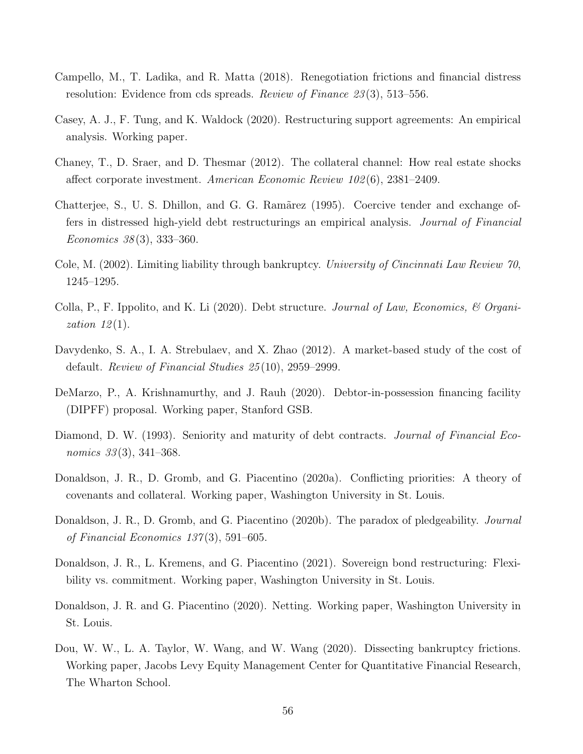Campello, M., T. Ladika, and R. Matta (2018). Renegotiation frictions and financial distress resolution: Evidence from cds spreads. *Review of Finance 23*(3), 513–556.

Casey, A. J., F. Tung, and K. Waldock (2020). Restructuring support agreements: An empirical analysis. Working paper.

Chaney, T., D. Sraer, and D. Thesmar (2012). The collateral channel: How real estate shocks affect corporate investment. *American Economic Review 102*(6), 2381–2409.

Chatterjee, S., U. S. Dhillon, and G. G. Ramãrez (1995). Coercive tender and exchange offers in distressed high-yield debt restructurings an empirical analysis. *Journal of Financial Economics 38*(3), 333–360.

Cole, M. (2002). Limiting liability through bankruptcy. *University of Cincinnati Law Review 70*, 1245–1295.

Colla, P., F. Ippolito, and K. Li (2020). Debt structure. *Journal of Law, Economics, & Organization 12*(1).

Davydenko, S. A., I. A. Strebulaev, and X. Zhao (2012). A market-based study of the cost of default. *Review of Financial Studies 25*(10), 2959–2999.

DeMarzo, P., A. Krishnamurthy, and J. Rauh (2020). Debtor-in-possession financing facility (DIPFF) proposal. Working paper, Stanford GSB.

Diamond, D. W. (1993). Seniority and maturity of debt contracts. *Journal of Financial Economics 33*(3), 341–368.

Donaldson, J. R., D. Gromb, and G. Piacentino (2020a). Conflicting priorities: A theory of covenants and collateral. Working paper, Washington University in St. Louis.

Donaldson, J. R., D. Gromb, and G. Piacentino (2020b). The paradox of pledgeability. *Journal of Financial Economics 137*(3), 591–605.

Donaldson, J. R., L. Kremens, and G. Piacentino (2021). Sovereign bond restructuring: Flexibility vs. commitment. Working paper, Washington University in St. Louis.

Donaldson, J. R. and G. Piacentino (2020). Netting. Working paper, Washington University in St. Louis.

Dou, W. W., L. A. Taylor, W. Wang, and W. Wang (2020). Dissecting bankruptcy frictions. Working paper, Jacobs Levy Equity Management Center for Quantitative Financial Research, The Wharton School.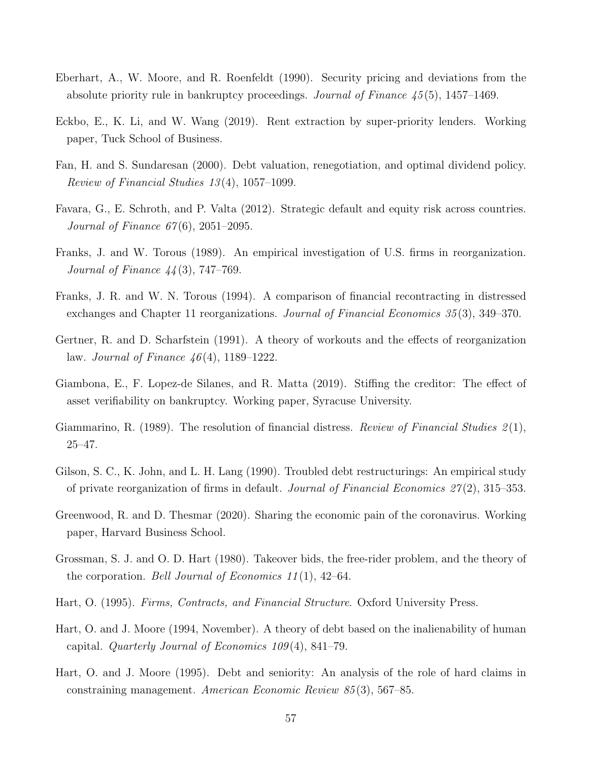Eberhart, A., W. Moore, and R. Roenfeldt (1990). Security pricing and deviations from the absolute priority rule in bankruptcy proceedings. *Journal of Finance 45*(5), 1457–1469.

Eckbo, E., K. Li, and W. Wang (2019). Rent extraction by super-priority lenders. Working paper, Tuck School of Business.

Fan, H. and S. Sundaresan (2000). Debt valuation, renegotiation, and optimal dividend policy. *Review of Financial Studies 13*(4), 1057–1099.

Favara, G., E. Schroth, and P. Valta (2012). Strategic default and equity risk across countries. *Journal of Finance 67*(6), 2051–2095.

Franks, J. and W. Torous (1989). An empirical investigation of U.S. firms in reorganization. *Journal of Finance 44*(3), 747–769.

Franks, J. R. and W. N. Torous (1994). A comparison of financial recontracting in distressed exchanges and Chapter 11 reorganizations. *Journal of Financial Economics 35*(3), 349–370.

Gertner, R. and D. Scharfstein (1991). A theory of workouts and the effects of reorganization law. *Journal of Finance 46*(4), 1189–1222.

Giambona, E., F. Lopez-de Silanes, and R. Matta (2019). Stiffing the creditor: The effect of asset verifiability on bankruptcy. Working paper, Syracuse University.

Giammarino, R. (1989). The resolution of financial distress. *Review of Financial Studies 2*(1), 25–47.

Gilson, S. C., K. John, and L. H. Lang (1990). Troubled debt restructurings: An empirical study of private reorganization of firms in default. *Journal of Financial Economics 27*(2), 315–353.

Greenwood, R. and D. Thesmar (2020). Sharing the economic pain of the coronavirus. Working paper, Harvard Business School.

Grossman, S. J. and O. D. Hart (1980). Takeover bids, the free-rider problem, and the theory of the corporation. *Bell Journal of Economics 11*(1), 42–64.

Hart, O. (1995). *Firms, Contracts, and Financial Structure*. Oxford University Press.

Hart, O. and J. Moore (1994, November). A theory of debt based on the inalienability of human capital. *Quarterly Journal of Economics 109*(4), 841–79.

Hart, O. and J. Moore (1995). Debt and seniority: An analysis of the role of hard claims in constraining management. *American Economic Review 85*(3), 567–85.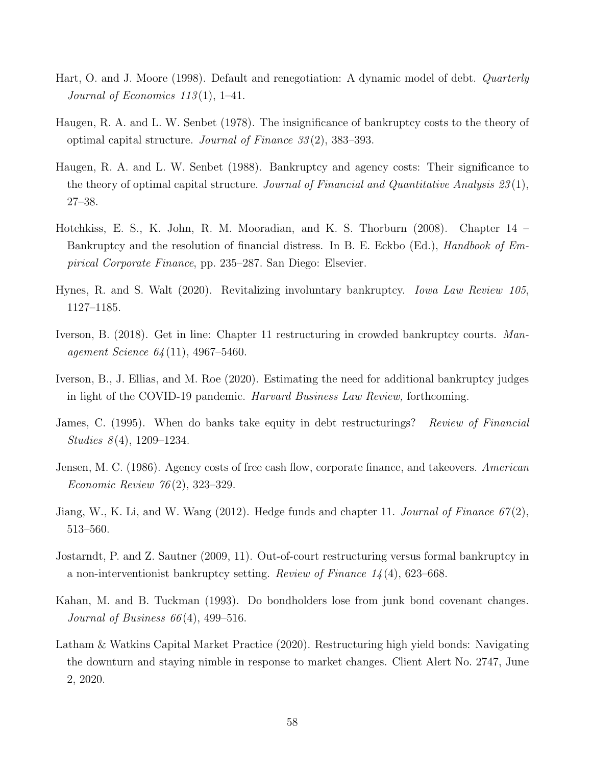Hart, O. and J. Moore (1998). Default and renegotiation: A dynamic model of debt. *Quarterly Journal of Economics 113*(1), 1–41.

Haugen, R. A. and L. W. Senbet (1978). The insignificance of bankruptcy costs to the theory of optimal capital structure. *Journal of Finance 33*(2), 383–393.

Haugen, R. A. and L. W. Senbet (1988). Bankruptcy and agency costs: Their significance to the theory of optimal capital structure. *Journal of Financial and Quantitative Analysis 23*(1), 27–38.

Hotchkiss, E. S., K. John, R. M. Mooradian, and K. S. Thorburn (2008). Chapter 14 – Bankruptcy and the resolution of financial distress. In B. E. Eckbo (Ed.), *Handbook of Empirical Corporate Finance*, pp. 235–287. San Diego: Elsevier.

Hynes, R. and S. Walt (2020). Revitalizing involuntary bankruptcy. *Iowa Law Review 105*, 1127–1185.

Iverson, B. (2018). Get in line: Chapter 11 restructuring in crowded bankruptcy courts. *Management Science 64*(11), 4967–5460.

Iverson, B., J. Ellias, and M. Roe (2020). Estimating the need for additional bankruptcy judges in light of the COVID-19 pandemic. *Harvard Business Law Review,* forthcoming.

James, C. (1995). When do banks take equity in debt restructurings? *Review of Financial Studies 8*(4), 1209–1234.

Jensen, M. C. (1986). Agency costs of free cash flow, corporate finance, and takeovers. *American Economic Review 76*(2), 323–329.

Jiang, W., K. Li, and W. Wang (2012). Hedge funds and chapter 11. *Journal of Finance 67*(2), 513–560.

Jostarndt, P. and Z. Sautner (2009, 11). Out-of-court restructuring versus formal bankruptcy in a non-interventionist bankruptcy setting. *Review of Finance 14*(4), 623–668.

Kahan, M. and B. Tuckman (1993). Do bondholders lose from junk bond covenant changes. *Journal of Business 66*(4), 499–516.

Latham & Watkins Capital Market Practice (2020). Restructuring high yield bonds: Navigating the downturn and staying nimble in response to market changes. Client Alert No. 2747, June 2, 2020.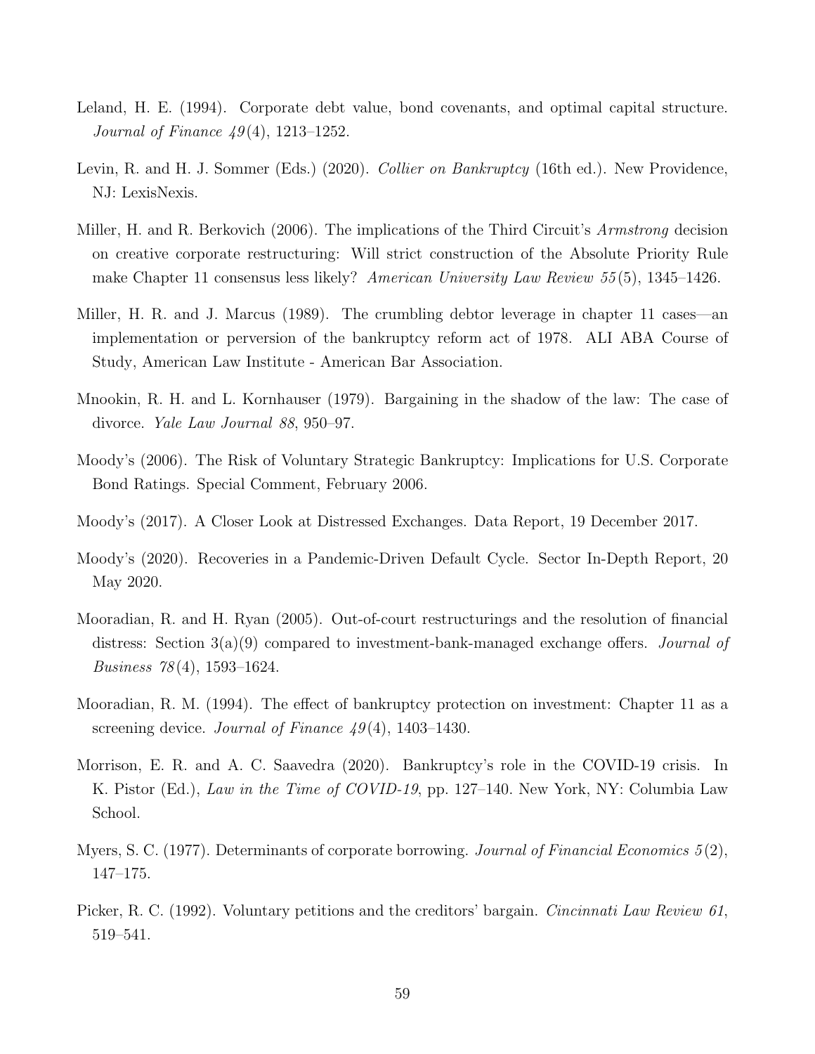Leland, H. E. (1994). Corporate debt value, bond covenants, and optimal capital structure. *Journal of Finance 49*(4), 1213–1252.

Levin, R. and H. J. Sommer (Eds.) (2020). *Collier on Bankruptcy* (16th ed.). New Providence, NJ: LexisNexis.

Miller, H. and R. Berkovich (2006). The implications of the Third Circuit's *Armstrong* decision on creative corporate restructuring: Will strict construction of the Absolute Priority Rule make Chapter 11 consensus less likely? *American University Law Review 55*(5), 1345–1426.

Miller, H. R. and J. Marcus (1989). The crumbling debtor leverage in chapter 11 cases—an implementation or perversion of the bankruptcy reform act of 1978. ALI ABA Course of Study, American Law Institute - American Bar Association.

Mnookin, R. H. and L. Kornhauser (1979). Bargaining in the shadow of the law: The case of divorce. *Yale Law Journal 88*, 950–97.

Moody's (2006). The Risk of Voluntary Strategic Bankruptcy: Implications for U.S. Corporate Bond Ratings. Special Comment, February 2006.

Moody's (2017). A Closer Look at Distressed Exchanges. Data Report, 19 December 2017.

Moody's (2020). Recoveries in a Pandemic-Driven Default Cycle. Sector In-Depth Report, 20 May 2020.

Mooradian, R. and H. Ryan (2005). Out-of-court restructurings and the resolution of financial distress: Section 3(a)(9) compared to investment-bank-managed exchange offers. *Journal of Business 78*(4), 1593–1624.

Mooradian, R. M. (1994). The effect of bankruptcy protection on investment: Chapter 11 as a screening device. *Journal of Finance 49*(4), 1403–1430.

Morrison, E. R. and A. C. Saavedra (2020). Bankruptcy's role in the COVID-19 crisis. In K. Pistor (Ed.), *Law in the Time of COVID-19*, pp. 127–140. New York, NY: Columbia Law School.

Myers, S. C. (1977). Determinants of corporate borrowing. *Journal of Financial Economics 5*(2), 147–175.

Picker, R. C. (1992). Voluntary petitions and the creditors' bargain. *Cincinnati Law Review 61*, 519–541.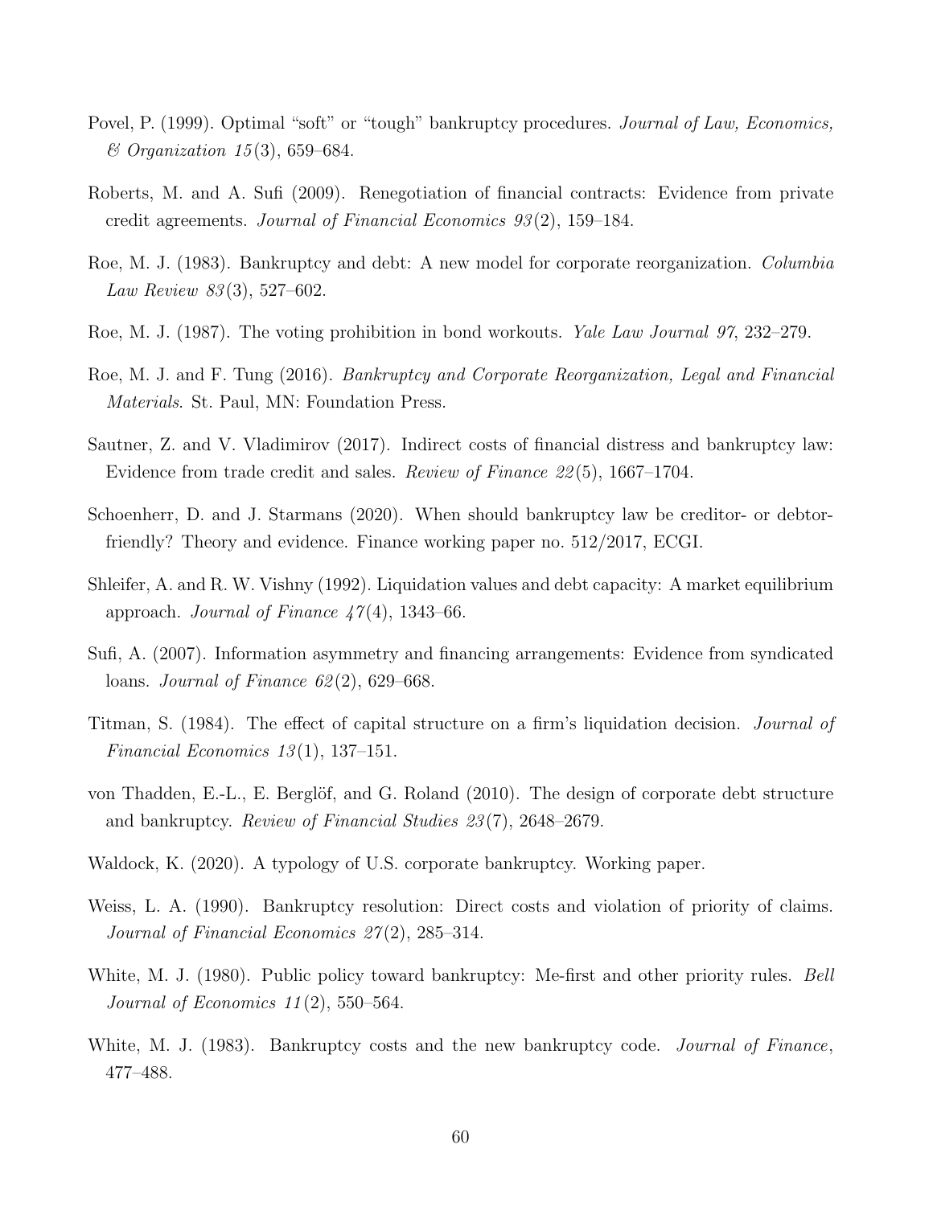Povel, P. (1999). Optimal "soft" or "tough" bankruptcy procedures. *Journal of Law, Economics, & Organization 15*(3), 659–684.

Roberts, M. and A. Sufi (2009). Renegotiation of financial contracts: Evidence from private credit agreements. *Journal of Financial Economics 93*(2), 159–184.

Roe, M. J. (1983). Bankruptcy and debt: A new model for corporate reorganization. *Columbia Law Review 83*(3), 527–602.

Roe, M. J. (1987). The voting prohibition in bond workouts. *Yale Law Journal 97*, 232–279.

Roe, M. J. and F. Tung (2016). *Bankruptcy and Corporate Reorganization, Legal and Financial Materials*. St. Paul, MN: Foundation Press.

Sautner, Z. and V. Vladimirov (2017). Indirect costs of financial distress and bankruptcy law: Evidence from trade credit and sales. *Review of Finance 22*(5), 1667–1704.

Schoenherr, D. and J. Starmans (2020). When should bankruptcy law be creditor- or debtor-friendly? Theory and evidence. Finance working paper no. 512/2017, ECGI.

Shleifer, A. and R. W. Vishny (1992). Liquidation values and debt capacity: A market equilibrium approach. *Journal of Finance 47*(4), 1343–66.

Sufi, A. (2007). Information asymmetry and financing arrangements: Evidence from syndicated loans. *Journal of Finance 62*(2), 629–668.

Titman, S. (1984). The effect of capital structure on a firm's liquidation decision. *Journal of Financial Economics 13*(1), 137–151.

von Thadden, E.-L., E. Berglöf, and G. Roland (2010). The design of corporate debt structure and bankruptcy. *Review of Financial Studies 23*(7), 2648–2679.

Waldock, K. (2020). A typology of U.S. corporate bankruptcy. Working paper.

Weiss, L. A. (1990). Bankruptcy resolution: Direct costs and violation of priority of claims. *Journal of Financial Economics 27*(2), 285–314.

White, M. J. (1980). Public policy toward bankruptcy: Me-first and other priority rules. *Bell Journal of Economics 11*(2), 550–564.

White, M. J. (1983). Bankruptcy costs and the new bankruptcy code. *Journal of Finance*, 477–488.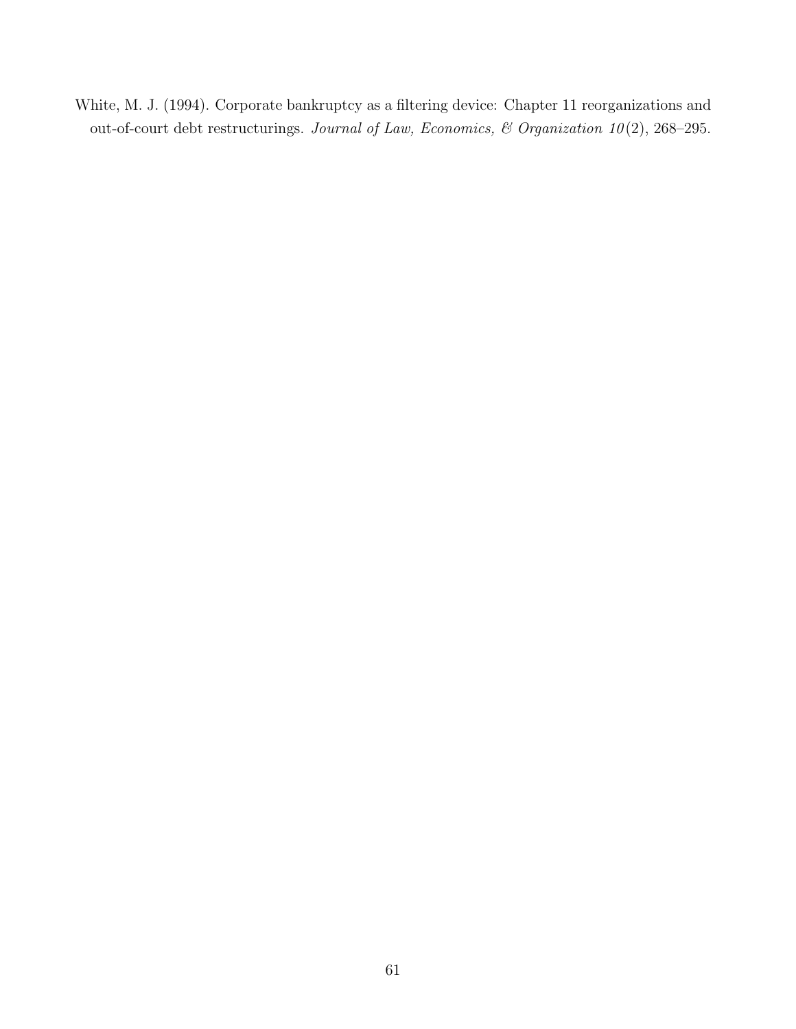White, M. J. (1994). Corporate bankruptcy as a filtering device: Chapter 11 reorganizations and out-of-court debt restructurings. *Journal of Law, Economics, & Organization 10*(2), 268–295.